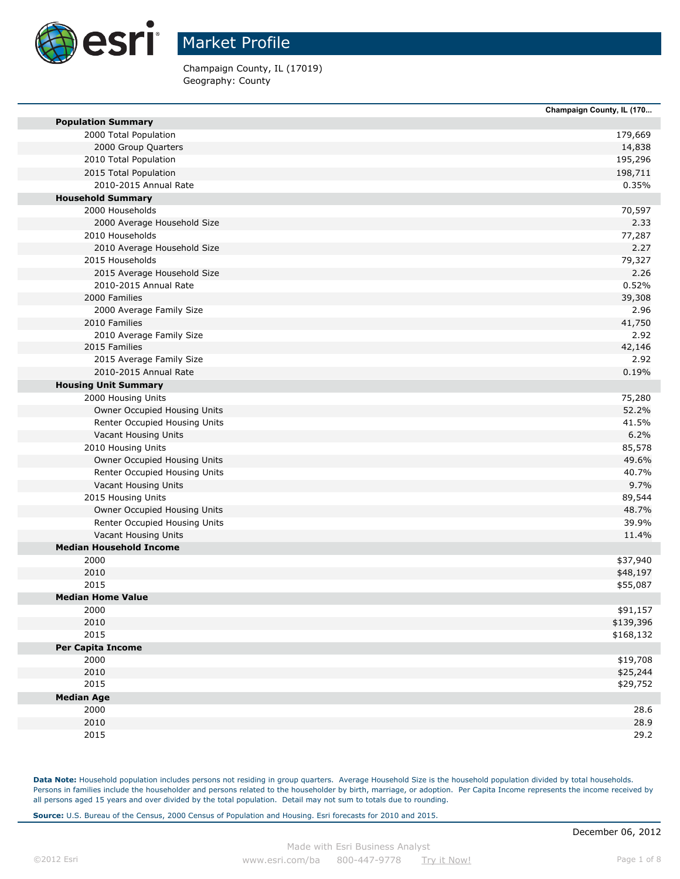# Market Profile

Champaign County, IL (17019)
Geography: County

| | Champaign County, IL (170... |
|---|---|
| **Population Summary** | |
| 2000 Total Population | 179,669 |
| 2000 Group Quarters | 14,838 |
| 2010 Total Population | 195,296 |
| 2015 Total Population | 198,711 |
| 2010-2015 Annual Rate | 0.35% |
| **Household Summary** | |
| 2000 Households | 70,597 |
| 2000 Average Household Size | 2.33 |
| 2010 Households | 77,287 |
| 2010 Average Household Size | 2.27 |
| 2015 Households | 79,327 |
| 2015 Average Household Size | 2.26 |
| 2010-2015 Annual Rate | 0.52% |
| 2000 Families | 39,308 |
| 2000 Average Family Size | 2.96 |
| 2010 Families | 41,750 |
| 2010 Average Family Size | 2.92 |
| 2015 Families | 42,146 |
| 2015 Average Family Size | 2.92 |
| 2010-2015 Annual Rate | 0.19% |
| **Housing Unit Summary** | |
| 2000 Housing Units | 75,280 |
| Owner Occupied Housing Units | 52.2% |
| Renter Occupied Housing Units | 41.5% |
| Vacant Housing Units | 6.2% |
| 2010 Housing Units | 85,578 |
| Owner Occupied Housing Units | 49.6% |
| Renter Occupied Housing Units | 40.7% |
| Vacant Housing Units | 9.7% |
| 2015 Housing Units | 89,544 |
| Owner Occupied Housing Units | 48.7% |
| Renter Occupied Housing Units | 39.9% |
| Vacant Housing Units | 11.4% |
| **Median Household Income** | |
| 2000 | $37,940 |
| 2010 | $48,197 |
| 2015 | $55,087 |
| **Median Home Value** | |
| 2000 | $91,157 |
| 2010 | $139,396 |
| 2015 | $168,132 |
| **Per Capita Income** | |
| 2000 | $19,708 |
| 2010 | $25,244 |
| 2015 | $29,752 |
| **Median Age** | |
| 2000 | 28.6 |
| 2010 | 28.9 |
| 2015 | 29.2 |

**Data Note:** Household population includes persons not residing in group quarters. Average Household Size is the household population divided by total households. Persons in families include the householder and persons related to the householder by birth, marriage, or adoption. Per Capita Income represents the income received by all persons aged 15 years and over divided by the total population. Detail may not sum to totals due to rounding.

**Source:** U.S. Bureau of the Census, 2000 Census of Population and Housing. Esri forecasts for 2010 and 2015.

December 06, 2012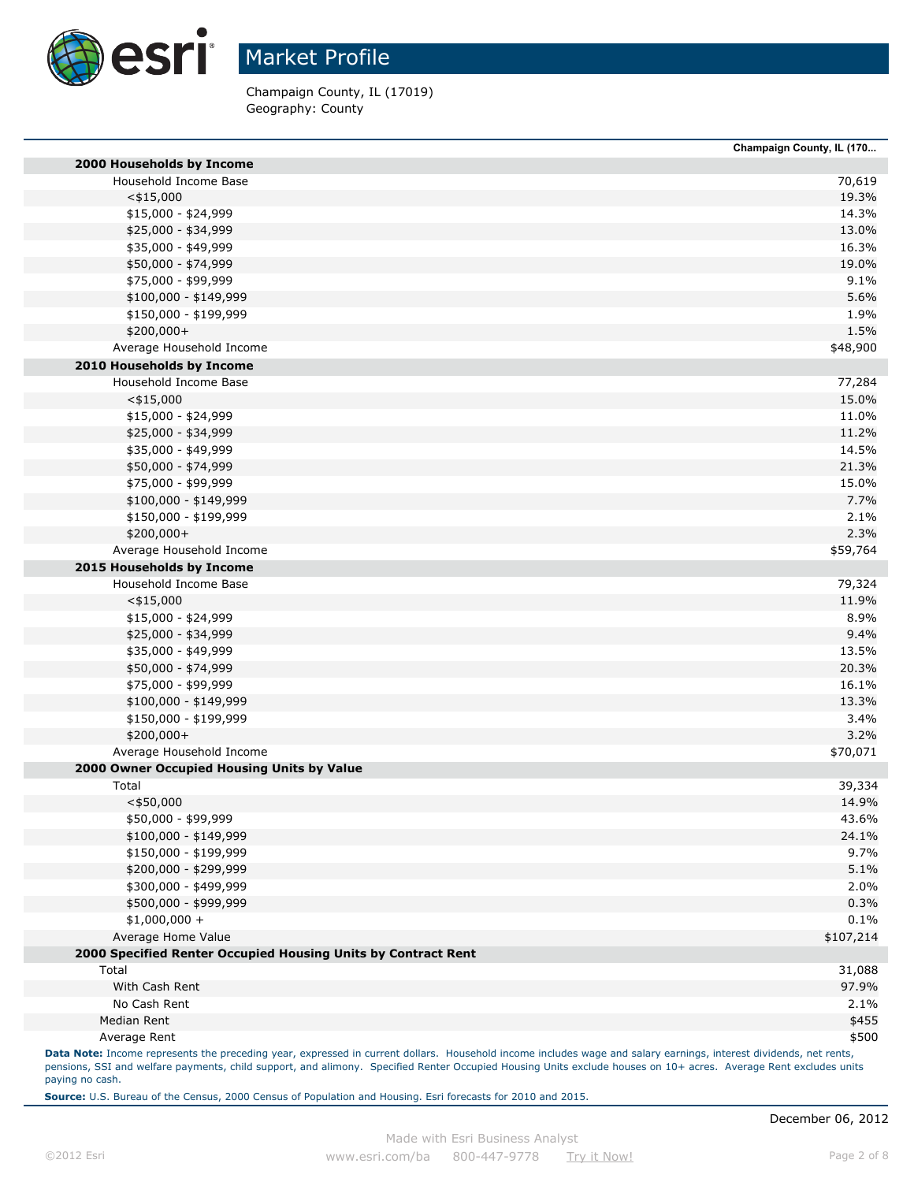# Market Profile

Champaign County, IL (17019)
Geography: County

| | Champaign County, IL (170... |
|---|---|
| **2000 Households by Income** | |
| Household Income Base | 70,619 |
| <$15,000 | 19.3% |
| $15,000 - $24,999 | 14.3% |
| $25,000 - $34,999 | 13.0% |
| $35,000 - $49,999 | 16.3% |
| $50,000 - $74,999 | 19.0% |
| $75,000 - $99,999 | 9.1% |
| $100,000 - $149,999 | 5.6% |
| $150,000 - $199,999 | 1.9% |
| $200,000+ | 1.5% |
| Average Household Income | $48,900 |
| **2010 Households by Income** | |
| Household Income Base | 77,284 |
| <$15,000 | 15.0% |
| $15,000 - $24,999 | 11.0% |
| $25,000 - $34,999 | 11.2% |
| $35,000 - $49,999 | 14.5% |
| $50,000 - $74,999 | 21.3% |
| $75,000 - $99,999 | 15.0% |
| $100,000 - $149,999 | 7.7% |
| $150,000 - $199,999 | 2.1% |
| $200,000+ | 2.3% |
| Average Household Income | $59,764 |
| **2015 Households by Income** | |
| Household Income Base | 79,324 |
| <$15,000 | 11.9% |
| $15,000 - $24,999 | 8.9% |
| $25,000 - $34,999 | 9.4% |
| $35,000 - $49,999 | 13.5% |
| $50,000 - $74,999 | 20.3% |
| $75,000 - $99,999 | 16.1% |
| $100,000 - $149,999 | 13.3% |
| $150,000 - $199,999 | 3.4% |
| $200,000+ | 3.2% |
| Average Household Income | $70,071 |
| **2000 Owner Occupied Housing Units by Value** | |
| Total | 39,334 |
| <$50,000 | 14.9% |
| $50,000 - $99,999 | 43.6% |
| $100,000 - $149,999 | 24.1% |
| $150,000 - $199,999 | 9.7% |
| $200,000 - $299,999 | 5.1% |
| $300,000 - $499,999 | 2.0% |
| $500,000 - $999,999 | 0.3% |
| $1,000,000 + | 0.1% |
| Average Home Value | $107,214 |
| **2000 Specified Renter Occupied Housing Units by Contract Rent** | |
| Total | 31,088 |
| With Cash Rent | 97.9% |
| No Cash Rent | 2.1% |
| Median Rent | $455 |
| Average Rent | $500 |

**Data Note:** Income represents the preceding year, expressed in current dollars. Household income includes wage and salary earnings, interest dividends, net rents, pensions, SSI and welfare payments, child support, and alimony. Specified Renter Occupied Housing Units exclude houses on 10+ acres. Average Rent excludes units paying no cash.

**Source:** U.S. Bureau of the Census, 2000 Census of Population and Housing. Esri forecasts for 2010 and 2015.

December 06, 2012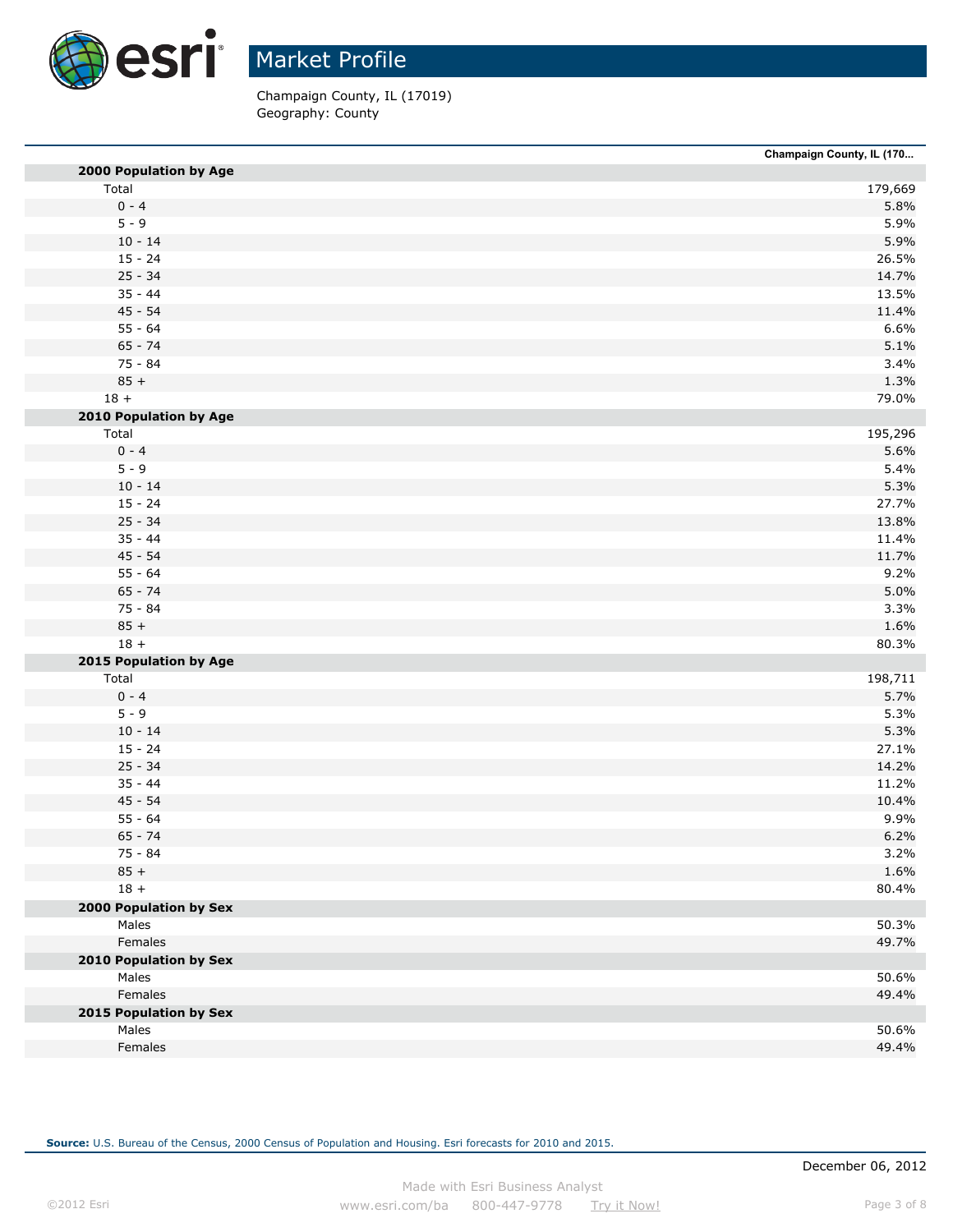# Market Profile

Champaign County, IL (17019)
Geography: County

| | Champaign County, IL (170... |
|---|---|
| **2000 Population by Age** | |
| Total | 179,669 |
| 0 - 4 | 5.8% |
| 5 - 9 | 5.9% |
| 10 - 14 | 5.9% |
| 15 - 24 | 26.5% |
| 25 - 34 | 14.7% |
| 35 - 44 | 13.5% |
| 45 - 54 | 11.4% |
| 55 - 64 | 6.6% |
| 65 - 74 | 5.1% |
| 75 - 84 | 3.4% |
| 85 + | 1.3% |
| 18 + | 79.0% |
| **2010 Population by Age** | |
| Total | 195,296 |
| 0 - 4 | 5.6% |
| 5 - 9 | 5.4% |
| 10 - 14 | 5.3% |
| 15 - 24 | 27.7% |
| 25 - 34 | 13.8% |
| 35 - 44 | 11.4% |
| 45 - 54 | 11.7% |
| 55 - 64 | 9.2% |
| 65 - 74 | 5.0% |
| 75 - 84 | 3.3% |
| 85 + | 1.6% |
| 18 + | 80.3% |
| **2015 Population by Age** | |
| Total | 198,711 |
| 0 - 4 | 5.7% |
| 5 - 9 | 5.3% |
| 10 - 14 | 5.3% |
| 15 - 24 | 27.1% |
| 25 - 34 | 14.2% |
| 35 - 44 | 11.2% |
| 45 - 54 | 10.4% |
| 55 - 64 | 9.9% |
| 65 - 74 | 6.2% |
| 75 - 84 | 3.2% |
| 85 + | 1.6% |
| 18 + | 80.4% |
| **2000 Population by Sex** | |
| Males | 50.3% |
| Females | 49.7% |
| **2010 Population by Sex** | |
| Males | 50.6% |
| Females | 49.4% |
| **2015 Population by Sex** | |
| Males | 50.6% |
| Females | 49.4% |

**Source:** U.S. Bureau of the Census, 2000 Census of Population and Housing. Esri forecasts for 2010 and 2015.

December 06, 2012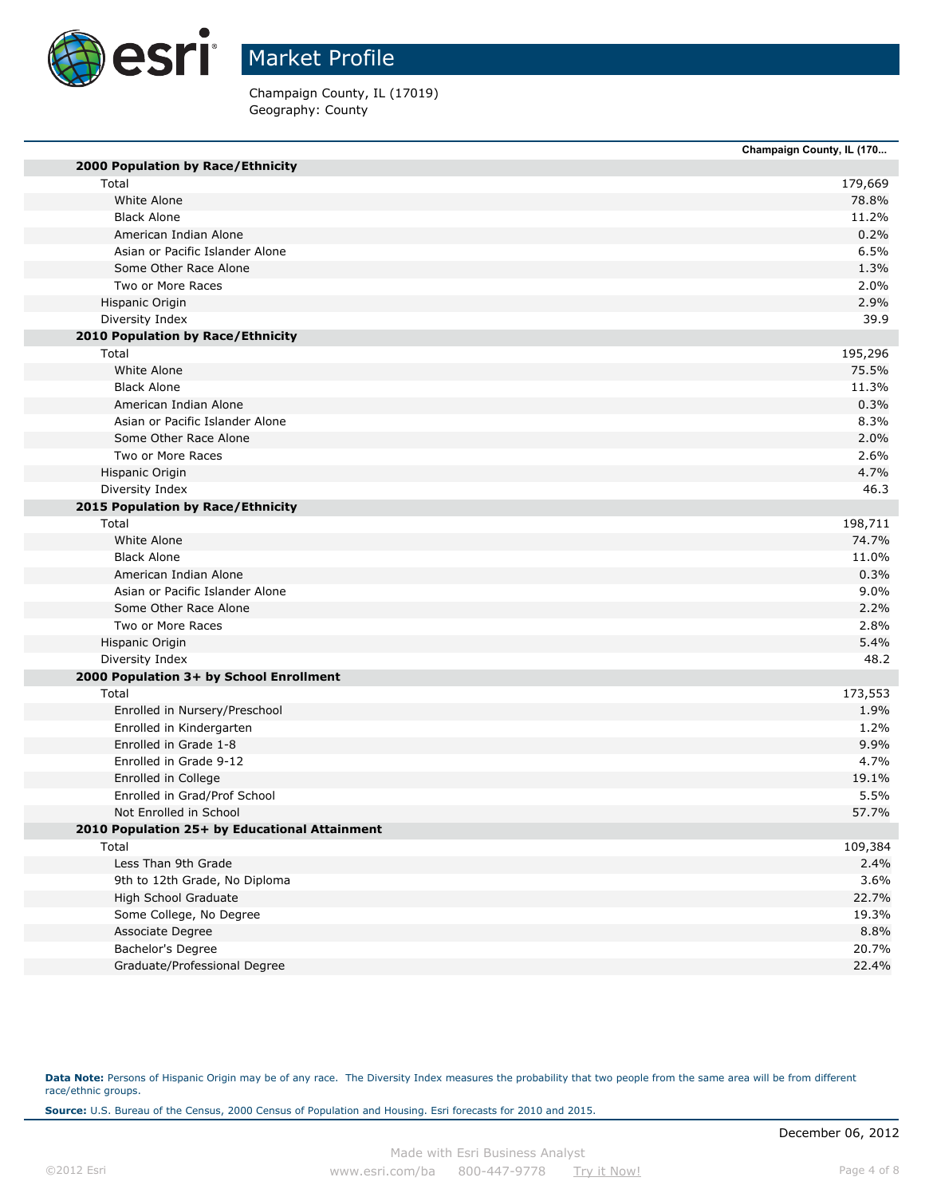# Market Profile

Champaign County, IL (17019)
Geography: County

| | Champaign County, IL (170... |
|---|---|
| **2000 Population by Race/Ethnicity** | |
| Total | 179,669 |
| White Alone | 78.8% |
| Black Alone | 11.2% |
| American Indian Alone | 0.2% |
| Asian or Pacific Islander Alone | 6.5% |
| Some Other Race Alone | 1.3% |
| Two or More Races | 2.0% |
| Hispanic Origin | 2.9% |
| Diversity Index | 39.9 |
| **2010 Population by Race/Ethnicity** | |
| Total | 195,296 |
| White Alone | 75.5% |
| Black Alone | 11.3% |
| American Indian Alone | 0.3% |
| Asian or Pacific Islander Alone | 8.3% |
| Some Other Race Alone | 2.0% |
| Two or More Races | 2.6% |
| Hispanic Origin | 4.7% |
| Diversity Index | 46.3 |
| **2015 Population by Race/Ethnicity** | |
| Total | 198,711 |
| White Alone | 74.7% |
| Black Alone | 11.0% |
| American Indian Alone | 0.3% |
| Asian or Pacific Islander Alone | 9.0% |
| Some Other Race Alone | 2.2% |
| Two or More Races | 2.8% |
| Hispanic Origin | 5.4% |
| Diversity Index | 48.2 |
| **2000 Population 3+ by School Enrollment** | |
| Total | 173,553 |
| Enrolled in Nursery/Preschool | 1.9% |
| Enrolled in Kindergarten | 1.2% |
| Enrolled in Grade 1-8 | 9.9% |
| Enrolled in Grade 9-12 | 4.7% |
| Enrolled in College | 19.1% |
| Enrolled in Grad/Prof School | 5.5% |
| Not Enrolled in School | 57.7% |
| **2010 Population 25+ by Educational Attainment** | |
| Total | 109,384 |
| Less Than 9th Grade | 2.4% |
| 9th to 12th Grade, No Diploma | 3.6% |
| High School Graduate | 22.7% |
| Some College, No Degree | 19.3% |
| Associate Degree | 8.8% |
| Bachelor's Degree | 20.7% |
| Graduate/Professional Degree | 22.4% |

**Data Note:** Persons of Hispanic Origin may be of any race. The Diversity Index measures the probability that two people from the same area will be from different race/ethnic groups.

**Source:** U.S. Bureau of the Census, 2000 Census of Population and Housing. Esri forecasts for 2010 and 2015.

December 06, 2012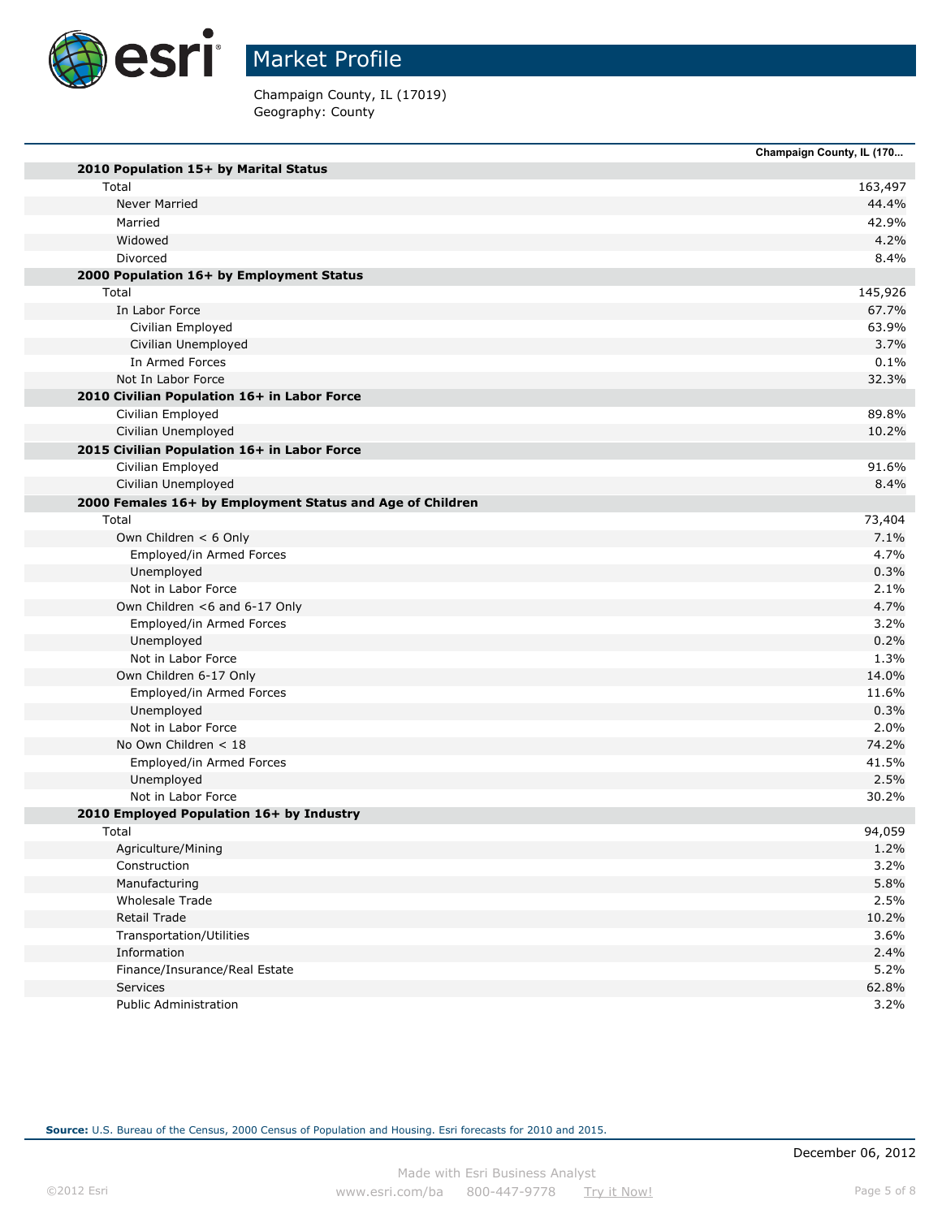# Market Profile

Champaign County, IL (17019)
Geography: County

| | Champaign County, IL (170... |
|---|---|
| **2010 Population 15+ by Marital Status** | |
| Total | 163,497 |
| Never Married | 44.4% |
| Married | 42.9% |
| Widowed | 4.2% |
| Divorced | 8.4% |
| **2000 Population 16+ by Employment Status** | |
| Total | 145,926 |
| In Labor Force | 67.7% |
| Civilian Employed | 63.9% |
| Civilian Unemployed | 3.7% |
| In Armed Forces | 0.1% |
| Not In Labor Force | 32.3% |
| **2010 Civilian Population 16+ in Labor Force** | |
| Civilian Employed | 89.8% |
| Civilian Unemployed | 10.2% |
| **2015 Civilian Population 16+ in Labor Force** | |
| Civilian Employed | 91.6% |
| Civilian Unemployed | 8.4% |
| **2000 Females 16+ by Employment Status and Age of Children** | |
| Total | 73,404 |
| Own Children < 6 Only | 7.1% |
| Employed/in Armed Forces | 4.7% |
| Unemployed | 0.3% |
| Not in Labor Force | 2.1% |
| Own Children <6 and 6-17 Only | 4.7% |
| Employed/in Armed Forces | 3.2% |
| Unemployed | 0.2% |
| Not in Labor Force | 1.3% |
| Own Children 6-17 Only | 14.0% |
| Employed/in Armed Forces | 11.6% |
| Unemployed | 0.3% |
| Not in Labor Force | 2.0% |
| No Own Children < 18 | 74.2% |
| Employed/in Armed Forces | 41.5% |
| Unemployed | 2.5% |
| Not in Labor Force | 30.2% |
| **2010 Employed Population 16+ by Industry** | |
| Total | 94,059 |
| Agriculture/Mining | 1.2% |
| Construction | 3.2% |
| Manufacturing | 5.8% |
| Wholesale Trade | 2.5% |
| Retail Trade | 10.2% |
| Transportation/Utilities | 3.6% |
| Information | 2.4% |
| Finance/Insurance/Real Estate | 5.2% |
| Services | 62.8% |
| Public Administration | 3.2% |

**Source:** U.S. Bureau of the Census, 2000 Census of Population and Housing. Esri forecasts for 2010 and 2015.

December 06, 2012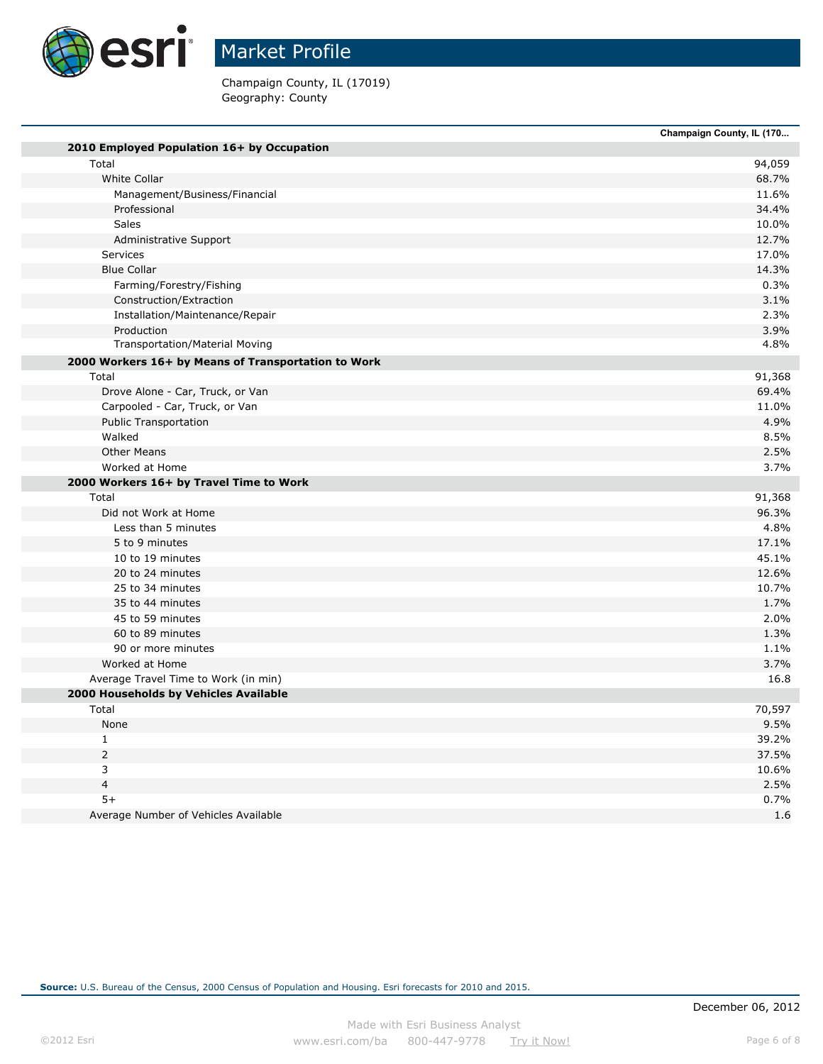# Market Profile

Champaign County, IL (17019)
Geography: County

| | Champaign County, IL (170... |
|---|---|
| **2010 Employed Population 16+ by Occupation** | |
| Total | 94,059 |
| White Collar | 68.7% |
| Management/Business/Financial | 11.6% |
| Professional | 34.4% |
| Sales | 10.0% |
| Administrative Support | 12.7% |
| Services | 17.0% |
| Blue Collar | 14.3% |
| Farming/Forestry/Fishing | 0.3% |
| Construction/Extraction | 3.1% |
| Installation/Maintenance/Repair | 2.3% |
| Production | 3.9% |
| Transportation/Material Moving | 4.8% |
| **2000 Workers 16+ by Means of Transportation to Work** | |
| Total | 91,368 |
| Drove Alone - Car, Truck, or Van | 69.4% |
| Carpooled - Car, Truck, or Van | 11.0% |
| Public Transportation | 4.9% |
| Walked | 8.5% |
| Other Means | 2.5% |
| Worked at Home | 3.7% |
| **2000 Workers 16+ by Travel Time to Work** | |
| Total | 91,368 |
| Did not Work at Home | 96.3% |
| Less than 5 minutes | 4.8% |
| 5 to 9 minutes | 17.1% |
| 10 to 19 minutes | 45.1% |
| 20 to 24 minutes | 12.6% |
| 25 to 34 minutes | 10.7% |
| 35 to 44 minutes | 1.7% |
| 45 to 59 minutes | 2.0% |
| 60 to 89 minutes | 1.3% |
| 90 or more minutes | 1.1% |
| Worked at Home | 3.7% |
| Average Travel Time to Work (in min) | 16.8 |
| **2000 Households by Vehicles Available** | |
| Total | 70,597 |
| None | 9.5% |
| 1 | 39.2% |
| 2 | 37.5% |
| 3 | 10.6% |
| 4 | 2.5% |
| 5+ | 0.7% |
| Average Number of Vehicles Available | 1.6 |

**Source:** U.S. Bureau of the Census, 2000 Census of Population and Housing. Esri forecasts for 2010 and 2015.

December 06, 2012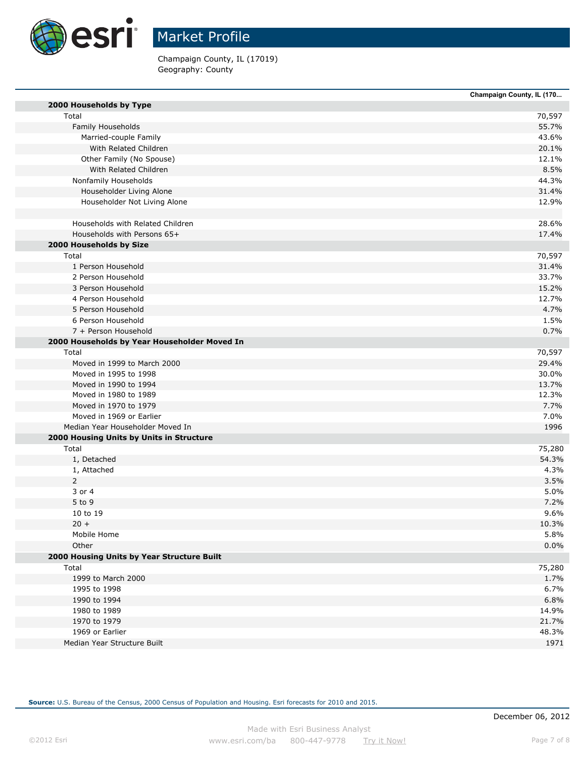# Market Profile

Champaign County, IL (17019)
Geography: County

| | Champaign County, IL (170... |
|---|---|
| **2000 Households by Type** | |
| Total | 70,597 |
| Family Households | 55.7% |
| Married-couple Family | 43.6% |
| With Related Children | 20.1% |
| Other Family (No Spouse) | 12.1% |
| With Related Children | 8.5% |
| Nonfamily Households | 44.3% |
| Householder Living Alone | 31.4% |
| Householder Not Living Alone | 12.9% |
| | |
| Households with Related Children | 28.6% |
| Households with Persons 65+ | 17.4% |
| **2000 Households by Size** | |
| Total | 70,597 |
| 1 Person Household | 31.4% |
| 2 Person Household | 33.7% |
| 3 Person Household | 15.2% |
| 4 Person Household | 12.7% |
| 5 Person Household | 4.7% |
| 6 Person Household | 1.5% |
| 7 + Person Household | 0.7% |
| **2000 Households by Year Householder Moved In** | |
| Total | 70,597 |
| Moved in 1999 to March 2000 | 29.4% |
| Moved in 1995 to 1998 | 30.0% |
| Moved in 1990 to 1994 | 13.7% |
| Moved in 1980 to 1989 | 12.3% |
| Moved in 1970 to 1979 | 7.7% |
| Moved in 1969 or Earlier | 7.0% |
| Median Year Householder Moved In | 1996 |
| **2000 Housing Units by Units in Structure** | |
| Total | 75,280 |
| 1, Detached | 54.3% |
| 1, Attached | 4.3% |
| 2 | 3.5% |
| 3 or 4 | 5.0% |
| 5 to 9 | 7.2% |
| 10 to 19 | 9.6% |
| 20 + | 10.3% |
| Mobile Home | 5.8% |
| Other | 0.0% |
| **2000 Housing Units by Year Structure Built** | |
| Total | 75,280 |
| 1999 to March 2000 | 1.7% |
| 1995 to 1998 | 6.7% |
| 1990 to 1994 | 6.8% |
| 1980 to 1989 | 14.9% |
| 1970 to 1979 | 21.7% |
| 1969 or Earlier | 48.3% |
| Median Year Structure Built | 1971 |

**Source:** U.S. Bureau of the Census, 2000 Census of Population and Housing. Esri forecasts for 2010 and 2015.

December 06, 2012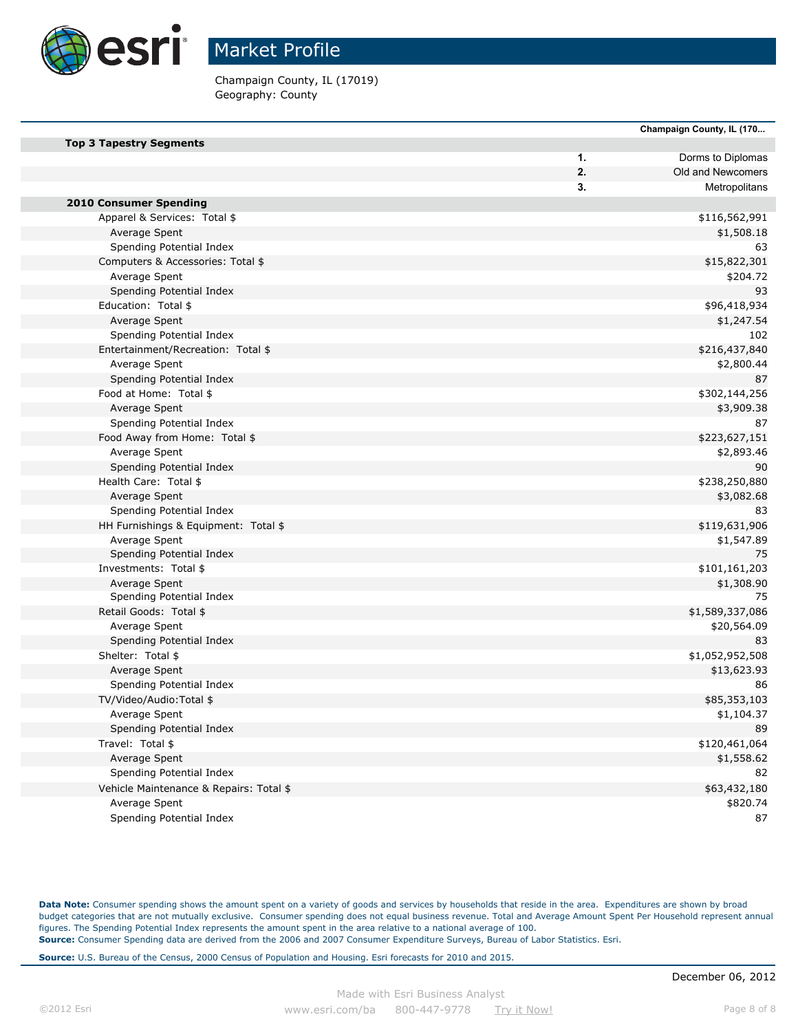# Market Profile

Champaign County, IL (17019)
Geography: County

| | | Champaign County, IL (170... |
|---|---|---|
| **Top 3 Tapestry Segments** | | |
| | 1. | Dorms to Diplomas |
| | 2. | Old and Newcomers |
| | 3. | Metropolitans |
| **2010 Consumer Spending** | | |
| Apparel & Services: Total $ | | $116,562,991 |
| Average Spent | | $1,508.18 |
| Spending Potential Index | | 63 |
| Computers & Accessories: Total $ | | $15,822,301 |
| Average Spent | | $204.72 |
| Spending Potential Index | | 93 |
| Education: Total $ | | $96,418,934 |
| Average Spent | | $1,247.54 |
| Spending Potential Index | | 102 |
| Entertainment/Recreation: Total $ | | $216,437,840 |
| Average Spent | | $2,800.44 |
| Spending Potential Index | | 87 |
| Food at Home: Total $ | | $302,144,256 |
| Average Spent | | $3,909.38 |
| Spending Potential Index | | 87 |
| Food Away from Home: Total $ | | $223,627,151 |
| Average Spent | | $2,893.46 |
| Spending Potential Index | | 90 |
| Health Care: Total $ | | $238,250,880 |
| Average Spent | | $3,082.68 |
| Spending Potential Index | | 83 |
| HH Furnishings & Equipment: Total $ | | $119,631,906 |
| Average Spent | | $1,547.89 |
| Spending Potential Index | | 75 |
| Investments: Total $ | | $101,161,203 |
| Average Spent | | $1,308.90 |
| Spending Potential Index | | 75 |
| Retail Goods: Total $ | | $1,589,337,086 |
| Average Spent | | $20,564.09 |
| Spending Potential Index | | 83 |
| Shelter: Total $ | | $1,052,952,508 |
| Average Spent | | $13,623.93 |
| Spending Potential Index | | 86 |
| TV/Video/Audio:Total $ | | $85,353,103 |
| Average Spent | | $1,104.37 |
| Spending Potential Index | | 89 |
| Travel: Total $ | | $120,461,064 |
| Average Spent | | $1,558.62 |
| Spending Potential Index | | 82 |
| Vehicle Maintenance & Repairs: Total $ | | $63,432,180 |
| Average Spent | | $820.74 |
| Spending Potential Index | | 87 |

**Data Note:** Consumer spending shows the amount spent on a variety of goods and services by households that reside in the area. Expenditures are shown by broad budget categories that are not mutually exclusive. Consumer spending does not equal business revenue. Total and Average Amount Spent Per Household represent annual figures. The Spending Potential Index represents the amount spent in the area relative to a national average of 100.
**Source:** Consumer Spending data are derived from the 2006 and 2007 Consumer Expenditure Surveys, Bureau of Labor Statistics. Esri.

**Source:** U.S. Bureau of the Census, 2000 Census of Population and Housing. Esri forecasts for 2010 and 2015.

December 06, 2012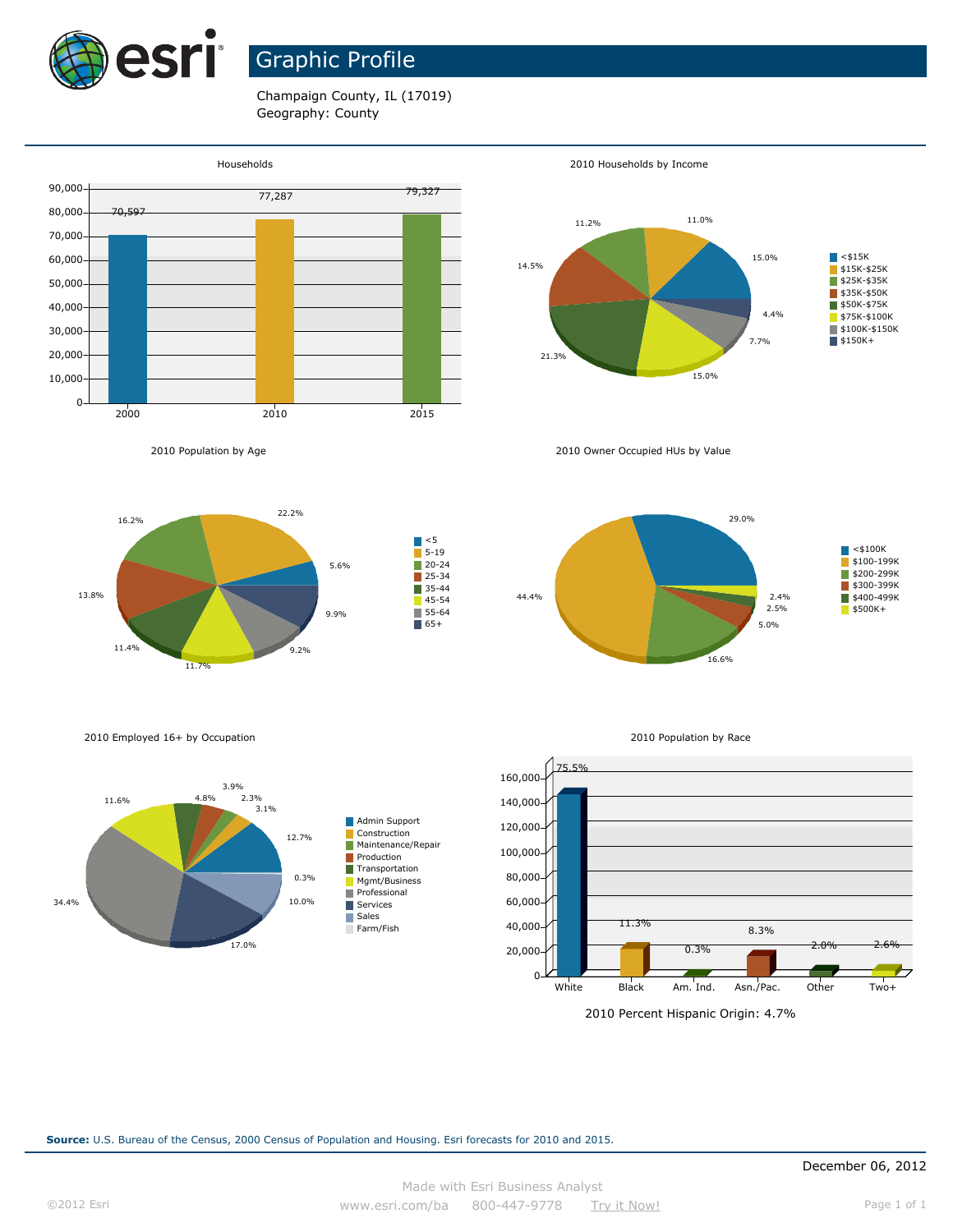# Graphic Profile

Champaign County, IL (17019)
Geography: County

**Households**

| Year | Households |
| --- | --- |
| 2000 | 70,597 |
| 2010 | 77,287 |
| 2015 | 79,327 |

**2010 Households by Income**

| Income | Percent |
| --- | --- |
| <$15K | 15.0% |
| $15K-$25K | 11.0% |
| $25K-$35K | 11.2% |
| $35K-$50K | 14.5% |
| $50K-$75K | 21.3% |
| $75K-$100K | 15.0% |
| $100K-$150K | 7.7% |
| $150K+ | 4.4% |

**2010 Population by Age**

| Age | Percent |
| --- | --- |
| <5 | 5.6% |
| 5-19 | 22.2% |
| 20-24 | 16.2% |
| 25-34 | 13.8% |
| 35-44 | 11.4% |
| 45-54 | 11.7% |
| 55-64 | 9.2% |
| 65+ | 9.9% |

**2010 Owner Occupied HUs by Value**

| Value | Percent |
| --- | --- |
| <$100K | 29.0% |
| $100-199K | 44.4% |
| $200-299K | 16.6% |
| $300-399K | 5.0% |
| $400-499K | 2.5% |
| $500K+ | 2.4% |

**2010 Employed 16+ by Occupation**

| Occupation | Percent |
| --- | --- |
| Admin Support | 12.7% |
| Construction | 3.1% |
| Maintenance/Repair | 2.3% |
| Production | 3.9% |
| Transportation | 4.8% |
| Mgmt/Business | 11.6% |
| Professional | 34.4% |
| Services | 17.0% |
| Sales | 10.0% |
| Farm/Fish | 0.3% |

**2010 Population by Race**

| Race | Percent |
| --- | --- |
| White | 75.5% |
| Black | 11.3% |
| Am. Ind. | 0.3% |
| Asn./Pac. | 8.3% |
| Other | 2.0% |
| Two+ | 2.6% |

2010 Percent Hispanic Origin: 4.7%

**Source:** U.S. Bureau of the Census, 2000 Census of Population and Housing. Esri forecasts for 2010 and 2015.

December 06, 2012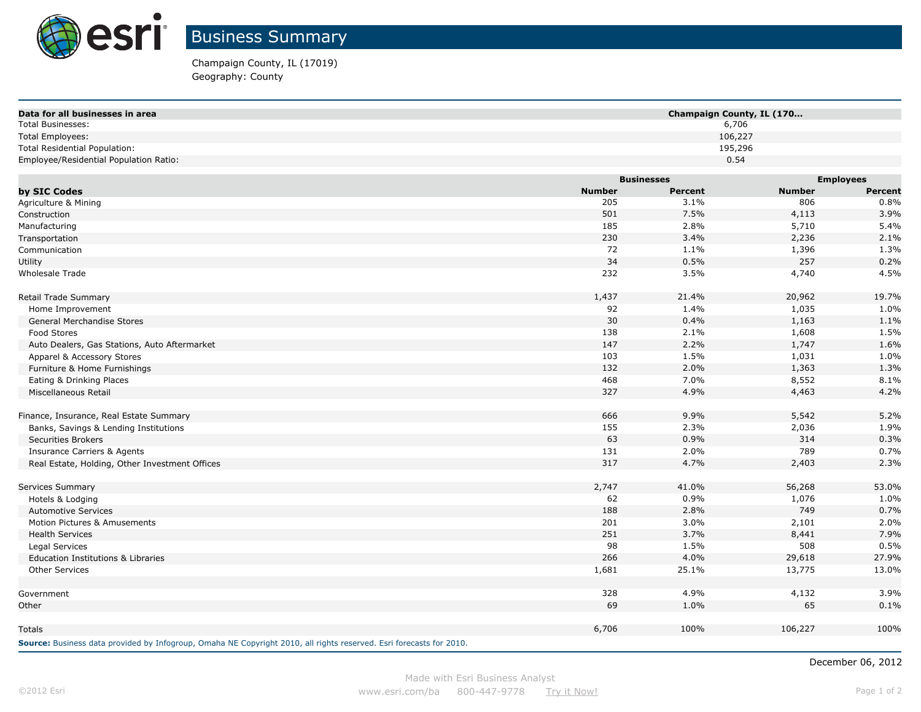# Business Summary

Champaign County, IL (17019)
Geography: County

| Data for all businesses in area | Champaign County, IL (170... |
|---|---|
| Total Businesses: | 6,706 |
| Total Employees: | 106,227 |
| Total Residential Population: | 195,296 |
| Employee/Residential Population Ratio: | 0.54 |

| | Businesses | | Employees | |
|---|---|---|---|---|
| **by SIC Codes** | **Number** | **Percent** | **Number** | **Percent** |
| Agriculture & Mining | 205 | 3.1% | 806 | 0.8% |
| Construction | 501 | 7.5% | 4,113 | 3.9% |
| Manufacturing | 185 | 2.8% | 5,710 | 5.4% |
| Transportation | 230 | 3.4% | 2,236 | 2.1% |
| Communication | 72 | 1.1% | 1,396 | 1.3% |
| Utility | 34 | 0.5% | 257 | 0.2% |
| Wholesale Trade | 232 | 3.5% | 4,740 | 4.5% |
| | | | | |
| Retail Trade Summary | 1,437 | 21.4% | 20,962 | 19.7% |
| Home Improvement | 92 | 1.4% | 1,035 | 1.0% |
| General Merchandise Stores | 30 | 0.4% | 1,163 | 1.1% |
| Food Stores | 138 | 2.1% | 1,608 | 1.5% |
| Auto Dealers, Gas Stations, Auto Aftermarket | 147 | 2.2% | 1,747 | 1.6% |
| Apparel & Accessory Stores | 103 | 1.5% | 1,031 | 1.0% |
| Furniture & Home Furnishings | 132 | 2.0% | 1,363 | 1.3% |
| Eating & Drinking Places | 468 | 7.0% | 8,552 | 8.1% |
| Miscellaneous Retail | 327 | 4.9% | 4,463 | 4.2% |
| | | | | |
| Finance, Insurance, Real Estate Summary | 666 | 9.9% | 5,542 | 5.2% |
| Banks, Savings & Lending Institutions | 155 | 2.3% | 2,036 | 1.9% |
| Securities Brokers | 63 | 0.9% | 314 | 0.3% |
| Insurance Carriers & Agents | 131 | 2.0% | 789 | 0.7% |
| Real Estate, Holding, Other Investment Offices | 317 | 4.7% | 2,403 | 2.3% |
| | | | | |
| Services Summary | 2,747 | 41.0% | 56,268 | 53.0% |
| Hotels & Lodging | 62 | 0.9% | 1,076 | 1.0% |
| Automotive Services | 188 | 2.8% | 749 | 0.7% |
| Motion Pictures & Amusements | 201 | 3.0% | 2,101 | 2.0% |
| Health Services | 251 | 3.7% | 8,441 | 7.9% |
| Legal Services | 98 | 1.5% | 508 | 0.5% |
| Education Institutions & Libraries | 266 | 4.0% | 29,618 | 27.9% |
| Other Services | 1,681 | 25.1% | 13,775 | 13.0% |
| | | | | |
| Government | 328 | 4.9% | 4,132 | 3.9% |
| Other | 69 | 1.0% | 65 | 0.1% |
| | | | | |
| Totals | 6,706 | 100% | 106,227 | 100% |

**Source:** Business data provided by Infogroup, Omaha NE Copyright 2010, all rights reserved. Esri forecasts for 2010.

December 06, 2012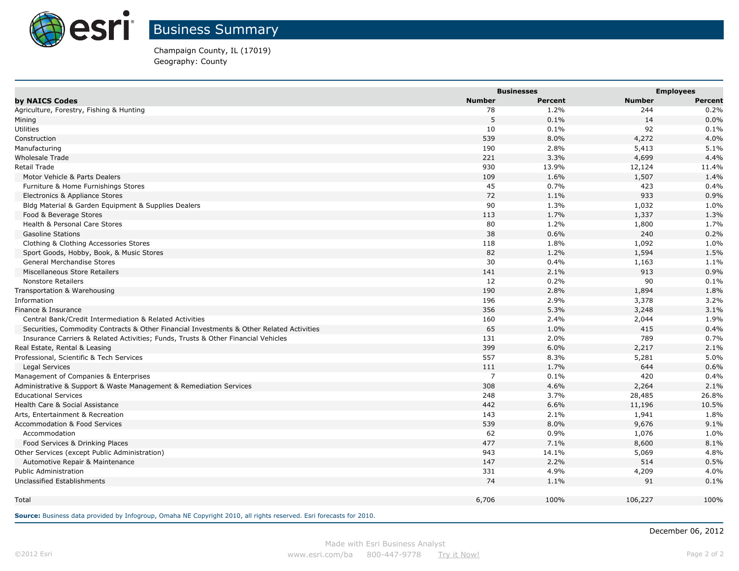# Business Summary

Champaign County, IL (17019)
Geography: County

| by NAICS Codes | Businesses Number | Businesses Percent | Employees Number | Employees Percent |
|---|---|---|---|---|
| Agriculture, Forestry, Fishing & Hunting | 78 | 1.2% | 244 | 0.2% |
| Mining | 5 | 0.1% | 14 | 0.0% |
| Utilities | 10 | 0.1% | 92 | 0.1% |
| Construction | 539 | 8.0% | 4,272 | 4.0% |
| Manufacturing | 190 | 2.8% | 5,413 | 5.1% |
| Wholesale Trade | 221 | 3.3% | 4,699 | 4.4% |
| Retail Trade | 930 | 13.9% | 12,124 | 11.4% |
| Motor Vehicle & Parts Dealers | 109 | 1.6% | 1,507 | 1.4% |
| Furniture & Home Furnishings Stores | 45 | 0.7% | 423 | 0.4% |
| Electronics & Appliance Stores | 72 | 1.1% | 933 | 0.9% |
| Bldg Material & Garden Equipment & Supplies Dealers | 90 | 1.3% | 1,032 | 1.0% |
| Food & Beverage Stores | 113 | 1.7% | 1,337 | 1.3% |
| Health & Personal Care Stores | 80 | 1.2% | 1,800 | 1.7% |
| Gasoline Stations | 38 | 0.6% | 240 | 0.2% |
| Clothing & Clothing Accessories Stores | 118 | 1.8% | 1,092 | 1.0% |
| Sport Goods, Hobby, Book, & Music Stores | 82 | 1.2% | 1,594 | 1.5% |
| General Merchandise Stores | 30 | 0.4% | 1,163 | 1.1% |
| Miscellaneous Store Retailers | 141 | 2.1% | 913 | 0.9% |
| Nonstore Retailers | 12 | 0.2% | 90 | 0.1% |
| Transportation & Warehousing | 190 | 2.8% | 1,894 | 1.8% |
| Information | 196 | 2.9% | 3,378 | 3.2% |
| Finance & Insurance | 356 | 5.3% | 3,248 | 3.1% |
| Central Bank/Credit Intermediation & Related Activities | 160 | 2.4% | 2,044 | 1.9% |
| Securities, Commodity Contracts & Other Financial Investments & Other Related Activities | 65 | 1.0% | 415 | 0.4% |
| Insurance Carriers & Related Activities; Funds, Trusts & Other Financial Vehicles | 131 | 2.0% | 789 | 0.7% |
| Real Estate, Rental & Leasing | 399 | 6.0% | 2,217 | 2.1% |
| Professional, Scientific & Tech Services | 557 | 8.3% | 5,281 | 5.0% |
| Legal Services | 111 | 1.7% | 644 | 0.6% |
| Management of Companies & Enterprises | 7 | 0.1% | 420 | 0.4% |
| Administrative & Support & Waste Management & Remediation Services | 308 | 4.6% | 2,264 | 2.1% |
| Educational Services | 248 | 3.7% | 28,485 | 26.8% |
| Health Care & Social Assistance | 442 | 6.6% | 11,196 | 10.5% |
| Arts, Entertainment & Recreation | 143 | 2.1% | 1,941 | 1.8% |
| Accommodation & Food Services | 539 | 8.0% | 9,676 | 9.1% |
| Accommodation | 62 | 0.9% | 1,076 | 1.0% |
| Food Services & Drinking Places | 477 | 7.1% | 8,600 | 8.1% |
| Other Services (except Public Administration) | 943 | 14.1% | 5,069 | 4.8% |
| Automotive Repair & Maintenance | 147 | 2.2% | 514 | 0.5% |
| Public Administration | 331 | 4.9% | 4,209 | 4.0% |
| Unclassified Establishments | 74 | 1.1% | 91 | 0.1% |
| Total | 6,706 | 100% | 106,227 | 100% |

**Source:** Business data provided by Infogroup, Omaha NE Copyright 2010, all rights reserved. Esri forecasts for 2010.

December 06, 2012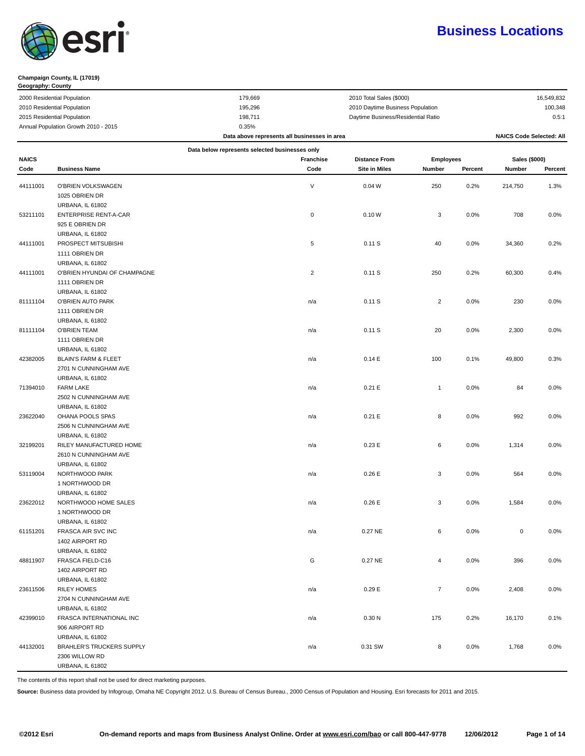# Business Locations

**Champaign County, IL (17019)**
**Geography: County**

| | | | |
|---|---|---|---|
| 2000 Residential Population | 179,669 | 2010 Total Sales ($000) | 16,549,832 |
| 2010 Residential Population | 195,296 | 2010 Daytime Business Population | 100,348 |
| 2015 Residential Population | 198,711 | Daytime Business/Residential Ratio | 0.5:1 |
| Annual Population Growth 2010 - 2015 | 0.35% | | |
| | Data above represents all businesses in area | | NAICS Code Selected: All |

Data below represents selected businesses only

| NAICS Code | Business Name | Franchise Code | Distance From Site in Miles | Employees Number | Employees Percent | Sales ($000) Number | Sales ($000) Percent |
|---|---|---|---|---|---|---|---|
| 44111001 | O'BRIEN VOLKSWAGEN<br>1025 OBRIEN DR<br>URBANA, IL 61802 | V | 0.04 W | 250 | 0.2% | 214,750 | 1.3% |
| 53211101 | ENTERPRISE RENT-A-CAR<br>925 E OBRIEN DR<br>URBANA, IL 61802 | 0 | 0.10 W | 3 | 0.0% | 708 | 0.0% |
| 44111001 | PROSPECT MITSUBISHI<br>1111 OBRIEN DR<br>URBANA, IL 61802 | 5 | 0.11 S | 40 | 0.0% | 34,360 | 0.2% |
| 44111001 | O'BRIEN HYUNDAI OF CHAMPAGNE<br>1111 OBRIEN DR<br>URBANA, IL 61802 | 2 | 0.11 S | 250 | 0.2% | 60,300 | 0.4% |
| 81111104 | O'BRIEN AUTO PARK<br>1111 OBRIEN DR<br>URBANA, IL 61802 | n/a | 0.11 S | 2 | 0.0% | 230 | 0.0% |
| 81111104 | O'BRIEN TEAM<br>1111 OBRIEN DR<br>URBANA, IL 61802 | n/a | 0.11 S | 20 | 0.0% | 2,300 | 0.0% |
| 42382005 | BLAIN'S FARM & FLEET<br>2701 N CUNNINGHAM AVE<br>URBANA, IL 61802 | n/a | 0.14 E | 100 | 0.1% | 49,800 | 0.3% |
| 71394010 | FARM LAKE<br>2502 N CUNNINGHAM AVE<br>URBANA, IL 61802 | n/a | 0.21 E | 1 | 0.0% | 84 | 0.0% |
| 23622040 | OHANA POOLS SPAS<br>2506 N CUNNINGHAM AVE<br>URBANA, IL 61802 | n/a | 0.21 E | 8 | 0.0% | 992 | 0.0% |
| 32199201 | RILEY MANUFACTURED HOME<br>2610 N CUNNINGHAM AVE<br>URBANA, IL 61802 | n/a | 0.23 E | 6 | 0.0% | 1,314 | 0.0% |
| 53119004 | NORTHWOOD PARK<br>1 NORTHWOOD DR<br>URBANA, IL 61802 | n/a | 0.26 E | 3 | 0.0% | 564 | 0.0% |
| 23622012 | NORTHWOOD HOME SALES<br>1 NORTHWOOD DR<br>URBANA, IL 61802 | n/a | 0.26 E | 3 | 0.0% | 1,584 | 0.0% |
| 61151201 | FRASCA AIR SVC INC<br>1402 AIRPORT RD<br>URBANA, IL 61802 | n/a | 0.27 NE | 6 | 0.0% | 0 | 0.0% |
| 48811907 | FRASCA FIELD-C16<br>1402 AIRPORT RD<br>URBANA, IL 61802 | G | 0.27 NE | 4 | 0.0% | 396 | 0.0% |
| 23611506 | RILEY HOMES<br>2704 N CUNNINGHAM AVE<br>URBANA, IL 61802 | n/a | 0.29 E | 7 | 0.0% | 2,408 | 0.0% |
| 42399010 | FRASCA INTERNATIONAL INC<br>906 AIRPORT RD<br>URBANA, IL 61802 | n/a | 0.30 N | 175 | 0.2% | 16,170 | 0.1% |
| 44132001 | BRAHLER'S TRUCKERS SUPPLY<br>2306 WILLOW RD<br>URBANA, IL 61802 | n/a | 0.31 SW | 8 | 0.0% | 1,768 | 0.0% |

The contents of this report shall not be used for direct marketing purposes.

**Source:** Business data provided by Infogroup, Omaha NE Copyright 2012. U.S. Bureau of Census Bureau., 2000 Census of Population and Housing. Esri forecasts for 2011 and 2015.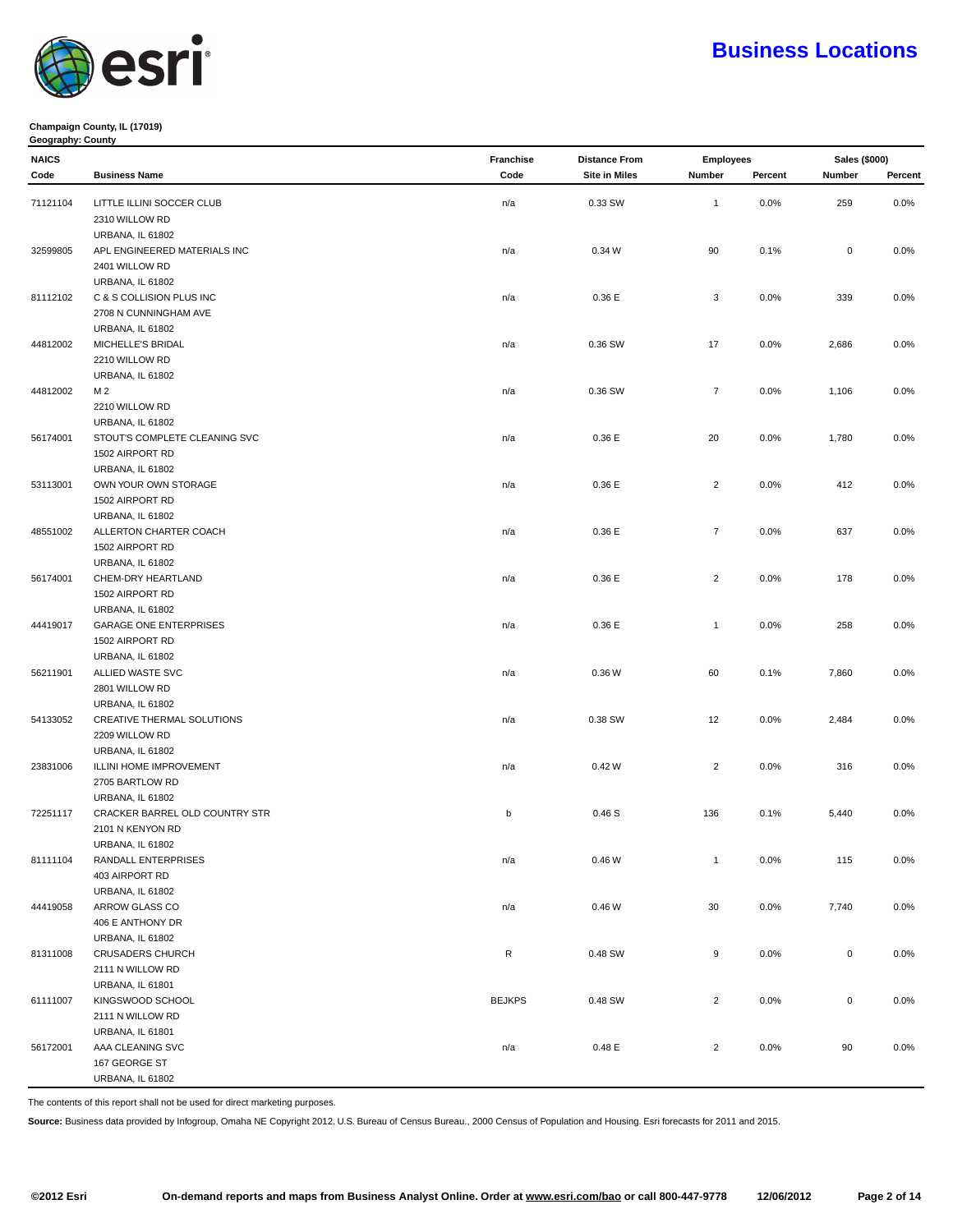# Business Locations

**Champaign County, IL (17019)**
**Geography: County**

| NAICS Code | Business Name | Franchise Code | Distance From Site in Miles | Employees Number | Employees Percent | Sales ($000) Number | Sales ($000) Percent |
|---|---|---|---|---|---|---|---|
| 71121104 | LITTLE ILLINI SOCCER CLUB<br>2310 WILLOW RD<br>URBANA, IL 61802 | n/a | 0.33 SW | 1 | 0.0% | 259 | 0.0% |
| 32599805 | APL ENGINEERED MATERIALS INC<br>2401 WILLOW RD<br>URBANA, IL 61802 | n/a | 0.34 W | 90 | 0.1% | 0 | 0.0% |
| 81112102 | C & S COLLISION PLUS INC<br>2708 N CUNNINGHAM AVE<br>URBANA, IL 61802 | n/a | 0.36 E | 3 | 0.0% | 339 | 0.0% |
| 44812002 | MICHELLE'S BRIDAL<br>2210 WILLOW RD<br>URBANA, IL 61802 | n/a | 0.36 SW | 17 | 0.0% | 2,686 | 0.0% |
| 44812002 | M 2<br>2210 WILLOW RD<br>URBANA, IL 61802 | n/a | 0.36 SW | 7 | 0.0% | 1,106 | 0.0% |
| 56174001 | STOUT'S COMPLETE CLEANING SVC<br>1502 AIRPORT RD<br>URBANA, IL 61802 | n/a | 0.36 E | 20 | 0.0% | 1,780 | 0.0% |
| 53113001 | OWN YOUR OWN STORAGE<br>1502 AIRPORT RD<br>URBANA, IL 61802 | n/a | 0.36 E | 2 | 0.0% | 412 | 0.0% |
| 48551002 | ALLERTON CHARTER COACH<br>1502 AIRPORT RD<br>URBANA, IL 61802 | n/a | 0.36 E | 7 | 0.0% | 637 | 0.0% |
| 56174001 | CHEM-DRY HEARTLAND<br>1502 AIRPORT RD<br>URBANA, IL 61802 | n/a | 0.36 E | 2 | 0.0% | 178 | 0.0% |
| 44419017 | GARAGE ONE ENTERPRISES<br>1502 AIRPORT RD<br>URBANA, IL 61802 | n/a | 0.36 E | 1 | 0.0% | 258 | 0.0% |
| 56211901 | ALLIED WASTE SVC<br>2801 WILLOW RD<br>URBANA, IL 61802 | n/a | 0.36 W | 60 | 0.1% | 7,860 | 0.0% |
| 54133052 | CREATIVE THERMAL SOLUTIONS<br>2209 WILLOW RD<br>URBANA, IL 61802 | n/a | 0.38 SW | 12 | 0.0% | 2,484 | 0.0% |
| 23831006 | ILLINI HOME IMPROVEMENT<br>2705 BARTLOW RD<br>URBANA, IL 61802 | n/a | 0.42 W | 2 | 0.0% | 316 | 0.0% |
| 72251117 | CRACKER BARREL OLD COUNTRY STR<br>2101 N KENYON RD<br>URBANA, IL 61802 | b | 0.46 S | 136 | 0.1% | 5,440 | 0.0% |
| 81111104 | RANDALL ENTERPRISES<br>403 AIRPORT RD<br>URBANA, IL 61802 | n/a | 0.46 W | 1 | 0.0% | 115 | 0.0% |
| 44419058 | ARROW GLASS CO<br>406 E ANTHONY DR<br>URBANA, IL 61802 | n/a | 0.46 W | 30 | 0.0% | 7,740 | 0.0% |
| 81311008 | CRUSADERS CHURCH<br>2111 N WILLOW RD<br>URBANA, IL 61801 | R | 0.48 SW | 9 | 0.0% | 0 | 0.0% |
| 61111007 | KINGSWOOD SCHOOL<br>2111 N WILLOW RD<br>URBANA, IL 61801 | BEJKPS | 0.48 SW | 2 | 0.0% | 0 | 0.0% |
| 56172001 | AAA CLEANING SVC<br>167 GEORGE ST<br>URBANA, IL 61802 | n/a | 0.48 E | 2 | 0.0% | 90 | 0.0% |

The contents of this report shall not be used for direct marketing purposes.

**Source:** Business data provided by Infogroup, Omaha NE Copyright 2012. U.S. Bureau of Census Bureau., 2000 Census of Population and Housing. Esri forecasts for 2011 and 2015.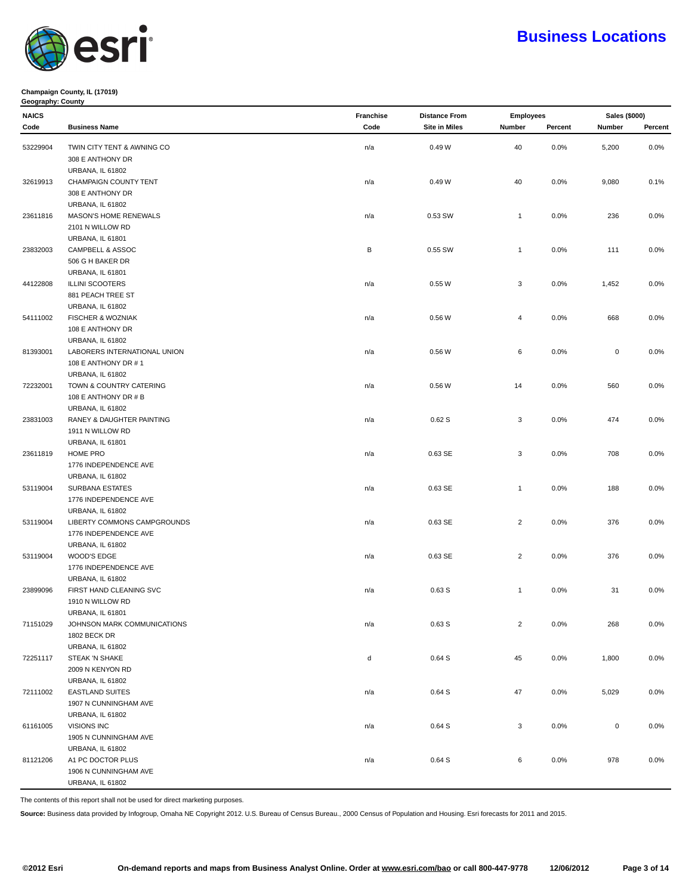# Business Locations

**Champaign County, IL (17019)**
**Geography: County**

| NAICS Code | Business Name | Franchise Code | Distance From Site in Miles | Employees Number | Employees Percent | Sales ($000) Number | Sales ($000) Percent |
|---|---|---|---|---|---|---|---|
| 53229904 | TWIN CITY TENT & AWNING CO<br>308 E ANTHONY DR<br>URBANA, IL 61802 | n/a | 0.49 W | 40 | 0.0% | 5,200 | 0.0% |
| 32619913 | CHAMPAIGN COUNTY TENT<br>308 E ANTHONY DR<br>URBANA, IL 61802 | n/a | 0.49 W | 40 | 0.0% | 9,080 | 0.1% |
| 23611816 | MASON'S HOME RENEWALS<br>2101 N WILLOW RD<br>URBANA, IL 61801 | n/a | 0.53 SW | 1 | 0.0% | 236 | 0.0% |
| 23832003 | CAMPBELL & ASSOC<br>506 G H BAKER DR<br>URBANA, IL 61801 | B | 0.55 SW | 1 | 0.0% | 111 | 0.0% |
| 44122808 | ILLINI SCOOTERS<br>881 PEACH TREE ST<br>URBANA, IL 61802 | n/a | 0.55 W | 3 | 0.0% | 1,452 | 0.0% |
| 54111002 | FISCHER & WOZNIAK<br>108 E ANTHONY DR<br>URBANA, IL 61802 | n/a | 0.56 W | 4 | 0.0% | 668 | 0.0% |
| 81393001 | LABORERS INTERNATIONAL UNION<br>108 E ANTHONY DR # 1<br>URBANA, IL 61802 | n/a | 0.56 W | 6 | 0.0% | 0 | 0.0% |
| 72232001 | TOWN & COUNTRY CATERING<br>108 E ANTHONY DR # B<br>URBANA, IL 61802 | n/a | 0.56 W | 14 | 0.0% | 560 | 0.0% |
| 23831003 | RANEY & DAUGHTER PAINTING<br>1911 N WILLOW RD<br>URBANA, IL 61801 | n/a | 0.62 S | 3 | 0.0% | 474 | 0.0% |
| 23611819 | HOME PRO<br>1776 INDEPENDENCE AVE<br>URBANA, IL 61802 | n/a | 0.63 SE | 3 | 0.0% | 708 | 0.0% |
| 53119004 | SURBANA ESTATES<br>1776 INDEPENDENCE AVE<br>URBANA, IL 61802 | n/a | 0.63 SE | 1 | 0.0% | 188 | 0.0% |
| 53119004 | LIBERTY COMMONS CAMPGROUNDS<br>1776 INDEPENDENCE AVE<br>URBANA, IL 61802 | n/a | 0.63 SE | 2 | 0.0% | 376 | 0.0% |
| 53119004 | WOOD'S EDGE<br>1776 INDEPENDENCE AVE<br>URBANA, IL 61802 | n/a | 0.63 SE | 2 | 0.0% | 376 | 0.0% |
| 23899096 | FIRST HAND CLEANING SVC<br>1910 N WILLOW RD<br>URBANA, IL 61801 | n/a | 0.63 S | 1 | 0.0% | 31 | 0.0% |
| 71151029 | JOHNSON MARK COMMUNICATIONS<br>1802 BECK DR<br>URBANA, IL 61802 | n/a | 0.63 S | 2 | 0.0% | 268 | 0.0% |
| 72251117 | STEAK 'N SHAKE<br>2009 N KENYON RD<br>URBANA, IL 61802 | d | 0.64 S | 45 | 0.0% | 1,800 | 0.0% |
| 72111002 | EASTLAND SUITES<br>1907 N CUNNINGHAM AVE<br>URBANA, IL 61802 | n/a | 0.64 S | 47 | 0.0% | 5,029 | 0.0% |
| 61161005 | VISIONS INC<br>1905 N CUNNINGHAM AVE<br>URBANA, IL 61802 | n/a | 0.64 S | 3 | 0.0% | 0 | 0.0% |
| 81121206 | A1 PC DOCTOR PLUS<br>1906 N CUNNINGHAM AVE<br>URBANA, IL 61802 | n/a | 0.64 S | 6 | 0.0% | 978 | 0.0% |

The contents of this report shall not be used for direct marketing purposes.

**Source:** Business data provided by Infogroup, Omaha NE Copyright 2012. U.S. Bureau of Census Bureau., 2000 Census of Population and Housing. Esri forecasts for 2011 and 2015.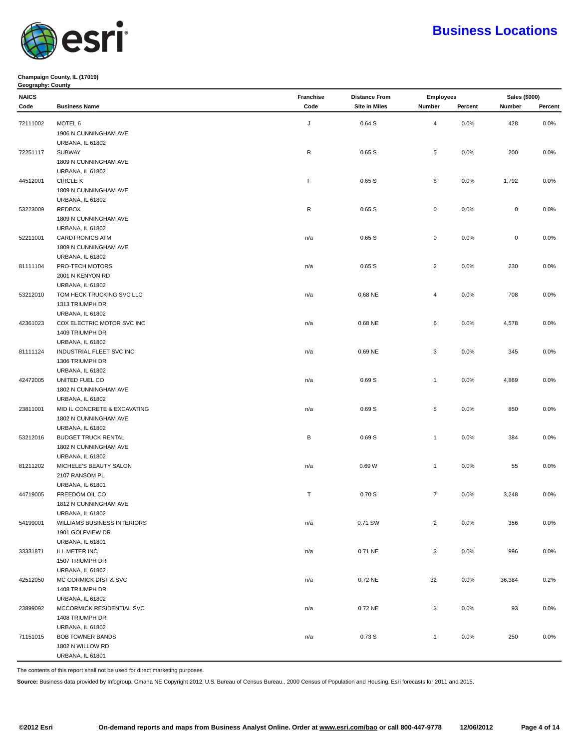# Business Locations

**Champaign County, IL (17019)**
**Geography: County**

| NAICS Code | Business Name | Franchise Code | Distance From Site in Miles | Employees Number | Employees Percent | Sales ($000) Number | Sales ($000) Percent |
|---|---|---|---|---|---|---|---|
| 72111002 | MOTEL 6<br>1906 N CUNNINGHAM AVE<br>URBANA, IL 61802 | J | 0.64 S | 4 | 0.0% | 428 | 0.0% |
| 72251117 | SUBWAY<br>1809 N CUNNINGHAM AVE<br>URBANA, IL 61802 | R | 0.65 S | 5 | 0.0% | 200 | 0.0% |
| 44512001 | CIRCLE K<br>1809 N CUNNINGHAM AVE<br>URBANA, IL 61802 | F | 0.65 S | 8 | 0.0% | 1,792 | 0.0% |
| 53223009 | REDBOX<br>1809 N CUNNINGHAM AVE<br>URBANA, IL 61802 | R | 0.65 S | 0 | 0.0% | 0 | 0.0% |
| 52211001 | CARDTRONICS ATM<br>1809 N CUNNINGHAM AVE<br>URBANA, IL 61802 | n/a | 0.65 S | 0 | 0.0% | 0 | 0.0% |
| 81111104 | PRO-TECH MOTORS<br>2001 N KENYON RD<br>URBANA, IL 61802 | n/a | 0.65 S | 2 | 0.0% | 230 | 0.0% |
| 53212010 | TOM HECK TRUCKING SVC LLC<br>1313 TRIUMPH DR<br>URBANA, IL 61802 | n/a | 0.68 NE | 4 | 0.0% | 708 | 0.0% |
| 42361023 | COX ELECTRIC MOTOR SVC INC<br>1409 TRIUMPH DR<br>URBANA, IL 61802 | n/a | 0.68 NE | 6 | 0.0% | 4,578 | 0.0% |
| 81111124 | INDUSTRIAL FLEET SVC INC<br>1306 TRIUMPH DR<br>URBANA, IL 61802 | n/a | 0.69 NE | 3 | 0.0% | 345 | 0.0% |
| 42472005 | UNITED FUEL CO<br>1802 N CUNNINGHAM AVE<br>URBANA, IL 61802 | n/a | 0.69 S | 1 | 0.0% | 4,869 | 0.0% |
| 23811001 | MID IL CONCRETE & EXCAVATING<br>1802 N CUNNINGHAM AVE<br>URBANA, IL 61802 | n/a | 0.69 S | 5 | 0.0% | 850 | 0.0% |
| 53212016 | BUDGET TRUCK RENTAL<br>1802 N CUNNINGHAM AVE<br>URBANA, IL 61802 | B | 0.69 S | 1 | 0.0% | 384 | 0.0% |
| 81211202 | MICHELE'S BEAUTY SALON<br>2107 RANSOM PL<br>URBANA, IL 61801 | n/a | 0.69 W | 1 | 0.0% | 55 | 0.0% |
| 44719005 | FREEDOM OIL CO<br>1812 N CUNNINGHAM AVE<br>URBANA, IL 61802 | T | 0.70 S | 7 | 0.0% | 3,248 | 0.0% |
| 54199001 | WILLIAMS BUSINESS INTERIORS<br>1901 GOLFVIEW DR<br>URBANA, IL 61801 | n/a | 0.71 SW | 2 | 0.0% | 356 | 0.0% |
| 33331871 | ILL METER INC<br>1507 TRIUMPH DR<br>URBANA, IL 61802 | n/a | 0.71 NE | 3 | 0.0% | 996 | 0.0% |
| 42512050 | MC CORMICK DIST & SVC<br>1408 TRIUMPH DR<br>URBANA, IL 61802 | n/a | 0.72 NE | 32 | 0.0% | 36,384 | 0.2% |
| 23899092 | MCCORMICK RESIDENTIAL SVC<br>1408 TRIUMPH DR<br>URBANA, IL 61802 | n/a | 0.72 NE | 3 | 0.0% | 93 | 0.0% |
| 71151015 | BOB TOWNER BANDS<br>1802 N WILLOW RD<br>URBANA, IL 61801 | n/a | 0.73 S | 1 | 0.0% | 250 | 0.0% |

The contents of this report shall not be used for direct marketing purposes.

**Source:** Business data provided by Infogroup, Omaha NE Copyright 2012. U.S. Bureau of Census Bureau., 2000 Census of Population and Housing. Esri forecasts for 2011 and 2015.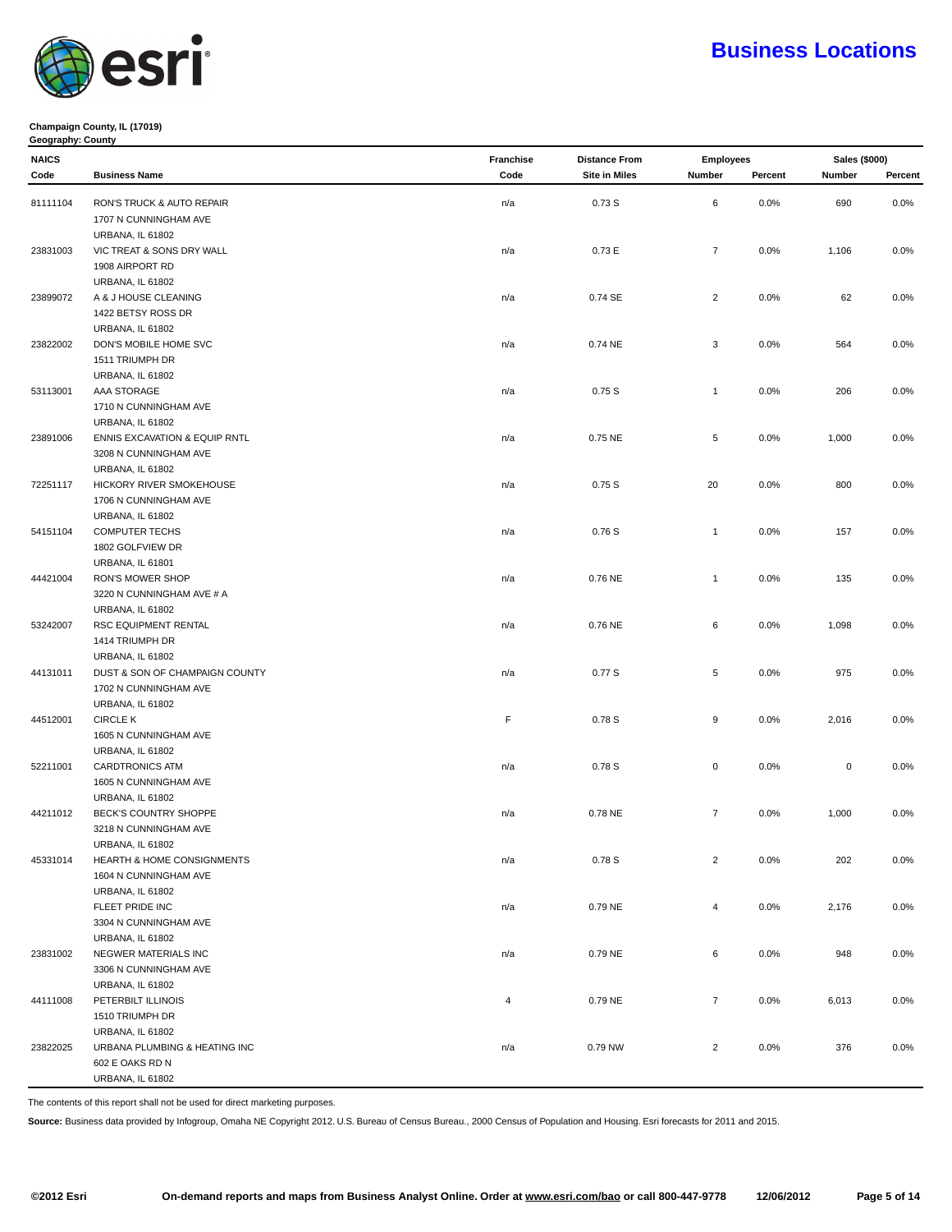# Business Locations

**Champaign County, IL (17019)**
**Geography: County**

| NAICS Code | Business Name | Franchise Code | Distance From Site in Miles | Employees Number | Employees Percent | Sales ($000) Number | Sales ($000) Percent |
|---|---|---|---|---|---|---|---|
| 81111104 | RON'S TRUCK & AUTO REPAIR<br>1707 N CUNNINGHAM AVE<br>URBANA, IL 61802 | n/a | 0.73 S | 6 | 0.0% | 690 | 0.0% |
| 23831003 | VIC TREAT & SONS DRY WALL<br>1908 AIRPORT RD<br>URBANA, IL 61802 | n/a | 0.73 E | 7 | 0.0% | 1,106 | 0.0% |
| 23899072 | A & J HOUSE CLEANING<br>1422 BETSY ROSS DR<br>URBANA, IL 61802 | n/a | 0.74 SE | 2 | 0.0% | 62 | 0.0% |
| 23822002 | DON'S MOBILE HOME SVC<br>1511 TRIUMPH DR<br>URBANA, IL 61802 | n/a | 0.74 NE | 3 | 0.0% | 564 | 0.0% |
| 53113001 | AAA STORAGE<br>1710 N CUNNINGHAM AVE<br>URBANA, IL 61802 | n/a | 0.75 S | 1 | 0.0% | 206 | 0.0% |
| 23891006 | ENNIS EXCAVATION & EQUIP RNTL<br>3208 N CUNNINGHAM AVE<br>URBANA, IL 61802 | n/a | 0.75 NE | 5 | 0.0% | 1,000 | 0.0% |
| 72251117 | HICKORY RIVER SMOKEHOUSE<br>1706 N CUNNINGHAM AVE<br>URBANA, IL 61802 | n/a | 0.75 S | 20 | 0.0% | 800 | 0.0% |
| 54151104 | COMPUTER TECHS<br>1802 GOLFVIEW DR<br>URBANA, IL 61801 | n/a | 0.76 S | 1 | 0.0% | 157 | 0.0% |
| 44421004 | RON'S MOWER SHOP<br>3220 N CUNNINGHAM AVE # A<br>URBANA, IL 61802 | n/a | 0.76 NE | 1 | 0.0% | 135 | 0.0% |
| 53242007 | RSC EQUIPMENT RENTAL<br>1414 TRIUMPH DR<br>URBANA, IL 61802 | n/a | 0.76 NE | 6 | 0.0% | 1,098 | 0.0% |
| 44131011 | DUST & SON OF CHAMPAIGN COUNTY<br>1702 N CUNNINGHAM AVE<br>URBANA, IL 61802 | n/a | 0.77 S | 5 | 0.0% | 975 | 0.0% |
| 44512001 | CIRCLE K<br>1605 N CUNNINGHAM AVE<br>URBANA, IL 61802 | F | 0.78 S | 9 | 0.0% | 2,016 | 0.0% |
| 52211001 | CARDTRONICS ATM<br>1605 N CUNNINGHAM AVE<br>URBANA, IL 61802 | n/a | 0.78 S | 0 | 0.0% | 0 | 0.0% |
| 44211012 | BECK'S COUNTRY SHOPPE<br>3218 N CUNNINGHAM AVE<br>URBANA, IL 61802 | n/a | 0.78 NE | 7 | 0.0% | 1,000 | 0.0% |
| 45331014 | HEARTH & HOME CONSIGNMENTS<br>1604 N CUNNINGHAM AVE<br>URBANA, IL 61802 | n/a | 0.78 S | 2 | 0.0% | 202 | 0.0% |
| | FLEET PRIDE INC<br>3304 N CUNNINGHAM AVE<br>URBANA, IL 61802 | n/a | 0.79 NE | 4 | 0.0% | 2,176 | 0.0% |
| 23831002 | NEGWER MATERIALS INC<br>3306 N CUNNINGHAM AVE<br>URBANA, IL 61802 | n/a | 0.79 NE | 6 | 0.0% | 948 | 0.0% |
| 44111008 | PETERBILT ILLINOIS<br>1510 TRIUMPH DR<br>URBANA, IL 61802 | 4 | 0.79 NE | 7 | 0.0% | 6,013 | 0.0% |
| 23822025 | URBANA PLUMBING & HEATING INC<br>602 E OAKS RD N<br>URBANA, IL 61802 | n/a | 0.79 NW | 2 | 0.0% | 376 | 0.0% |

The contents of this report shall not be used for direct marketing purposes.

**Source:** Business data provided by Infogroup, Omaha NE Copyright 2012. U.S. Bureau of Census Bureau., 2000 Census of Population and Housing. Esri forecasts for 2011 and 2015.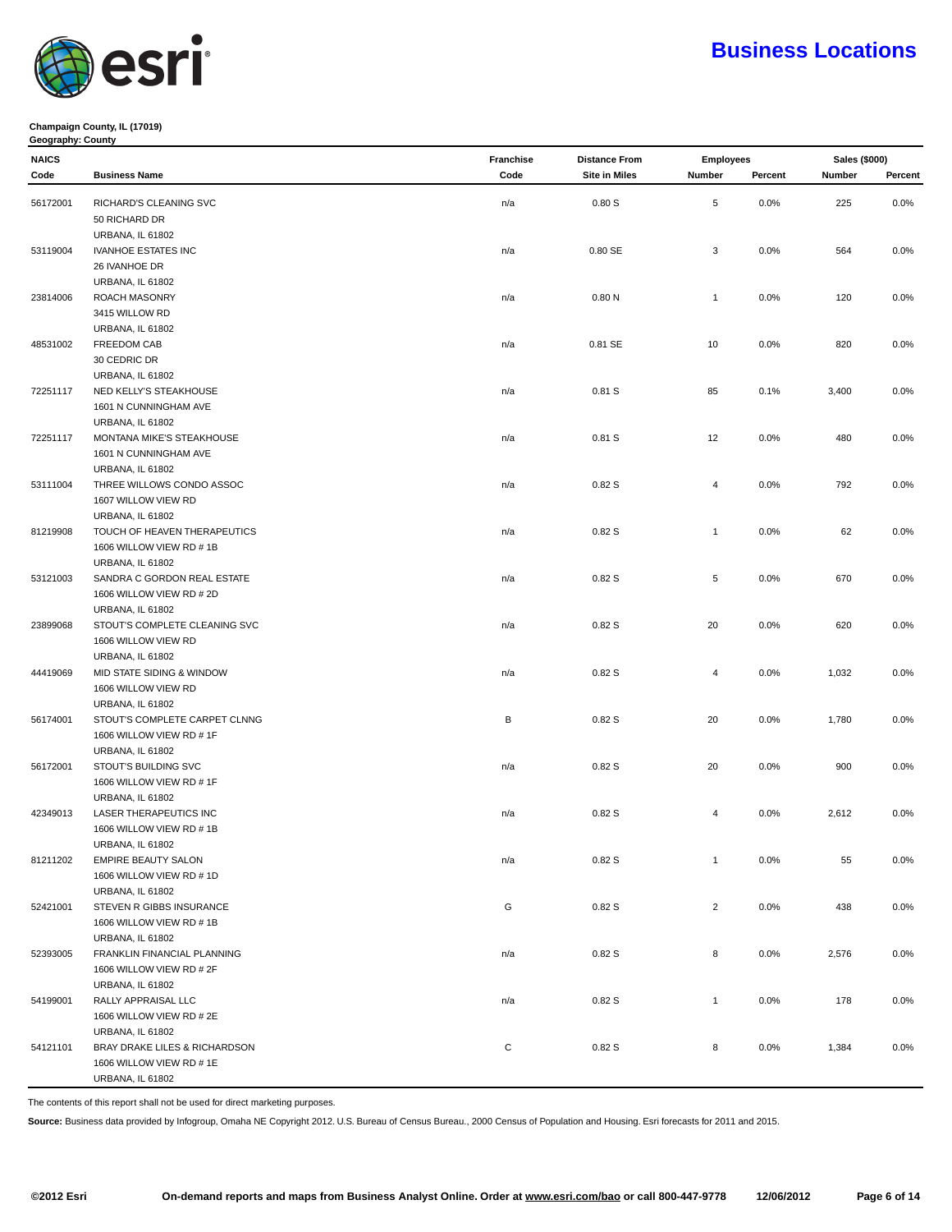# Business Locations

**Champaign County, IL (17019)**
**Geography: County**

| NAICS Code | Business Name | Franchise Code | Distance From Site in Miles | Employees Number | Employees Percent | Sales ($000) Number | Sales ($000) Percent |
|---|---|---|---|---|---|---|---|
| 56172001 | RICHARD'S CLEANING SVC<br>50 RICHARD DR<br>URBANA, IL 61802 | n/a | 0.80 S | 5 | 0.0% | 225 | 0.0% |
| 53119004 | IVANHOE ESTATES INC<br>26 IVANHOE DR<br>URBANA, IL 61802 | n/a | 0.80 SE | 3 | 0.0% | 564 | 0.0% |
| 23814006 | ROACH MASONRY<br>3415 WILLOW RD<br>URBANA, IL 61802 | n/a | 0.80 N | 1 | 0.0% | 120 | 0.0% |
| 48531002 | FREEDOM CAB<br>30 CEDRIC DR<br>URBANA, IL 61802 | n/a | 0.81 SE | 10 | 0.0% | 820 | 0.0% |
| 72251117 | NED KELLY'S STEAKHOUSE<br>1601 N CUNNINGHAM AVE<br>URBANA, IL 61802 | n/a | 0.81 S | 85 | 0.1% | 3,400 | 0.0% |
| 72251117 | MONTANA MIKE'S STEAKHOUSE<br>1601 N CUNNINGHAM AVE<br>URBANA, IL 61802 | n/a | 0.81 S | 12 | 0.0% | 480 | 0.0% |
| 53111004 | THREE WILLOWS CONDO ASSOC<br>1607 WILLOW VIEW RD<br>URBANA, IL 61802 | n/a | 0.82 S | 4 | 0.0% | 792 | 0.0% |
| 81219908 | TOUCH OF HEAVEN THERAPEUTICS<br>1606 WILLOW VIEW RD # 1B<br>URBANA, IL 61802 | n/a | 0.82 S | 1 | 0.0% | 62 | 0.0% |
| 53121003 | SANDRA C GORDON REAL ESTATE<br>1606 WILLOW VIEW RD # 2D<br>URBANA, IL 61802 | n/a | 0.82 S | 5 | 0.0% | 670 | 0.0% |
| 23899068 | STOUT'S COMPLETE CLEANING SVC<br>1606 WILLOW VIEW RD<br>URBANA, IL 61802 | n/a | 0.82 S | 20 | 0.0% | 620 | 0.0% |
| 44419069 | MID STATE SIDING & WINDOW<br>1606 WILLOW VIEW RD<br>URBANA, IL 61802 | n/a | 0.82 S | 4 | 0.0% | 1,032 | 0.0% |
| 56174001 | STOUT'S COMPLETE CARPET CLNNG<br>1606 WILLOW VIEW RD # 1F<br>URBANA, IL 61802 | B | 0.82 S | 20 | 0.0% | 1,780 | 0.0% |
| 56172001 | STOUT'S BUILDING SVC<br>1606 WILLOW VIEW RD # 1F<br>URBANA, IL 61802 | n/a | 0.82 S | 20 | 0.0% | 900 | 0.0% |
| 42349013 | LASER THERAPEUTICS INC<br>1606 WILLOW VIEW RD # 1B<br>URBANA, IL 61802 | n/a | 0.82 S | 4 | 0.0% | 2,612 | 0.0% |
| 81211202 | EMPIRE BEAUTY SALON<br>1606 WILLOW VIEW RD # 1D<br>URBANA, IL 61802 | n/a | 0.82 S | 1 | 0.0% | 55 | 0.0% |
| 52421001 | STEVEN R GIBBS INSURANCE<br>1606 WILLOW VIEW RD # 1B<br>URBANA, IL 61802 | G | 0.82 S | 2 | 0.0% | 438 | 0.0% |
| 52393005 | FRANKLIN FINANCIAL PLANNING<br>1606 WILLOW VIEW RD # 2F<br>URBANA, IL 61802 | n/a | 0.82 S | 8 | 0.0% | 2,576 | 0.0% |
| 54199001 | RALLY APPRAISAL LLC<br>1606 WILLOW VIEW RD # 2E<br>URBANA, IL 61802 | n/a | 0.82 S | 1 | 0.0% | 178 | 0.0% |
| 54121101 | BRAY DRAKE LILES & RICHARDSON<br>1606 WILLOW VIEW RD # 1E<br>URBANA, IL 61802 | C | 0.82 S | 8 | 0.0% | 1,384 | 0.0% |

The contents of this report shall not be used for direct marketing purposes.

**Source:** Business data provided by Infogroup, Omaha NE Copyright 2012. U.S. Bureau of Census Bureau., 2000 Census of Population and Housing. Esri forecasts for 2011 and 2015.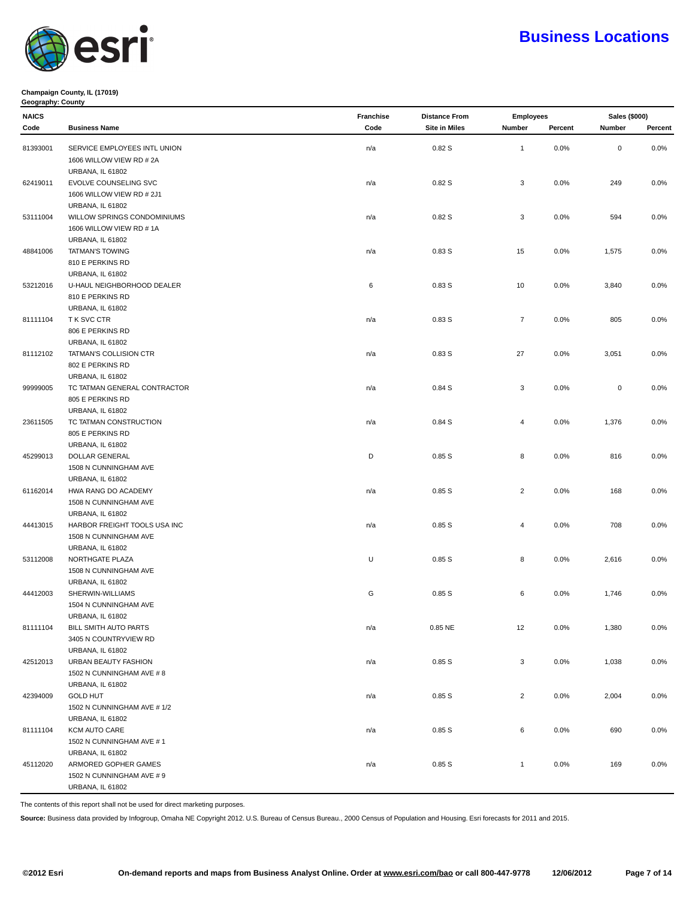# Business Locations

**Champaign County, IL (17019)**
**Geography: County**

| NAICS Code | Business Name | Franchise Code | Distance From Site in Miles | Employees Number | Employees Percent | Sales ($000) Number | Sales ($000) Percent |
|---|---|---|---|---|---|---|---|
| 81393001 | SERVICE EMPLOYEES INTL UNION<br>1606 WILLOW VIEW RD # 2A<br>URBANA, IL 61802 | n/a | 0.82 S | 1 | 0.0% | 0 | 0.0% |
| 62419011 | EVOLVE COUNSELING SVC<br>1606 WILLOW VIEW RD # 2J1<br>URBANA, IL 61802 | n/a | 0.82 S | 3 | 0.0% | 249 | 0.0% |
| 53111004 | WILLOW SPRINGS CONDOMINIUMS<br>1606 WILLOW VIEW RD # 1A<br>URBANA, IL 61802 | n/a | 0.82 S | 3 | 0.0% | 594 | 0.0% |
| 48841006 | TATMAN'S TOWING<br>810 E PERKINS RD<br>URBANA, IL 61802 | n/a | 0.83 S | 15 | 0.0% | 1,575 | 0.0% |
| 53212016 | U-HAUL NEIGHBORHOOD DEALER<br>810 E PERKINS RD<br>URBANA, IL 61802 | 6 | 0.83 S | 10 | 0.0% | 3,840 | 0.0% |
| 81111104 | T K SVC CTR<br>806 E PERKINS RD<br>URBANA, IL 61802 | n/a | 0.83 S | 7 | 0.0% | 805 | 0.0% |
| 81112102 | TATMAN'S COLLISION CTR<br>802 E PERKINS RD<br>URBANA, IL 61802 | n/a | 0.83 S | 27 | 0.0% | 3,051 | 0.0% |
| 99999005 | TC TATMAN GENERAL CONTRACTOR<br>805 E PERKINS RD<br>URBANA, IL 61802 | n/a | 0.84 S | 3 | 0.0% | 0 | 0.0% |
| 23611505 | TC TATMAN CONSTRUCTION<br>805 E PERKINS RD<br>URBANA, IL 61802 | n/a | 0.84 S | 4 | 0.0% | 1,376 | 0.0% |
| 45299013 | DOLLAR GENERAL<br>1508 N CUNNINGHAM AVE<br>URBANA, IL 61802 | D | 0.85 S | 8 | 0.0% | 816 | 0.0% |
| 61162014 | HWA RANG DO ACADEMY<br>1508 N CUNNINGHAM AVE<br>URBANA, IL 61802 | n/a | 0.85 S | 2 | 0.0% | 168 | 0.0% |
| 44413015 | HARBOR FREIGHT TOOLS USA INC<br>1508 N CUNNINGHAM AVE<br>URBANA, IL 61802 | n/a | 0.85 S | 4 | 0.0% | 708 | 0.0% |
| 53112008 | NORTHGATE PLAZA<br>1508 N CUNNINGHAM AVE<br>URBANA, IL 61802 | U | 0.85 S | 8 | 0.0% | 2,616 | 0.0% |
| 44412003 | SHERWIN-WILLIAMS<br>1504 N CUNNINGHAM AVE<br>URBANA, IL 61802 | G | 0.85 S | 6 | 0.0% | 1,746 | 0.0% |
| 81111104 | BILL SMITH AUTO PARTS<br>3405 N COUNTRYVIEW RD<br>URBANA, IL 61802 | n/a | 0.85 NE | 12 | 0.0% | 1,380 | 0.0% |
| 42512013 | URBAN BEAUTY FASHION<br>1502 N CUNNINGHAM AVE # 8<br>URBANA, IL 61802 | n/a | 0.85 S | 3 | 0.0% | 1,038 | 0.0% |
| 42394009 | GOLD HUT<br>1502 N CUNNINGHAM AVE # 1/2<br>URBANA, IL 61802 | n/a | 0.85 S | 2 | 0.0% | 2,004 | 0.0% |
| 81111104 | KCM AUTO CARE<br>1502 N CUNNINGHAM AVE # 1<br>URBANA, IL 61802 | n/a | 0.85 S | 6 | 0.0% | 690 | 0.0% |
| 45112020 | ARMORED GOPHER GAMES<br>1502 N CUNNINGHAM AVE # 9<br>URBANA, IL 61802 | n/a | 0.85 S | 1 | 0.0% | 169 | 0.0% |

The contents of this report shall not be used for direct marketing purposes.

**Source:** Business data provided by Infogroup, Omaha NE Copyright 2012. U.S. Bureau of Census Bureau., 2000 Census of Population and Housing. Esri forecasts for 2011 and 2015.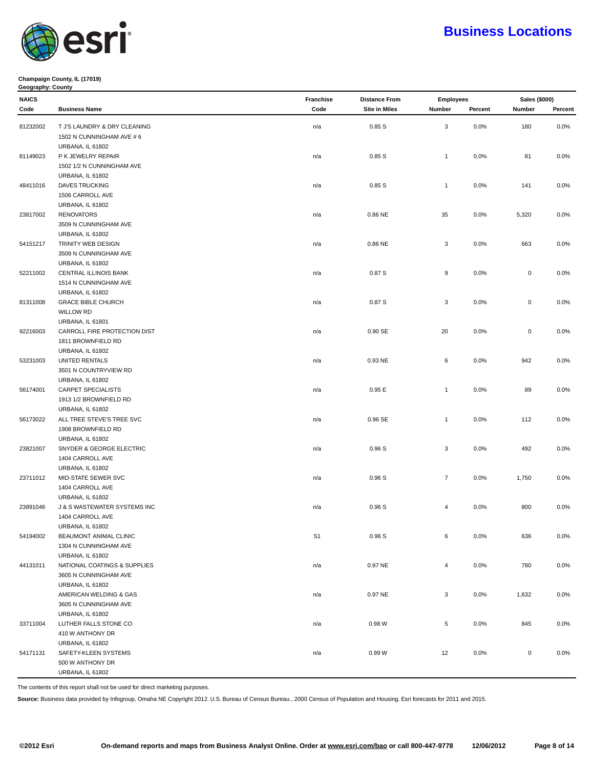# Business Locations

**Champaign County, IL (17019)**
**Geography: County**

| NAICS Code | Business Name | Franchise Code | Distance From Site in Miles | Employees Number | Employees Percent | Sales ($000) Number | Sales ($000) Percent |
|---|---|---|---|---|---|---|---|
| 81232002 | T J'S LAUNDRY & DRY CLEANING<br>1502 N CUNNINGHAM AVE # 6<br>URBANA, IL 61802 | n/a | 0.85 S | 3 | 0.0% | 180 | 0.0% |
| 81149023 | P K JEWELRY REPAIR<br>1502 1/2 N CUNNINGHAM AVE<br>URBANA, IL 61802 | n/a | 0.85 S | 1 | 0.0% | 81 | 0.0% |
| 48411016 | DAVES TRUCKING<br>1506 CARROLL AVE<br>URBANA, IL 61802 | n/a | 0.85 S | 1 | 0.0% | 141 | 0.0% |
| 23817002 | RENOVATORS<br>3509 N CUNNINGHAM AVE<br>URBANA, IL 61802 | n/a | 0.86 NE | 35 | 0.0% | 5,320 | 0.0% |
| 54151217 | TRINITY WEB DESIGN<br>3509 N CUNNINGHAM AVE<br>URBANA, IL 61802 | n/a | 0.86 NE | 3 | 0.0% | 663 | 0.0% |
| 52211002 | CENTRAL ILLINOIS BANK<br>1514 N CUNNINGHAM AVE<br>URBANA, IL 61802 | n/a | 0.87 S | 9 | 0.0% | 0 | 0.0% |
| 81311008 | GRACE BIBLE CHURCH<br>WILLOW RD<br>URBANA, IL 61801 | n/a | 0.87 S | 3 | 0.0% | 0 | 0.0% |
| 92216003 | CARROLL FIRE PROTECTION DIST<br>1811 BROWNFIELD RD<br>URBANA, IL 61802 | n/a | 0.90 SE | 20 | 0.0% | 0 | 0.0% |
| 53231003 | UNITED RENTALS<br>3501 N COUNTRYVIEW RD<br>URBANA, IL 61802 | n/a | 0.93 NE | 6 | 0.0% | 942 | 0.0% |
| 56174001 | CARPET SPECIALISTS<br>1913 1/2 BROWNFIELD RD<br>URBANA, IL 61802 | n/a | 0.95 E | 1 | 0.0% | 89 | 0.0% |
| 56173022 | ALL TREE STEVE'S TREE SVC<br>1908 BROWNFIELD RD<br>URBANA, IL 61802 | n/a | 0.96 SE | 1 | 0.0% | 112 | 0.0% |
| 23821007 | SNYDER & GEORGE ELECTRIC<br>1404 CARROLL AVE<br>URBANA, IL 61802 | n/a | 0.96 S | 3 | 0.0% | 492 | 0.0% |
| 23711012 | MID-STATE SEWER SVC<br>1404 CARROLL AVE<br>URBANA, IL 61802 | n/a | 0.96 S | 7 | 0.0% | 1,750 | 0.0% |
| 23891046 | J & S WASTEWATER SYSTEMS INC<br>1404 CARROLL AVE<br>URBANA, IL 61802 | n/a | 0.96 S | 4 | 0.0% | 800 | 0.0% |
| 54194002 | BEAUMONT ANIMAL CLINIC<br>1304 N CUNNINGHAM AVE<br>URBANA, IL 61802 | S1 | 0.96 S | 6 | 0.0% | 636 | 0.0% |
| 44131011 | NATIONAL COATINGS & SUPPLIES<br>3605 N CUNNINGHAM AVE<br>URBANA, IL 61802 | n/a | 0.97 NE | 4 | 0.0% | 780 | 0.0% |
| | AMERICAN WELDING & GAS<br>3605 N CUNNINGHAM AVE<br>URBANA, IL 61802 | n/a | 0.97 NE | 3 | 0.0% | 1,632 | 0.0% |
| 33711004 | LUTHER FALLS STONE CO<br>410 W ANTHONY DR<br>URBANA, IL 61802 | n/a | 0.98 W | 5 | 0.0% | 845 | 0.0% |
| 54171131 | SAFETY-KLEEN SYSTEMS<br>500 W ANTHONY DR<br>URBANA, IL 61802 | n/a | 0.99 W | 12 | 0.0% | 0 | 0.0% |

The contents of this report shall not be used for direct marketing purposes.

**Source:** Business data provided by Infogroup, Omaha NE Copyright 2012. U.S. Bureau of Census Bureau., 2000 Census of Population and Housing. Esri forecasts for 2011 and 2015.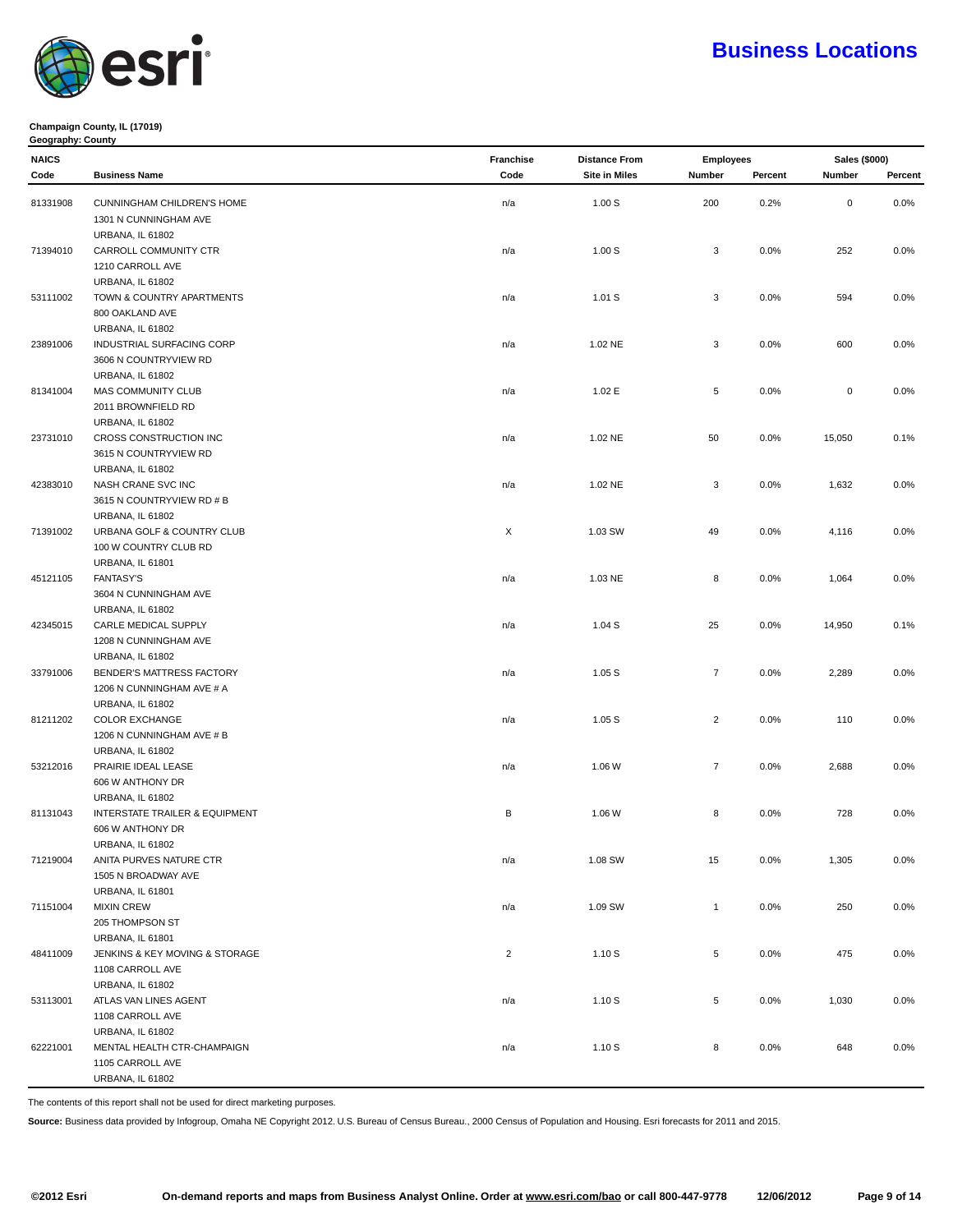# Business Locations

**Champaign County, IL (17019)**
**Geography: County**

| NAICS Code | Business Name | Franchise Code | Distance From Site in Miles | Employees Number | Employees Percent | Sales ($000) Number | Sales ($000) Percent |
|---|---|---|---|---|---|---|---|
| 81331908 | CUNNINGHAM CHILDREN'S HOME<br>1301 N CUNNINGHAM AVE<br>URBANA, IL 61802 | n/a | 1.00 S | 200 | 0.2% | 0 | 0.0% |
| 71394010 | CARROLL COMMUNITY CTR<br>1210 CARROLL AVE<br>URBANA, IL 61802 | n/a | 1.00 S | 3 | 0.0% | 252 | 0.0% |
| 53111002 | TOWN & COUNTRY APARTMENTS<br>800 OAKLAND AVE<br>URBANA, IL 61802 | n/a | 1.01 S | 3 | 0.0% | 594 | 0.0% |
| 23891006 | INDUSTRIAL SURFACING CORP<br>3606 N COUNTRYVIEW RD<br>URBANA, IL 61802 | n/a | 1.02 NE | 3 | 0.0% | 600 | 0.0% |
| 81341004 | MAS COMMUNITY CLUB<br>2011 BROWNFIELD RD<br>URBANA, IL 61802 | n/a | 1.02 E | 5 | 0.0% | 0 | 0.0% |
| 23731010 | CROSS CONSTRUCTION INC<br>3615 N COUNTRYVIEW RD<br>URBANA, IL 61802 | n/a | 1.02 NE | 50 | 0.0% | 15,050 | 0.1% |
| 42383010 | NASH CRANE SVC INC<br>3615 N COUNTRYVIEW RD # B<br>URBANA, IL 61802 | n/a | 1.02 NE | 3 | 0.0% | 1,632 | 0.0% |
| 71391002 | URBANA GOLF & COUNTRY CLUB<br>100 W COUNTRY CLUB RD<br>URBANA, IL 61801 | X | 1.03 SW | 49 | 0.0% | 4,116 | 0.0% |
| 45121105 | FANTASY'S<br>3604 N CUNNINGHAM AVE<br>URBANA, IL 61802 | n/a | 1.03 NE | 8 | 0.0% | 1,064 | 0.0% |
| 42345015 | CARLE MEDICAL SUPPLY<br>1208 N CUNNINGHAM AVE<br>URBANA, IL 61802 | n/a | 1.04 S | 25 | 0.0% | 14,950 | 0.1% |
| 33791006 | BENDER'S MATTRESS FACTORY<br>1206 N CUNNINGHAM AVE # A<br>URBANA, IL 61802 | n/a | 1.05 S | 7 | 0.0% | 2,289 | 0.0% |
| 81211202 | COLOR EXCHANGE<br>1206 N CUNNINGHAM AVE # B<br>URBANA, IL 61802 | n/a | 1.05 S | 2 | 0.0% | 110 | 0.0% |
| 53212016 | PRAIRIE IDEAL LEASE<br>606 W ANTHONY DR<br>URBANA, IL 61802 | n/a | 1.06 W | 7 | 0.0% | 2,688 | 0.0% |
| 81131043 | INTERSTATE TRAILER & EQUIPMENT<br>606 W ANTHONY DR<br>URBANA, IL 61802 | B | 1.06 W | 8 | 0.0% | 728 | 0.0% |
| 71219004 | ANITA PURVES NATURE CTR<br>1505 N BROADWAY AVE<br>URBANA, IL 61801 | n/a | 1.08 SW | 15 | 0.0% | 1,305 | 0.0% |
| 71151004 | MIXIN CREW<br>205 THOMPSON ST<br>URBANA, IL 61801 | n/a | 1.09 SW | 1 | 0.0% | 250 | 0.0% |
| 48411009 | JENKINS & KEY MOVING & STORAGE<br>1108 CARROLL AVE<br>URBANA, IL 61802 | 2 | 1.10 S | 5 | 0.0% | 475 | 0.0% |
| 53113001 | ATLAS VAN LINES AGENT<br>1108 CARROLL AVE<br>URBANA, IL 61802 | n/a | 1.10 S | 5 | 0.0% | 1,030 | 0.0% |
| 62221001 | MENTAL HEALTH CTR-CHAMPAIGN<br>1105 CARROLL AVE<br>URBANA, IL 61802 | n/a | 1.10 S | 8 | 0.0% | 648 | 0.0% |

The contents of this report shall not be used for direct marketing purposes.

**Source:** Business data provided by Infogroup, Omaha NE Copyright 2012. U.S. Bureau of Census Bureau., 2000 Census of Population and Housing. Esri forecasts for 2011 and 2015.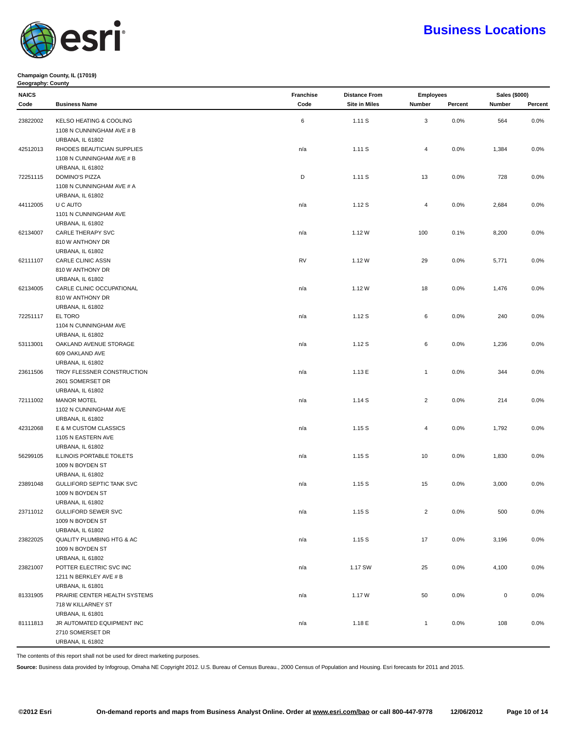# Business Locations

**Champaign County, IL (17019)**
**Geography: County**

| NAICS | | Franchise | Distance From | Employees | | Sales ($000) | |
|---|---|---|---|---|---|---|---|
| Code | Business Name | Code | Site in Miles | Number | Percent | Number | Percent |
| 23822002 | KELSO HEATING & COOLING<br>1108 N CUNNINGHAM AVE # B<br>URBANA, IL 61802 | 6 | 1.11 S | 3 | 0.0% | 564 | 0.0% |
| 42512013 | RHODES BEAUTICIAN SUPPLIES<br>1108 N CUNNINGHAM AVE # B<br>URBANA, IL 61802 | n/a | 1.11 S | 4 | 0.0% | 1,384 | 0.0% |
| 72251115 | DOMINO'S PIZZA<br>1108 N CUNNINGHAM AVE # A<br>URBANA, IL 61802 | D | 1.11 S | 13 | 0.0% | 728 | 0.0% |
| 44112005 | U C AUTO<br>1101 N CUNNINGHAM AVE<br>URBANA, IL 61802 | n/a | 1.12 S | 4 | 0.0% | 2,684 | 0.0% |
| 62134007 | CARLE THERAPY SVC<br>810 W ANTHONY DR<br>URBANA, IL 61802 | n/a | 1.12 W | 100 | 0.1% | 8,200 | 0.0% |
| 62111107 | CARLE CLINIC ASSN<br>810 W ANTHONY DR<br>URBANA, IL 61802 | RV | 1.12 W | 29 | 0.0% | 5,771 | 0.0% |
| 62134005 | CARLE CLINIC OCCUPATIONAL<br>810 W ANTHONY DR<br>URBANA, IL 61802 | n/a | 1.12 W | 18 | 0.0% | 1,476 | 0.0% |
| 72251117 | EL TORO<br>1104 N CUNNINGHAM AVE<br>URBANA, IL 61802 | n/a | 1.12 S | 6 | 0.0% | 240 | 0.0% |
| 53113001 | OAKLAND AVENUE STORAGE<br>609 OAKLAND AVE<br>URBANA, IL 61802 | n/a | 1.12 S | 6 | 0.0% | 1,236 | 0.0% |
| 23611506 | TROY FLESSNER CONSTRUCTION<br>2601 SOMERSET DR<br>URBANA, IL 61802 | n/a | 1.13 E | 1 | 0.0% | 344 | 0.0% |
| 72111002 | MANOR MOTEL<br>1102 N CUNNINGHAM AVE<br>URBANA, IL 61802 | n/a | 1.14 S | 2 | 0.0% | 214 | 0.0% |
| 42312068 | E & M CUSTOM CLASSICS<br>1105 N EASTERN AVE<br>URBANA, IL 61802 | n/a | 1.15 S | 4 | 0.0% | 1,792 | 0.0% |
| 56299105 | ILLINOIS PORTABLE TOILETS<br>1009 N BOYDEN ST<br>URBANA, IL 61802 | n/a | 1.15 S | 10 | 0.0% | 1,830 | 0.0% |
| 23891048 | GULLIFORD SEPTIC TANK SVC<br>1009 N BOYDEN ST<br>URBANA, IL 61802 | n/a | 1.15 S | 15 | 0.0% | 3,000 | 0.0% |
| 23711012 | GULLIFORD SEWER SVC<br>1009 N BOYDEN ST<br>URBANA, IL 61802 | n/a | 1.15 S | 2 | 0.0% | 500 | 0.0% |
| 23822025 | QUALITY PLUMBING HTG & AC<br>1009 N BOYDEN ST<br>URBANA, IL 61802 | n/a | 1.15 S | 17 | 0.0% | 3,196 | 0.0% |
| 23821007 | POTTER ELECTRIC SVC INC<br>1211 N BERKLEY AVE # B<br>URBANA, IL 61801 | n/a | 1.17 SW | 25 | 0.0% | 4,100 | 0.0% |
| 81331905 | PRAIRIE CENTER HEALTH SYSTEMS<br>718 W KILLARNEY ST<br>URBANA, IL 61801 | n/a | 1.17 W | 50 | 0.0% | 0 | 0.0% |
| 81111813 | JR AUTOMATED EQUIPMENT INC<br>2710 SOMERSET DR<br>URBANA, IL 61802 | n/a | 1.18 E | 1 | 0.0% | 108 | 0.0% |

The contents of this report shall not be used for direct marketing purposes.

**Source:** Business data provided by Infogroup, Omaha NE Copyright 2012. U.S. Bureau of Census Bureau., 2000 Census of Population and Housing. Esri forecasts for 2011 and 2015.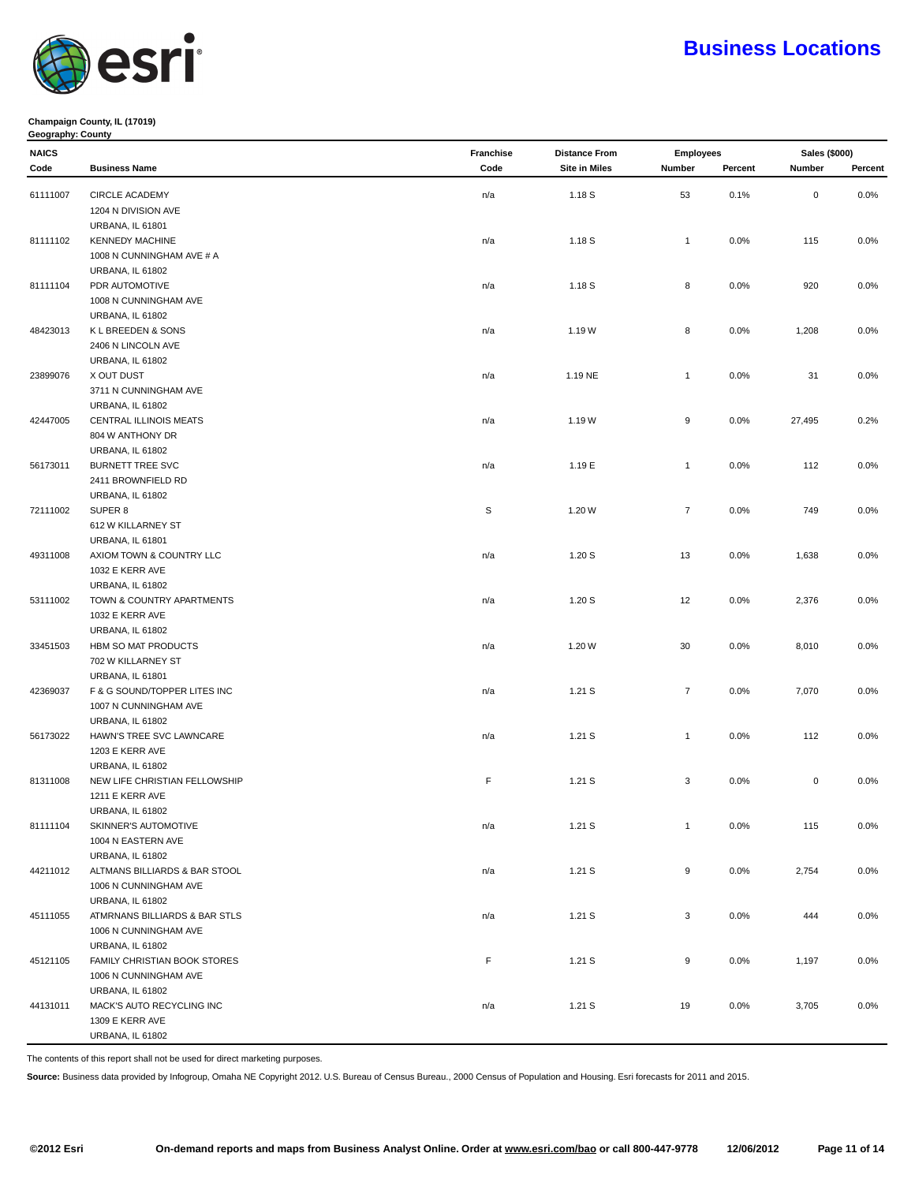# Business Locations

**Champaign County, IL (17019)**
**Geography: County**

| NAICS | | Franchise | Distance From | Employees | | Sales ($000) | |
|---|---|---|---|---|---|---|---|
| Code | Business Name | Code | Site in Miles | Number | Percent | Number | Percent |
| 61111007 | CIRCLE ACADEMY<br>1204 N DIVISION AVE<br>URBANA, IL 61801 | n/a | 1.18 S | 53 | 0.1% | 0 | 0.0% |
| 81111102 | KENNEDY MACHINE<br>1008 N CUNNINGHAM AVE # A<br>URBANA, IL 61802 | n/a | 1.18 S | 1 | 0.0% | 115 | 0.0% |
| 81111104 | PDR AUTOMOTIVE<br>1008 N CUNNINGHAM AVE<br>URBANA, IL 61802 | n/a | 1.18 S | 8 | 0.0% | 920 | 0.0% |
| 48423013 | K L BREEDEN & SONS<br>2406 N LINCOLN AVE<br>URBANA, IL 61802 | n/a | 1.19 W | 8 | 0.0% | 1,208 | 0.0% |
| 23899076 | X OUT DUST<br>3711 N CUNNINGHAM AVE<br>URBANA, IL 61802 | n/a | 1.19 NE | 1 | 0.0% | 31 | 0.0% |
| 42447005 | CENTRAL ILLINOIS MEATS<br>804 W ANTHONY DR<br>URBANA, IL 61802 | n/a | 1.19 W | 9 | 0.0% | 27,495 | 0.2% |
| 56173011 | BURNETT TREE SVC<br>2411 BROWNFIELD RD<br>URBANA, IL 61802 | n/a | 1.19 E | 1 | 0.0% | 112 | 0.0% |
| 72111002 | SUPER 8<br>612 W KILLARNEY ST<br>URBANA, IL 61801 | S | 1.20 W | 7 | 0.0% | 749 | 0.0% |
| 49311008 | AXIOM TOWN & COUNTRY LLC<br>1032 E KERR AVE<br>URBANA, IL 61802 | n/a | 1.20 S | 13 | 0.0% | 1,638 | 0.0% |
| 53111002 | TOWN & COUNTRY APARTMENTS<br>1032 E KERR AVE<br>URBANA, IL 61802 | n/a | 1.20 S | 12 | 0.0% | 2,376 | 0.0% |
| 33451503 | HBM SO MAT PRODUCTS<br>702 W KILLARNEY ST<br>URBANA, IL 61801 | n/a | 1.20 W | 30 | 0.0% | 8,010 | 0.0% |
| 42369037 | F & G SOUND/TOPPER LITES INC<br>1007 N CUNNINGHAM AVE<br>URBANA, IL 61802 | n/a | 1.21 S | 7 | 0.0% | 7,070 | 0.0% |
| 56173022 | HAWN'S TREE SVC LAWNCARE<br>1203 E KERR AVE<br>URBANA, IL 61802 | n/a | 1.21 S | 1 | 0.0% | 112 | 0.0% |
| 81311008 | NEW LIFE CHRISTIAN FELLOWSHIP<br>1211 E KERR AVE<br>URBANA, IL 61802 | F | 1.21 S | 3 | 0.0% | 0 | 0.0% |
| 81111104 | SKINNER'S AUTOMOTIVE<br>1004 N EASTERN AVE<br>URBANA, IL 61802 | n/a | 1.21 S | 1 | 0.0% | 115 | 0.0% |
| 44211012 | ALTMANS BILLIARDS & BAR STOOL<br>1006 N CUNNINGHAM AVE<br>URBANA, IL 61802 | n/a | 1.21 S | 9 | 0.0% | 2,754 | 0.0% |
| 45111055 | ATMRNANS BILLIARDS & BAR STLS<br>1006 N CUNNINGHAM AVE<br>URBANA, IL 61802 | n/a | 1.21 S | 3 | 0.0% | 444 | 0.0% |
| 45121105 | FAMILY CHRISTIAN BOOK STORES<br>1006 N CUNNINGHAM AVE<br>URBANA, IL 61802 | F | 1.21 S | 9 | 0.0% | 1,197 | 0.0% |
| 44131011 | MACK'S AUTO RECYCLING INC<br>1309 E KERR AVE<br>URBANA, IL 61802 | n/a | 1.21 S | 19 | 0.0% | 3,705 | 0.0% |

The contents of this report shall not be used for direct marketing purposes.

**Source:** Business data provided by Infogroup, Omaha NE Copyright 2012. U.S. Bureau of Census Bureau., 2000 Census of Population and Housing. Esri forecasts for 2011 and 2015.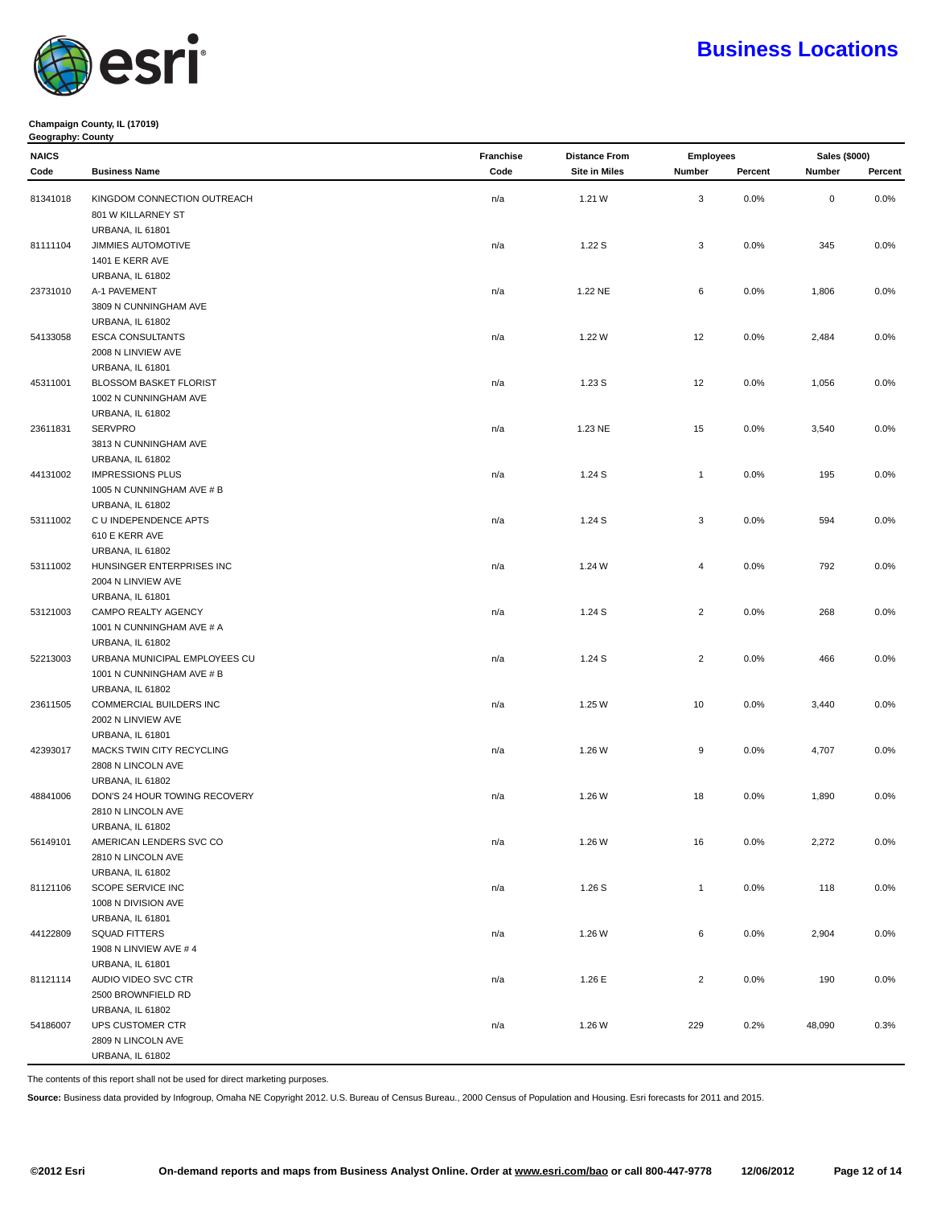# Business Locations

**Champaign County, IL (17019)**
**Geography: County**

| NAICS Code | Business Name | Franchise Code | Distance From Site in Miles | Employees Number | Employees Percent | Sales ($000) Number | Sales ($000) Percent |
|---|---|---|---|---|---|---|---|
| 81341018 | KINGDOM CONNECTION OUTREACH<br>801 W KILLARNEY ST<br>URBANA, IL 61801 | n/a | 1.21 W | 3 | 0.0% | 0 | 0.0% |
| 81111104 | JIMMIES AUTOMOTIVE<br>1401 E KERR AVE<br>URBANA, IL 61802 | n/a | 1.22 S | 3 | 0.0% | 345 | 0.0% |
| 23731010 | A-1 PAVEMENT<br>3809 N CUNNINGHAM AVE<br>URBANA, IL 61802 | n/a | 1.22 NE | 6 | 0.0% | 1,806 | 0.0% |
| 54133058 | ESCA CONSULTANTS<br>2008 N LINVIEW AVE<br>URBANA, IL 61801 | n/a | 1.22 W | 12 | 0.0% | 2,484 | 0.0% |
| 45311001 | BLOSSOM BASKET FLORIST<br>1002 N CUNNINGHAM AVE<br>URBANA, IL 61802 | n/a | 1.23 S | 12 | 0.0% | 1,056 | 0.0% |
| 23611831 | SERVPRO<br>3813 N CUNNINGHAM AVE<br>URBANA, IL 61802 | n/a | 1.23 NE | 15 | 0.0% | 3,540 | 0.0% |
| 44131002 | IMPRESSIONS PLUS<br>1005 N CUNNINGHAM AVE # B<br>URBANA, IL 61802 | n/a | 1.24 S | 1 | 0.0% | 195 | 0.0% |
| 53111002 | C U INDEPENDENCE APTS<br>610 E KERR AVE<br>URBANA, IL 61802 | n/a | 1.24 S | 3 | 0.0% | 594 | 0.0% |
| 53111002 | HUNSINGER ENTERPRISES INC<br>2004 N LINVIEW AVE<br>URBANA, IL 61801 | n/a | 1.24 W | 4 | 0.0% | 792 | 0.0% |
| 53121003 | CAMPO REALTY AGENCY<br>1001 N CUNNINGHAM AVE # A<br>URBANA, IL 61802 | n/a | 1.24 S | 2 | 0.0% | 268 | 0.0% |
| 52213003 | URBANA MUNICIPAL EMPLOYEES CU<br>1001 N CUNNINGHAM AVE # B<br>URBANA, IL 61802 | n/a | 1.24 S | 2 | 0.0% | 466 | 0.0% |
| 23611505 | COMMERCIAL BUILDERS INC<br>2002 N LINVIEW AVE<br>URBANA, IL 61801 | n/a | 1.25 W | 10 | 0.0% | 3,440 | 0.0% |
| 42393017 | MACKS TWIN CITY RECYCLING<br>2808 N LINCOLN AVE<br>URBANA, IL 61802 | n/a | 1.26 W | 9 | 0.0% | 4,707 | 0.0% |
| 48841006 | DON'S 24 HOUR TOWING RECOVERY<br>2810 N LINCOLN AVE<br>URBANA, IL 61802 | n/a | 1.26 W | 18 | 0.0% | 1,890 | 0.0% |
| 56149101 | AMERICAN LENDERS SVC CO<br>2810 N LINCOLN AVE<br>URBANA, IL 61802 | n/a | 1.26 W | 16 | 0.0% | 2,272 | 0.0% |
| 81121106 | SCOPE SERVICE INC<br>1008 N DIVISION AVE<br>URBANA, IL 61801 | n/a | 1.26 S | 1 | 0.0% | 118 | 0.0% |
| 44122809 | SQUAD FITTERS<br>1908 N LINVIEW AVE # 4<br>URBANA, IL 61801 | n/a | 1.26 W | 6 | 0.0% | 2,904 | 0.0% |
| 81121114 | AUDIO VIDEO SVC CTR<br>2500 BROWNFIELD RD<br>URBANA, IL 61802 | n/a | 1.26 E | 2 | 0.0% | 190 | 0.0% |
| 54186007 | UPS CUSTOMER CTR<br>2809 N LINCOLN AVE<br>URBANA, IL 61802 | n/a | 1.26 W | 229 | 0.2% | 48,090 | 0.3% |

The contents of this report shall not be used for direct marketing purposes.

**Source:** Business data provided by Infogroup, Omaha NE Copyright 2012. U.S. Bureau of Census Bureau., 2000 Census of Population and Housing. Esri forecasts for 2011 and 2015.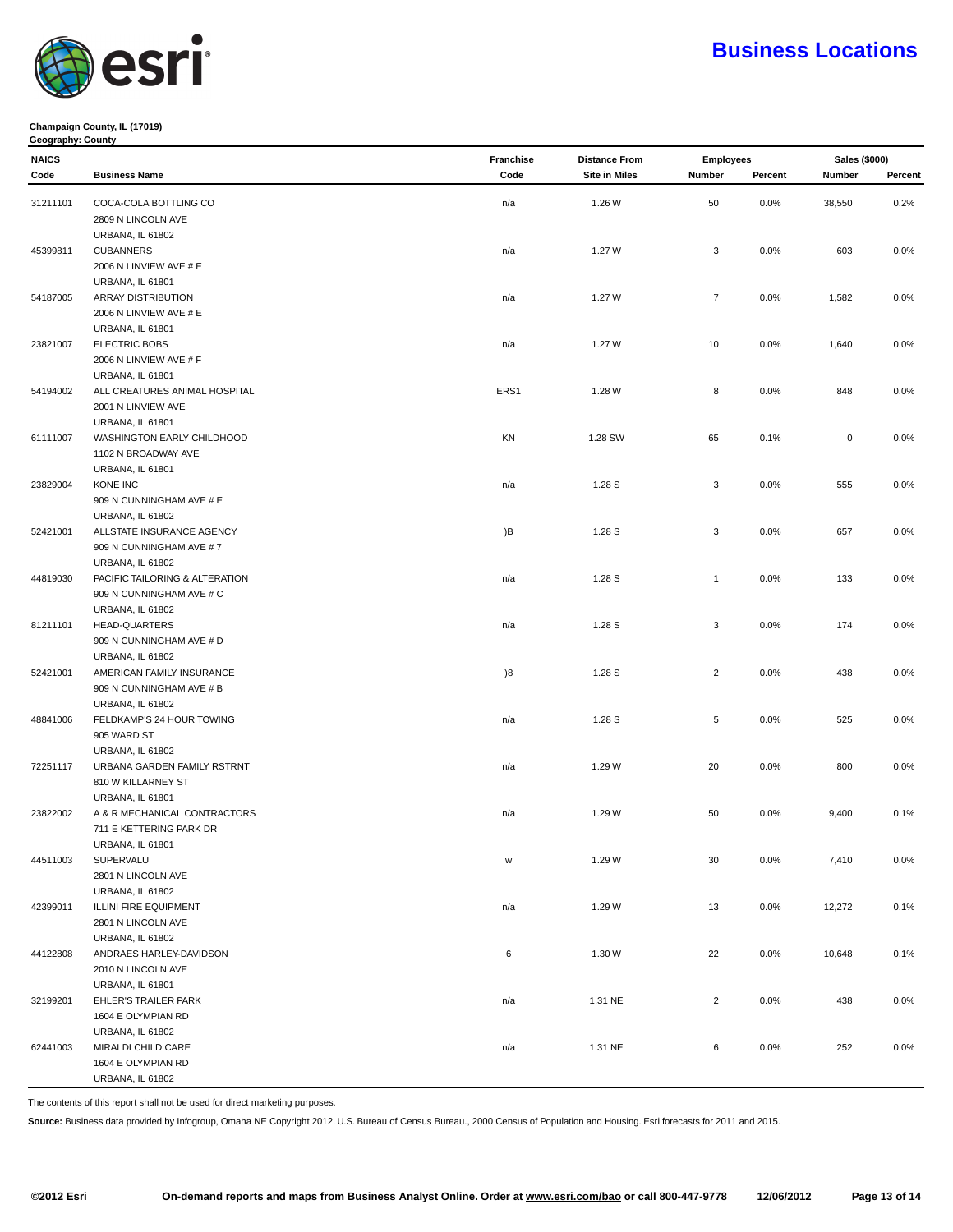# Business Locations

**Champaign County, IL (17019)**
**Geography: County**

| NAICS Code | Business Name | Franchise Code | Distance From Site in Miles | Employees Number | Employees Percent | Sales ($000) Number | Sales ($000) Percent |
|---|---|---|---|---|---|---|---|
| 31211101 | COCA-COLA BOTTLING CO<br>2809 N LINCOLN AVE<br>URBANA, IL 61802 | n/a | 1.26 W | 50 | 0.0% | 38,550 | 0.2% |
| 45399811 | CUBANNERS<br>2006 N LINVIEW AVE # E<br>URBANA, IL 61801 | n/a | 1.27 W | 3 | 0.0% | 603 | 0.0% |
| 54187005 | ARRAY DISTRIBUTION<br>2006 N LINVIEW AVE # E<br>URBANA, IL 61801 | n/a | 1.27 W | 7 | 0.0% | 1,582 | 0.0% |
| 23821007 | ELECTRIC BOBS<br>2006 N LINVIEW AVE # F<br>URBANA, IL 61801 | n/a | 1.27 W | 10 | 0.0% | 1,640 | 0.0% |
| 54194002 | ALL CREATURES ANIMAL HOSPITAL<br>2001 N LINVIEW AVE<br>URBANA, IL 61801 | ERS1 | 1.28 W | 8 | 0.0% | 848 | 0.0% |
| 61111007 | WASHINGTON EARLY CHILDHOOD<br>1102 N BROADWAY AVE<br>URBANA, IL 61801 | KN | 1.28 SW | 65 | 0.1% | 0 | 0.0% |
| 23829004 | KONE INC<br>909 N CUNNINGHAM AVE # E<br>URBANA, IL 61802 | n/a | 1.28 S | 3 | 0.0% | 555 | 0.0% |
| 52421001 | ALLSTATE INSURANCE AGENCY<br>909 N CUNNINGHAM AVE # 7<br>URBANA, IL 61802 | )B | 1.28 S | 3 | 0.0% | 657 | 0.0% |
| 44819030 | PACIFIC TAILORING & ALTERATION<br>909 N CUNNINGHAM AVE # C<br>URBANA, IL 61802 | n/a | 1.28 S | 1 | 0.0% | 133 | 0.0% |
| 81211101 | HEAD-QUARTERS<br>909 N CUNNINGHAM AVE # D<br>URBANA, IL 61802 | n/a | 1.28 S | 3 | 0.0% | 174 | 0.0% |
| 52421001 | AMERICAN FAMILY INSURANCE<br>909 N CUNNINGHAM AVE # B<br>URBANA, IL 61802 | )8 | 1.28 S | 2 | 0.0% | 438 | 0.0% |
| 48841006 | FELDKAMP'S 24 HOUR TOWING<br>905 WARD ST<br>URBANA, IL 61802 | n/a | 1.28 S | 5 | 0.0% | 525 | 0.0% |
| 72251117 | URBANA GARDEN FAMILY RSTRNT<br>810 W KILLARNEY ST<br>URBANA, IL 61801 | n/a | 1.29 W | 20 | 0.0% | 800 | 0.0% |
| 23822002 | A & R MECHANICAL CONTRACTORS<br>711 E KETTERING PARK DR<br>URBANA, IL 61801 | n/a | 1.29 W | 50 | 0.0% | 9,400 | 0.1% |
| 44511003 | SUPERVALU<br>2801 N LINCOLN AVE<br>URBANA, IL 61802 | w | 1.29 W | 30 | 0.0% | 7,410 | 0.0% |
| 42399011 | ILLINI FIRE EQUIPMENT<br>2801 N LINCOLN AVE<br>URBANA, IL 61802 | n/a | 1.29 W | 13 | 0.0% | 12,272 | 0.1% |
| 44122808 | ANDRAES HARLEY-DAVIDSON<br>2010 N LINCOLN AVE<br>URBANA, IL 61801 | 6 | 1.30 W | 22 | 0.0% | 10,648 | 0.1% |
| 32199201 | EHLER'S TRAILER PARK<br>1604 E OLYMPIAN RD<br>URBANA, IL 61802 | n/a | 1.31 NE | 2 | 0.0% | 438 | 0.0% |
| 62441003 | MIRALDI CHILD CARE<br>1604 E OLYMPIAN RD<br>URBANA, IL 61802 | n/a | 1.31 NE | 6 | 0.0% | 252 | 0.0% |

The contents of this report shall not be used for direct marketing purposes.

**Source:** Business data provided by Infogroup, Omaha NE Copyright 2012. U.S. Bureau of Census Bureau., 2000 Census of Population and Housing. Esri forecasts for 2011 and 2015.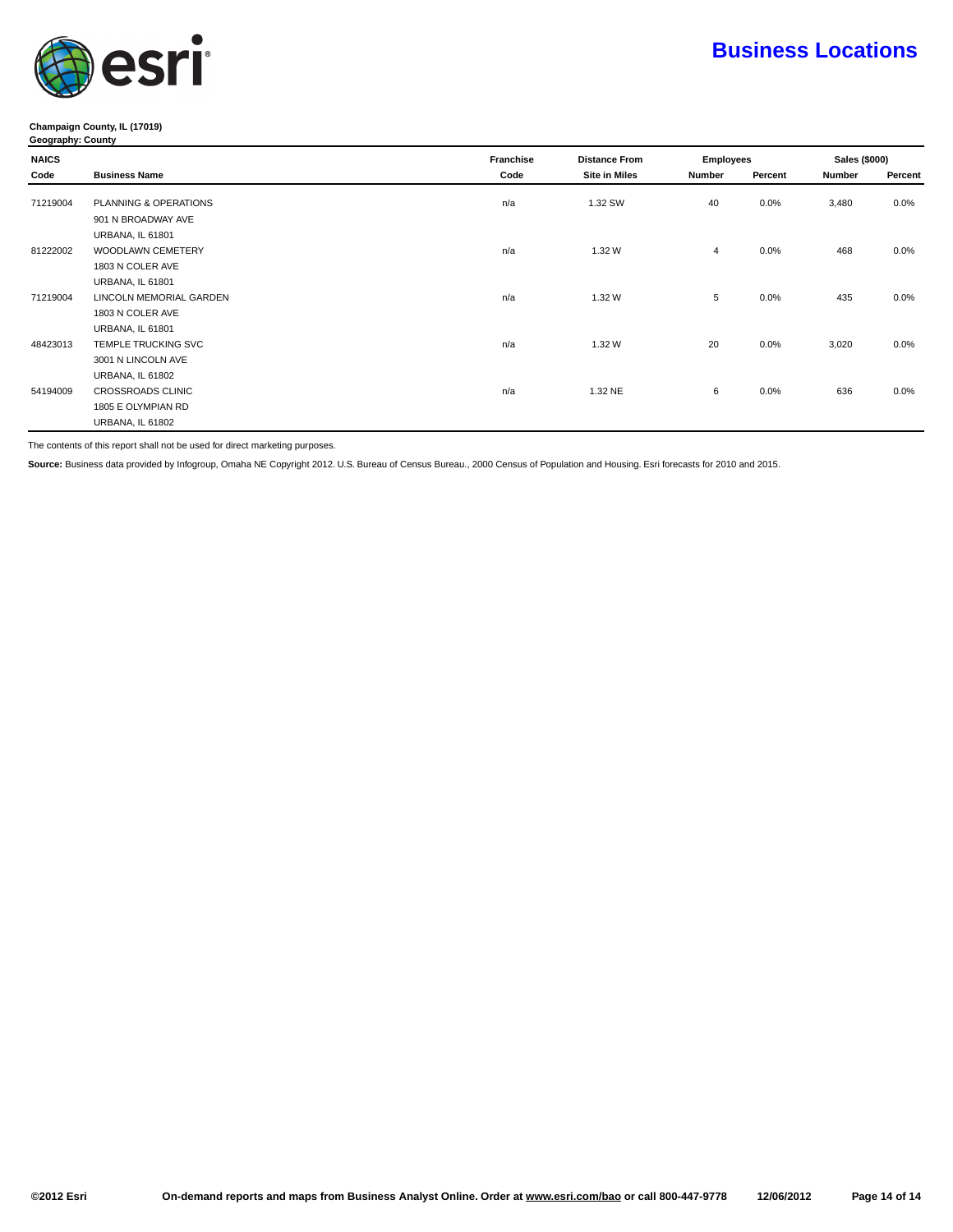# Business Locations

**Champaign County, IL (17019)**
**Geography: County**

| NAICS Code | Business Name | Franchise Code | Distance From Site in Miles | Employees Number | Employees Percent | Sales ($000) Number | Sales ($000) Percent |
|---|---|---|---|---|---|---|---|
| 71219004 | PLANNING & OPERATIONS<br>901 N BROADWAY AVE<br>URBANA, IL 61801 | n/a | 1.32 SW | 40 | 0.0% | 3,480 | 0.0% |
| 81222002 | WOODLAWN CEMETERY<br>1803 N COLER AVE<br>URBANA, IL 61801 | n/a | 1.32 W | 4 | 0.0% | 468 | 0.0% |
| 71219004 | LINCOLN MEMORIAL GARDEN<br>1803 N COLER AVE<br>URBANA, IL 61801 | n/a | 1.32 W | 5 | 0.0% | 435 | 0.0% |
| 48423013 | TEMPLE TRUCKING SVC<br>3001 N LINCOLN AVE<br>URBANA, IL 61802 | n/a | 1.32 W | 20 | 0.0% | 3,020 | 0.0% |
| 54194009 | CROSSROADS CLINIC<br>1805 E OLYMPIAN RD<br>URBANA, IL 61802 | n/a | 1.32 NE | 6 | 0.0% | 636 | 0.0% |

The contents of this report shall not be used for direct marketing purposes.

**Source:** Business data provided by Infogroup, Omaha NE Copyright 2012. U.S. Bureau of Census Bureau., 2000 Census of Population and Housing. Esri forecasts for 2010 and 2015.

©2012 Esri — On-demand reports and maps from Business Analyst Online. Order at www.esri.com/bao or call 800-447-9778 — 12/06/2012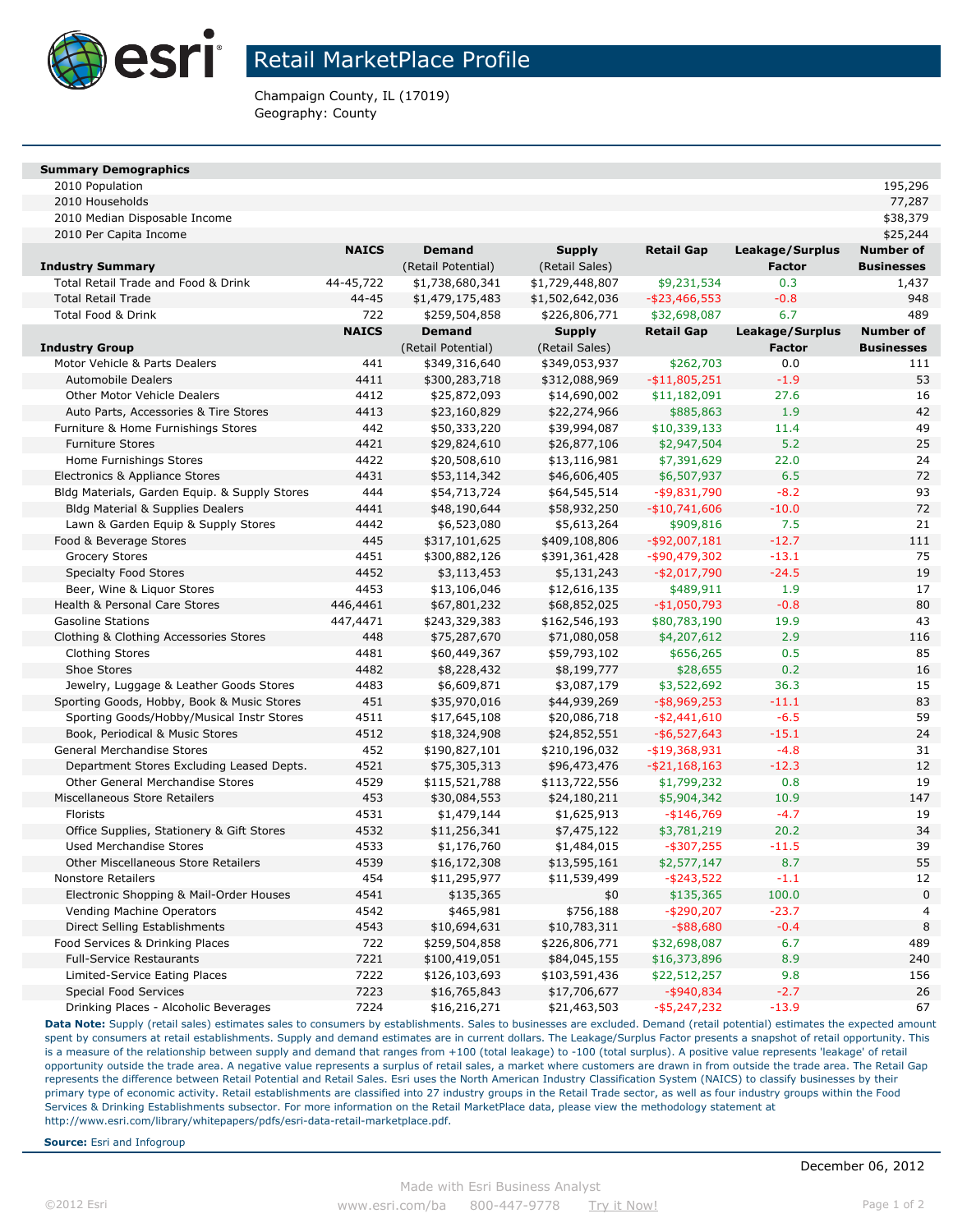# Retail MarketPlace Profile

Champaign County, IL (17019)
Geography: County

| **Summary Demographics** | | | | | | |
|---|---|---|---|---|---|---|
| 2010 Population | | | | | | 195,296 |
| 2010 Households | | | | | | 77,287 |
| 2010 Median Disposable Income | | | | | | $38,379 |
| 2010 Per Capita Income | | | | | | $25,244 |

| **Industry Summary** | **NAICS** | **Demand** (Retail Potential) | **Supply** (Retail Sales) | **Retail Gap** | **Leakage/Surplus Factor** | **Number of Businesses** |
|---|---|---|---|---|---|---|
| Total Retail Trade and Food & Drink | 44-45,722 | $1,738,680,341 | $1,729,448,807 | $9,231,534 | 0.3 | 1,437 |
| Total Retail Trade | 44-45 | $1,479,175,483 | $1,502,642,036 | -$23,466,553 | -0.8 | 948 |
| Total Food & Drink | 722 | $259,504,858 | $226,806,771 | $32,698,087 | 6.7 | 489 |

| **Industry Group** | **NAICS** | **Demand** (Retail Potential) | **Supply** (Retail Sales) | **Retail Gap** | **Leakage/Surplus Factor** | **Number of Businesses** |
|---|---|---|---|---|---|---|
| Motor Vehicle & Parts Dealers | 441 | $349,316,640 | $349,053,937 | $262,703 | 0.0 | 111 |
| Automobile Dealers | 4411 | $300,283,718 | $312,088,969 | -$11,805,251 | -1.9 | 53 |
| Other Motor Vehicle Dealers | 4412 | $25,872,093 | $14,690,002 | $11,182,091 | 27.6 | 16 |
| Auto Parts, Accessories & Tire Stores | 4413 | $23,160,829 | $22,274,966 | $885,863 | 1.9 | 42 |
| Furniture & Home Furnishings Stores | 442 | $50,333,220 | $39,994,087 | $10,339,133 | 11.4 | 49 |
| Furniture Stores | 4421 | $29,824,610 | $26,877,106 | $2,947,504 | 5.2 | 25 |
| Home Furnishings Stores | 4422 | $20,508,610 | $13,116,981 | $7,391,629 | 22.0 | 24 |
| Electronics & Appliance Stores | 4431 | $53,114,342 | $46,606,405 | $6,507,937 | 6.5 | 72 |
| Bldg Materials, Garden Equip. & Supply Stores | 444 | $54,713,724 | $64,545,514 | -$9,831,790 | -8.2 | 93 |
| Bldg Material & Supplies Dealers | 4441 | $48,190,644 | $58,932,250 | -$10,741,606 | -10.0 | 72 |
| Lawn & Garden Equip & Supply Stores | 4442 | $6,523,080 | $5,613,264 | $909,816 | 7.5 | 21 |
| Food & Beverage Stores | 445 | $317,101,625 | $409,108,806 | -$92,007,181 | -12.7 | 111 |
| Grocery Stores | 4451 | $300,882,126 | $391,361,428 | -$90,479,302 | -13.1 | 75 |
| Specialty Food Stores | 4452 | $3,113,453 | $5,131,243 | -$2,017,790 | -24.5 | 19 |
| Beer, Wine & Liquor Stores | 4453 | $13,106,046 | $12,616,135 | $489,911 | 1.9 | 17 |
| Health & Personal Care Stores | 446,4461 | $67,801,232 | $68,852,025 | -$1,050,793 | -0.8 | 80 |
| Gasoline Stations | 447,4471 | $243,329,383 | $162,546,193 | $80,783,190 | 19.9 | 43 |
| Clothing & Clothing Accessories Stores | 448 | $75,287,670 | $71,080,058 | $4,207,612 | 2.9 | 116 |
| Clothing Stores | 4481 | $60,449,367 | $59,793,102 | $656,265 | 0.5 | 85 |
| Shoe Stores | 4482 | $8,228,432 | $8,199,777 | $28,655 | 0.2 | 16 |
| Jewelry, Luggage & Leather Goods Stores | 4483 | $6,609,871 | $3,087,179 | $3,522,692 | 36.3 | 15 |
| Sporting Goods, Hobby, Book & Music Stores | 451 | $35,970,016 | $44,939,269 | -$8,969,253 | -11.1 | 83 |
| Sporting Goods/Hobby/Musical Instr Stores | 4511 | $17,645,108 | $20,086,718 | -$2,441,610 | -6.5 | 59 |
| Book, Periodical & Music Stores | 4512 | $18,324,908 | $24,852,551 | -$6,527,643 | -15.1 | 24 |
| General Merchandise Stores | 452 | $190,827,101 | $210,196,032 | -$19,368,931 | -4.8 | 31 |
| Department Stores Excluding Leased Depts. | 4521 | $75,305,313 | $96,473,476 | -$21,168,163 | -12.3 | 12 |
| Other General Merchandise Stores | 4529 | $115,521,788 | $113,722,556 | $1,799,232 | 0.8 | 19 |
| Miscellaneous Store Retailers | 453 | $30,084,553 | $24,180,211 | $5,904,342 | 10.9 | 147 |
| Florists | 4531 | $1,479,144 | $1,625,913 | -$146,769 | -4.7 | 19 |
| Office Supplies, Stationery & Gift Stores | 4532 | $11,256,341 | $7,475,122 | $3,781,219 | 20.2 | 34 |
| Used Merchandise Stores | 4533 | $1,176,760 | $1,484,015 | -$307,255 | -11.5 | 39 |
| Other Miscellaneous Store Retailers | 4539 | $16,172,308 | $13,595,161 | $2,577,147 | 8.7 | 55 |
| Nonstore Retailers | 454 | $11,295,977 | $11,539,499 | -$243,522 | -1.1 | 12 |
| Electronic Shopping & Mail-Order Houses | 4541 | $135,365 | $0 | $135,365 | 100.0 | 0 |
| Vending Machine Operators | 4542 | $465,981 | $756,188 | -$290,207 | -23.7 | 4 |
| Direct Selling Establishments | 4543 | $10,694,631 | $10,783,311 | -$88,680 | -0.4 | 8 |
| Food Services & Drinking Places | 722 | $259,504,858 | $226,806,771 | $32,698,087 | 6.7 | 489 |
| Full-Service Restaurants | 7221 | $100,419,051 | $84,045,155 | $16,373,896 | 8.9 | 240 |
| Limited-Service Eating Places | 7222 | $126,103,693 | $103,591,436 | $22,512,257 | 9.8 | 156 |
| Special Food Services | 7223 | $16,765,843 | $17,706,677 | -$940,834 | -2.7 | 26 |
| Drinking Places - Alcoholic Beverages | 7224 | $16,216,271 | $21,463,503 | -$5,247,232 | -13.9 | 67 |

**Data Note:** Supply (retail sales) estimates sales to consumers by establishments. Sales to businesses are excluded. Demand (retail potential) estimates the expected amount spent by consumers at retail establishments. Supply and demand estimates are in current dollars. The Leakage/Surplus Factor presents a snapshot of retail opportunity. This is a measure of the relationship between supply and demand that ranges from +100 (total leakage) to -100 (total surplus). A positive value represents 'leakage' of retail opportunity outside the trade area. A negative value represents a surplus of retail sales, a market where customers are drawn in from outside the trade area. The Retail Gap represents the difference between Retail Potential and Retail Sales. Esri uses the North American Industry Classification System (NAICS) to classify businesses by their primary type of economic activity. Retail establishments are classified into 27 industry groups in the Retail Trade sector, as well as four industry groups within the Food Services & Drinking Establishments subsector. For more information on the Retail MarketPlace data, please view the methodology statement at http://www.esri.com/library/whitepapers/pdfs/esri-data-retail-marketplace.pdf.

**Source:** Esri and Infogroup

December 06, 2012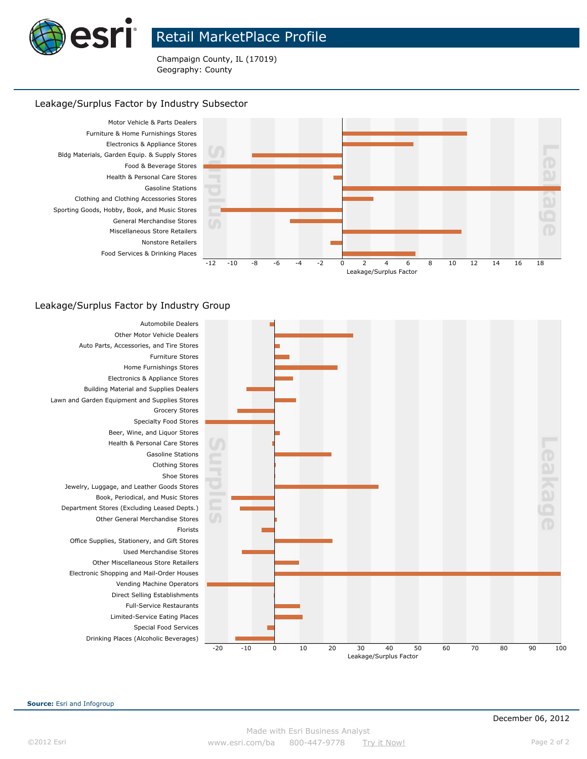# Retail MarketPlace Profile

Champaign County, IL (17019)
Geography: County

## Leakage/Surplus Factor by Industry Subsector

Motor Vehicle & Parts Dealers
Furniture & Home Furnishings Stores
Electronics & Appliance Stores
Bldg Materials, Garden Equip. & Supply Stores
Food & Beverage Stores
Health & Personal Care Stores
Gasoline Stations
Clothing and Clothing Accessories Stores
Sporting Goods, Hobby, Book, and Music Stores
General Merchandise Stores
Miscellaneous Store Retailers
Nonstore Retailers
Food Services & Drinking Places

Surplus | Leakage

-12 -10 -8 -6 -4 -2 0 2 4 6 8 10 12 14 16 18

Leakage/Surplus Factor

## Leakage/Surplus Factor by Industry Group

Automobile Dealers
Other Motor Vehicle Dealers
Auto Parts, Accessories, and Tire Stores
Furniture Stores
Home Furnishings Stores
Electronics & Appliance Stores
Building Material and Supplies Dealers
Lawn and Garden Equipment and Supplies Stores
Grocery Stores
Specialty Food Stores
Beer, Wine, and Liquor Stores
Health & Personal Care Stores
Gasoline Stations
Clothing Stores
Shoe Stores
Jewelry, Luggage, and Leather Goods Stores
Book, Periodical, and Music Stores
Department Stores (Excluding Leased Depts.)
Other General Merchandise Stores
Florists
Office Supplies, Stationery, and Gift Stores
Used Merchandise Stores
Other Miscellaneous Store Retailers
Electronic Shopping and Mail-Order Houses
Vending Machine Operators
Direct Selling Establishments
Full-Service Restaurants
Limited-Service Eating Places
Special Food Services
Drinking Places (Alcoholic Beverages)

Surplus | Leakage

-20 -10 0 10 20 30 40 50 60 70 80 90 100

Leakage/Surplus Factor

**Source:** Esri and Infogroup

December 06, 2012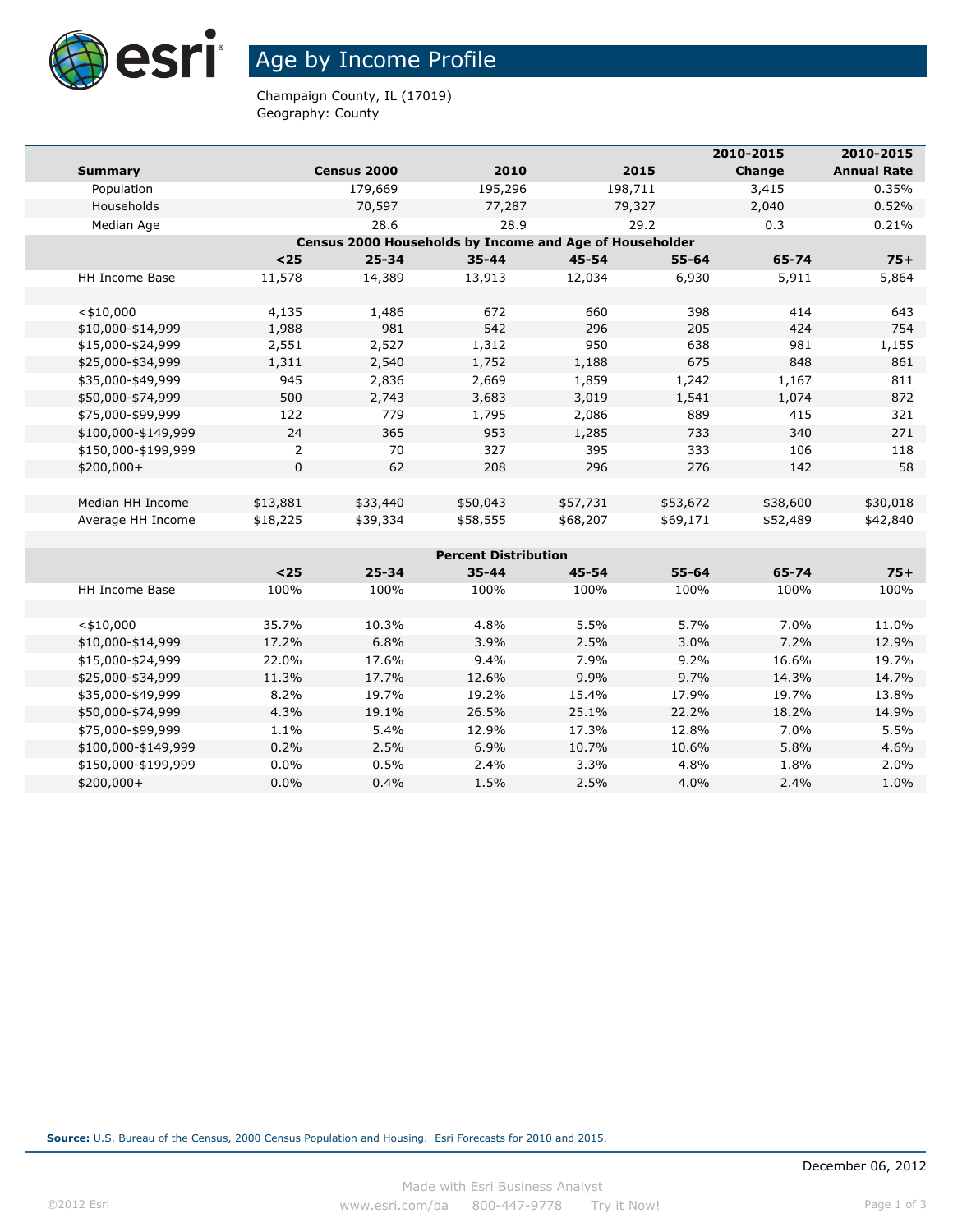# Age by Income Profile

Champaign County, IL (17019)
Geography: County

| Summary | Census 2000 | 2010 | 2015 | 2010-2015 Change | 2010-2015 Annual Rate |
|---|---|---|---|---|---|
| Population | 179,669 | 195,296 | 198,711 | 3,415 | 0.35% |
| Households | 70,597 | 77,287 | 79,327 | 2,040 | 0.52% |
| Median Age | 28.6 | 28.9 | 29.2 | 0.3 | 0.21% |

**Census 2000 Households by Income and Age of Householder**

| | <25 | 25-34 | 35-44 | 45-54 | 55-64 | 65-74 | 75+ |
|---|---|---|---|---|---|---|---|
| HH Income Base | 11,578 | 14,389 | 13,913 | 12,034 | 6,930 | 5,911 | 5,864 |
| | | | | | | | |
| <$10,000 | 4,135 | 1,486 | 672 | 660 | 398 | 414 | 643 |
| $10,000-$14,999 | 1,988 | 981 | 542 | 296 | 205 | 424 | 754 |
| $15,000-$24,999 | 2,551 | 2,527 | 1,312 | 950 | 638 | 981 | 1,155 |
| $25,000-$34,999 | 1,311 | 2,540 | 1,752 | 1,188 | 675 | 848 | 861 |
| $35,000-$49,999 | 945 | 2,836 | 2,669 | 1,859 | 1,242 | 1,167 | 811 |
| $50,000-$74,999 | 500 | 2,743 | 3,683 | 3,019 | 1,541 | 1,074 | 872 |
| $75,000-$99,999 | 122 | 779 | 1,795 | 2,086 | 889 | 415 | 321 |
| $100,000-$149,999 | 24 | 365 | 953 | 1,285 | 733 | 340 | 271 |
| $150,000-$199,999 | 2 | 70 | 327 | 395 | 333 | 106 | 118 |
| $200,000+ | 0 | 62 | 208 | 296 | 276 | 142 | 58 |
| | | | | | | | |
| Median HH Income | $13,881 | $33,440 | $50,043 | $57,731 | $53,672 | $38,600 | $30,018 |
| Average HH Income | $18,225 | $39,334 | $58,555 | $68,207 | $69,171 | $52,489 | $42,840 |

**Percent Distribution**

| | <25 | 25-34 | 35-44 | 45-54 | 55-64 | 65-74 | 75+ |
|---|---|---|---|---|---|---|---|
| HH Income Base | 100% | 100% | 100% | 100% | 100% | 100% | 100% |
| | | | | | | | |
| <$10,000 | 35.7% | 10.3% | 4.8% | 5.5% | 5.7% | 7.0% | 11.0% |
| $10,000-$14,999 | 17.2% | 6.8% | 3.9% | 2.5% | 3.0% | 7.2% | 12.9% |
| $15,000-$24,999 | 22.0% | 17.6% | 9.4% | 7.9% | 9.2% | 16.6% | 19.7% |
| $25,000-$34,999 | 11.3% | 17.7% | 12.6% | 9.9% | 9.7% | 14.3% | 14.7% |
| $35,000-$49,999 | 8.2% | 19.7% | 19.2% | 15.4% | 17.9% | 19.7% | 13.8% |
| $50,000-$74,999 | 4.3% | 19.1% | 26.5% | 25.1% | 22.2% | 18.2% | 14.9% |
| $75,000-$99,999 | 1.1% | 5.4% | 12.9% | 17.3% | 12.8% | 7.0% | 5.5% |
| $100,000-$149,999 | 0.2% | 2.5% | 6.9% | 10.7% | 10.6% | 5.8% | 4.6% |
| $150,000-$199,999 | 0.0% | 0.5% | 2.4% | 3.3% | 4.8% | 1.8% | 2.0% |
| $200,000+ | 0.0% | 0.4% | 1.5% | 2.5% | 4.0% | 2.4% | 1.0% |

**Source:** U.S. Bureau of the Census, 2000 Census Population and Housing. Esri Forecasts for 2010 and 2015.

December 06, 2012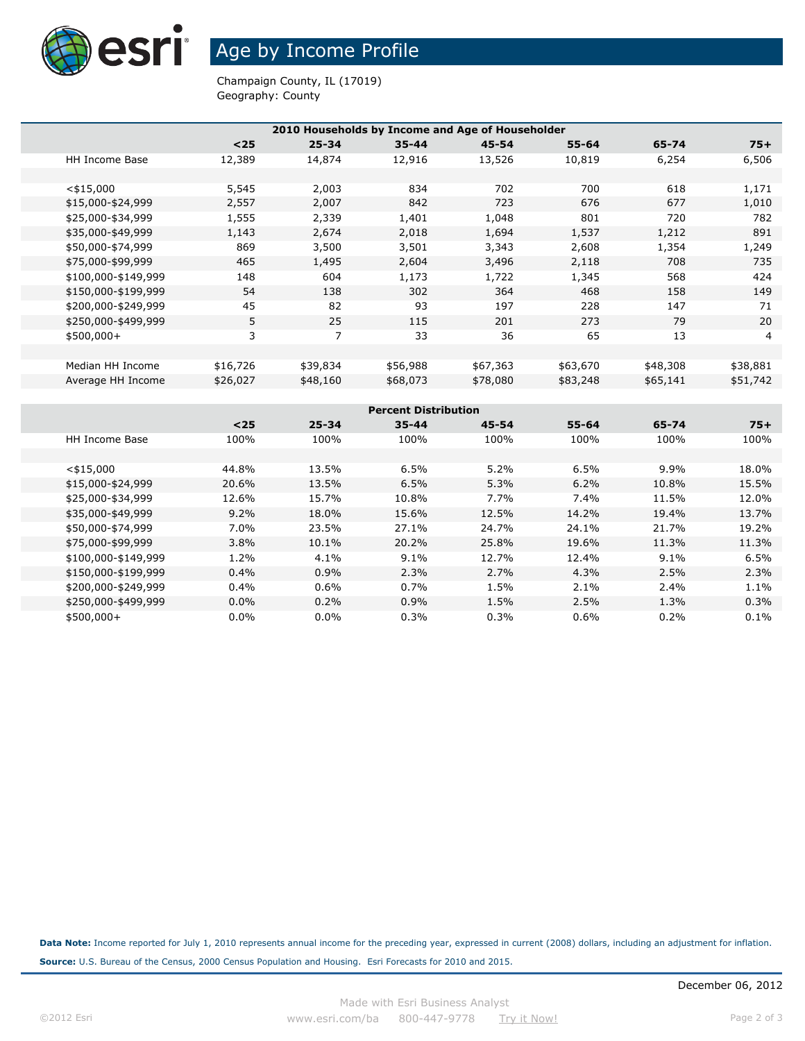# Age by Income Profile

Champaign County, IL (17019)
Geography: County

| 2010 Households by Income and Age of Householder | | | | | | | |
|---|---|---|---|---|---|---|---|
| | **<25** | **25-34** | **35-44** | **45-54** | **55-64** | **65-74** | **75+** |
| HH Income Base | 12,389 | 14,874 | 12,916 | 13,526 | 10,819 | 6,254 | 6,506 |
| | | | | | | | |
| <$15,000 | 5,545 | 2,003 | 834 | 702 | 700 | 618 | 1,171 |
| $15,000-$24,999 | 2,557 | 2,007 | 842 | 723 | 676 | 677 | 1,010 |
| $25,000-$34,999 | 1,555 | 2,339 | 1,401 | 1,048 | 801 | 720 | 782 |
| $35,000-$49,999 | 1,143 | 2,674 | 2,018 | 1,694 | 1,537 | 1,212 | 891 |
| $50,000-$74,999 | 869 | 3,500 | 3,501 | 3,343 | 2,608 | 1,354 | 1,249 |
| $75,000-$99,999 | 465 | 1,495 | 2,604 | 3,496 | 2,118 | 708 | 735 |
| $100,000-$149,999 | 148 | 604 | 1,173 | 1,722 | 1,345 | 568 | 424 |
| $150,000-$199,999 | 54 | 138 | 302 | 364 | 468 | 158 | 149 |
| $200,000-$249,999 | 45 | 82 | 93 | 197 | 228 | 147 | 71 |
| $250,000-$499,999 | 5 | 25 | 115 | 201 | 273 | 79 | 20 |
| $500,000+ | 3 | 7 | 33 | 36 | 65 | 13 | 4 |
| | | | | | | | |
| Median HH Income | $16,726 | $39,834 | $56,988 | $67,363 | $63,670 | $48,308 | $38,881 |
| Average HH Income | $26,027 | $48,160 | $68,073 | $78,080 | $83,248 | $65,141 | $51,742 |

| Percent Distribution | | | | | | | |
|---|---|---|---|---|---|---|---|
| | **<25** | **25-34** | **35-44** | **45-54** | **55-64** | **65-74** | **75+** |
| HH Income Base | 100% | 100% | 100% | 100% | 100% | 100% | 100% |
| | | | | | | | |
| <$15,000 | 44.8% | 13.5% | 6.5% | 5.2% | 6.5% | 9.9% | 18.0% |
| $15,000-$24,999 | 20.6% | 13.5% | 6.5% | 5.3% | 6.2% | 10.8% | 15.5% |
| $25,000-$34,999 | 12.6% | 15.7% | 10.8% | 7.7% | 7.4% | 11.5% | 12.0% |
| $35,000-$49,999 | 9.2% | 18.0% | 15.6% | 12.5% | 14.2% | 19.4% | 13.7% |
| $50,000-$74,999 | 7.0% | 23.5% | 27.1% | 24.7% | 24.1% | 21.7% | 19.2% |
| $75,000-$99,999 | 3.8% | 10.1% | 20.2% | 25.8% | 19.6% | 11.3% | 11.3% |
| $100,000-$149,999 | 1.2% | 4.1% | 9.1% | 12.7% | 12.4% | 9.1% | 6.5% |
| $150,000-$199,999 | 0.4% | 0.9% | 2.3% | 2.7% | 4.3% | 2.5% | 2.3% |
| $200,000-$249,999 | 0.4% | 0.6% | 0.7% | 1.5% | 2.1% | 2.4% | 1.1% |
| $250,000-$499,999 | 0.0% | 0.2% | 0.9% | 1.5% | 2.5% | 1.3% | 0.3% |
| $500,000+ | 0.0% | 0.0% | 0.3% | 0.3% | 0.6% | 0.2% | 0.1% |

**Data Note:** Income reported for July 1, 2010 represents annual income for the preceding year, expressed in current (2008) dollars, including an adjustment for inflation.

**Source:** U.S. Bureau of the Census, 2000 Census Population and Housing. Esri Forecasts for 2010 and 2015.

December 06, 2012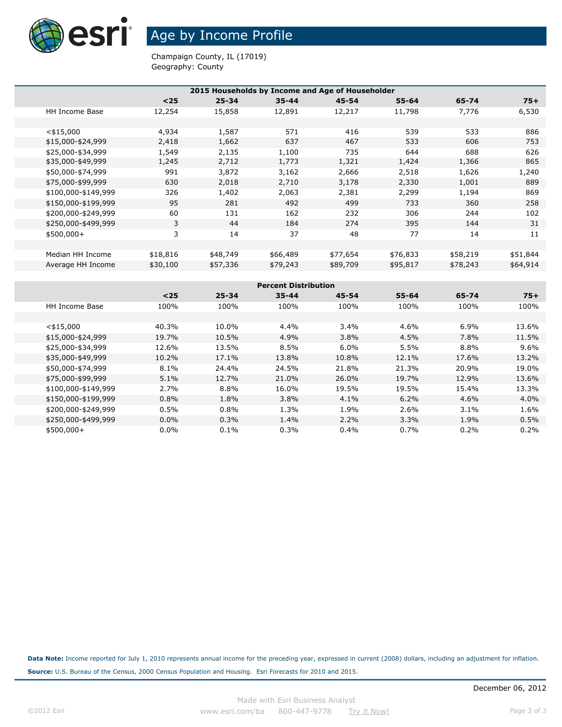# Age by Income Profile

Champaign County, IL (17019)
Geography: County

| 2015 Households by Income and Age of Householder | | | | | | | |
|---|---|---|---|---|---|---|---|
| | **<25** | **25-34** | **35-44** | **45-54** | **55-64** | **65-74** | **75+** |
| HH Income Base | 12,254 | 15,858 | 12,891 | 12,217 | 11,798 | 7,776 | 6,530 |
| | | | | | | | |
| <$15,000 | 4,934 | 1,587 | 571 | 416 | 539 | 533 | 886 |
| $15,000-$24,999 | 2,418 | 1,662 | 637 | 467 | 533 | 606 | 753 |
| $25,000-$34,999 | 1,549 | 2,135 | 1,100 | 735 | 644 | 688 | 626 |
| $35,000-$49,999 | 1,245 | 2,712 | 1,773 | 1,321 | 1,424 | 1,366 | 865 |
| $50,000-$74,999 | 991 | 3,872 | 3,162 | 2,666 | 2,518 | 1,626 | 1,240 |
| $75,000-$99,999 | 630 | 2,018 | 2,710 | 3,178 | 2,330 | 1,001 | 889 |
| $100,000-$149,999 | 326 | 1,402 | 2,063 | 2,381 | 2,299 | 1,194 | 869 |
| $150,000-$199,999 | 95 | 281 | 492 | 499 | 733 | 360 | 258 |
| $200,000-$249,999 | 60 | 131 | 162 | 232 | 306 | 244 | 102 |
| $250,000-$499,999 | 3 | 44 | 184 | 274 | 395 | 144 | 31 |
| $500,000+ | 3 | 14 | 37 | 48 | 77 | 14 | 11 |
| | | | | | | | |
| Median HH Income | $18,816 | $48,749 | $66,489 | $77,654 | $76,833 | $58,219 | $51,844 |
| Average HH Income | $30,100 | $57,336 | $79,243 | $89,709 | $95,817 | $78,243 | $64,914 |

| Percent Distribution | | | | | | | |
|---|---|---|---|---|---|---|---|
| | **<25** | **25-34** | **35-44** | **45-54** | **55-64** | **65-74** | **75+** |
| HH Income Base | 100% | 100% | 100% | 100% | 100% | 100% | 100% |
| | | | | | | | |
| <$15,000 | 40.3% | 10.0% | 4.4% | 3.4% | 4.6% | 6.9% | 13.6% |
| $15,000-$24,999 | 19.7% | 10.5% | 4.9% | 3.8% | 4.5% | 7.8% | 11.5% |
| $25,000-$34,999 | 12.6% | 13.5% | 8.5% | 6.0% | 5.5% | 8.8% | 9.6% |
| $35,000-$49,999 | 10.2% | 17.1% | 13.8% | 10.8% | 12.1% | 17.6% | 13.2% |
| $50,000-$74,999 | 8.1% | 24.4% | 24.5% | 21.8% | 21.3% | 20.9% | 19.0% |
| $75,000-$99,999 | 5.1% | 12.7% | 21.0% | 26.0% | 19.7% | 12.9% | 13.6% |
| $100,000-$149,999 | 2.7% | 8.8% | 16.0% | 19.5% | 19.5% | 15.4% | 13.3% |
| $150,000-$199,999 | 0.8% | 1.8% | 3.8% | 4.1% | 6.2% | 4.6% | 4.0% |
| $200,000-$249,999 | 0.5% | 0.8% | 1.3% | 1.9% | 2.6% | 3.1% | 1.6% |
| $250,000-$499,999 | 0.0% | 0.3% | 1.4% | 2.2% | 3.3% | 1.9% | 0.5% |
| $500,000+ | 0.0% | 0.1% | 0.3% | 0.4% | 0.7% | 0.2% | 0.2% |

**Data Note:** Income reported for July 1, 2010 represents annual income for the preceding year, expressed in current (2008) dollars, including an adjustment for inflation.

**Source:** U.S. Bureau of the Census, 2000 Census Population and Housing. Esri Forecasts for 2010 and 2015.

December 06, 2012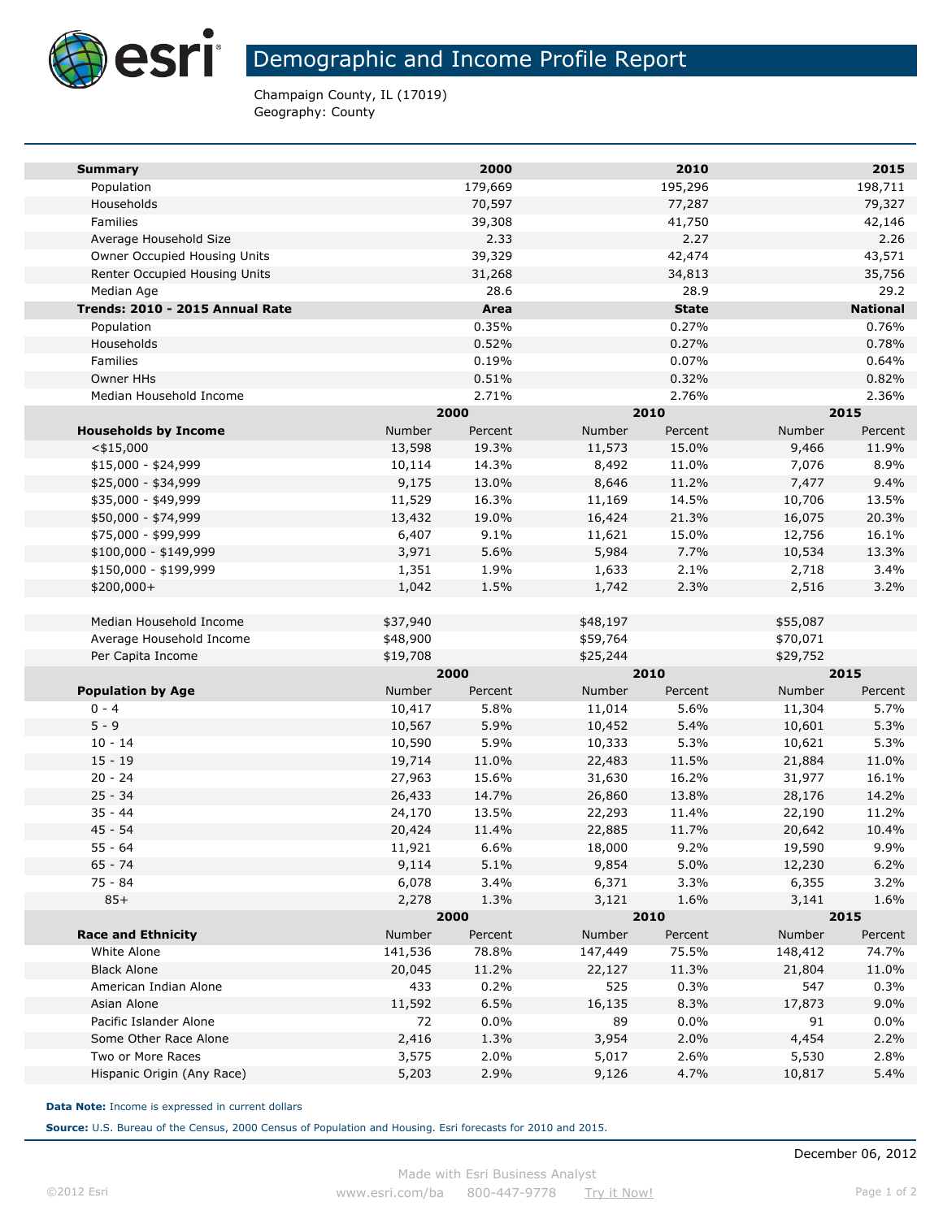# Demographic and Income Profile Report

Champaign County, IL (17019)
Geography: County

| Summary | 2000 | 2010 | 2015 |
|---|---|---|---|
| Population | 179,669 | 195,296 | 198,711 |
| Households | 70,597 | 77,287 | 79,327 |
| Families | 39,308 | 41,750 | 42,146 |
| Average Household Size | 2.33 | 2.27 | 2.26 |
| Owner Occupied Housing Units | 39,329 | 42,474 | 43,571 |
| Renter Occupied Housing Units | 31,268 | 34,813 | 35,756 |
| Median Age | 28.6 | 28.9 | 29.2 |

| Trends: 2010 - 2015 Annual Rate | Area | State | National |
|---|---|---|---|
| Population | 0.35% | 0.27% | 0.76% |
| Households | 0.52% | 0.27% | 0.78% |
| Families | 0.19% | 0.07% | 0.64% |
| Owner HHs | 0.51% | 0.32% | 0.82% |
| Median Household Income | 2.71% | 2.76% | 2.36% |

| | 2000 | | 2010 | | 2015 | |
|---|---|---|---|---|---|---|
| **Households by Income** | Number | Percent | Number | Percent | Number | Percent |
| <$15,000 | 13,598 | 19.3% | 11,573 | 15.0% | 9,466 | 11.9% |
| $15,000 - $24,999 | 10,114 | 14.3% | 8,492 | 11.0% | 7,076 | 8.9% |
| $25,000 - $34,999 | 9,175 | 13.0% | 8,646 | 11.2% | 7,477 | 9.4% |
| $35,000 - $49,999 | 11,529 | 16.3% | 11,169 | 14.5% | 10,706 | 13.5% |
| $50,000 - $74,999 | 13,432 | 19.0% | 16,424 | 21.3% | 16,075 | 20.3% |
| $75,000 - $99,999 | 6,407 | 9.1% | 11,621 | 15.0% | 12,756 | 16.1% |
| $100,000 - $149,999 | 3,971 | 5.6% | 5,984 | 7.7% | 10,534 | 13.3% |
| $150,000 - $199,999 | 1,351 | 1.9% | 1,633 | 2.1% | 2,718 | 3.4% |
| $200,000+ | 1,042 | 1.5% | 1,742 | 2.3% | 2,516 | 3.2% |
| | | | | | | |
| Median Household Income | $37,940 | | $48,197 | | $55,087 | |
| Average Household Income | $48,900 | | $59,764 | | $70,071 | |
| Per Capita Income | $19,708 | | $25,244 | | $29,752 | |

| | 2000 | | 2010 | | 2015 | |
|---|---|---|---|---|---|---|
| **Population by Age** | Number | Percent | Number | Percent | Number | Percent |
| 0 - 4 | 10,417 | 5.8% | 11,014 | 5.6% | 11,304 | 5.7% |
| 5 - 9 | 10,567 | 5.9% | 10,452 | 5.4% | 10,601 | 5.3% |
| 10 - 14 | 10,590 | 5.9% | 10,333 | 5.3% | 10,621 | 5.3% |
| 15 - 19 | 19,714 | 11.0% | 22,483 | 11.5% | 21,884 | 11.0% |
| 20 - 24 | 27,963 | 15.6% | 31,630 | 16.2% | 31,977 | 16.1% |
| 25 - 34 | 26,433 | 14.7% | 26,860 | 13.8% | 28,176 | 14.2% |
| 35 - 44 | 24,170 | 13.5% | 22,293 | 11.4% | 22,190 | 11.2% |
| 45 - 54 | 20,424 | 11.4% | 22,885 | 11.7% | 20,642 | 10.4% |
| 55 - 64 | 11,921 | 6.6% | 18,000 | 9.2% | 19,590 | 9.9% |
| 65 - 74 | 9,114 | 5.1% | 9,854 | 5.0% | 12,230 | 6.2% |
| 75 - 84 | 6,078 | 3.4% | 6,371 | 3.3% | 6,355 | 3.2% |
| 85+ | 2,278 | 1.3% | 3,121 | 1.6% | 3,141 | 1.6% |

| | 2000 | | 2010 | | 2015 | |
|---|---|---|---|---|---|---|
| **Race and Ethnicity** | Number | Percent | Number | Percent | Number | Percent |
| White Alone | 141,536 | 78.8% | 147,449 | 75.5% | 148,412 | 74.7% |
| Black Alone | 20,045 | 11.2% | 22,127 | 11.3% | 21,804 | 11.0% |
| American Indian Alone | 433 | 0.2% | 525 | 0.3% | 547 | 0.3% |
| Asian Alone | 11,592 | 6.5% | 16,135 | 8.3% | 17,873 | 9.0% |
| Pacific Islander Alone | 72 | 0.0% | 89 | 0.0% | 91 | 0.0% |
| Some Other Race Alone | 2,416 | 1.3% | 3,954 | 2.0% | 4,454 | 2.2% |
| Two or More Races | 3,575 | 2.0% | 5,017 | 2.6% | 5,530 | 2.8% |
| Hispanic Origin (Any Race) | 5,203 | 2.9% | 9,126 | 4.7% | 10,817 | 5.4% |

**Data Note:** Income is expressed in current dollars

**Source:** U.S. Bureau of the Census, 2000 Census of Population and Housing. Esri forecasts for 2010 and 2015.

December 06, 2012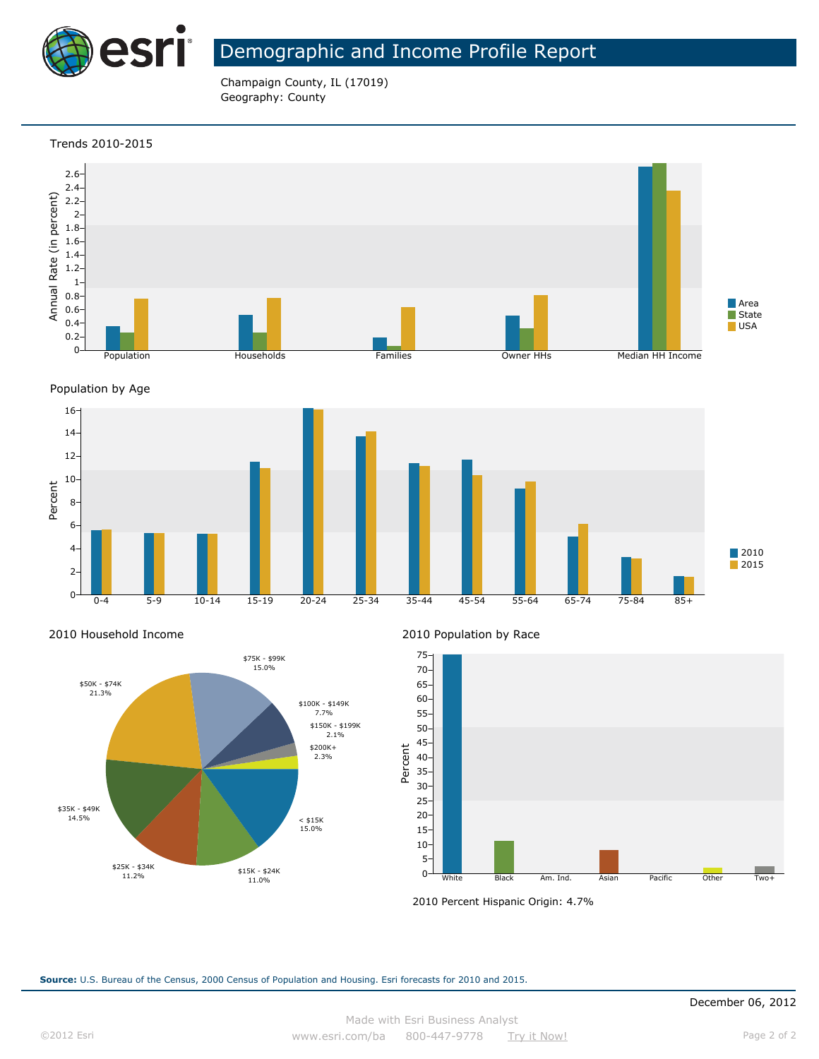# Demographic and Income Profile Report

Champaign County, IL (17019)
Geography: County

## Trends 2010-2015

## Population by Age

## 2010 Household Income

| Income | Percent |
| --- | --- |
| < $15K | 15.0% |
| $15K - $24K | 11.0% |
| $25K - $34K | 11.2% |
| $35K - $49K | 14.5% |
| $50K - $74K | 21.3% |
| $75K - $99K | 15.0% |
| $100K - $149K | 7.7% |
| $150K - $199K | 2.1% |
| $200K+ | 2.3% |

## 2010 Population by Race

2010 Percent Hispanic Origin: 4.7%

**Source:** U.S. Bureau of the Census, 2000 Census of Population and Housing. Esri forecasts for 2010 and 2015.

December 06, 2012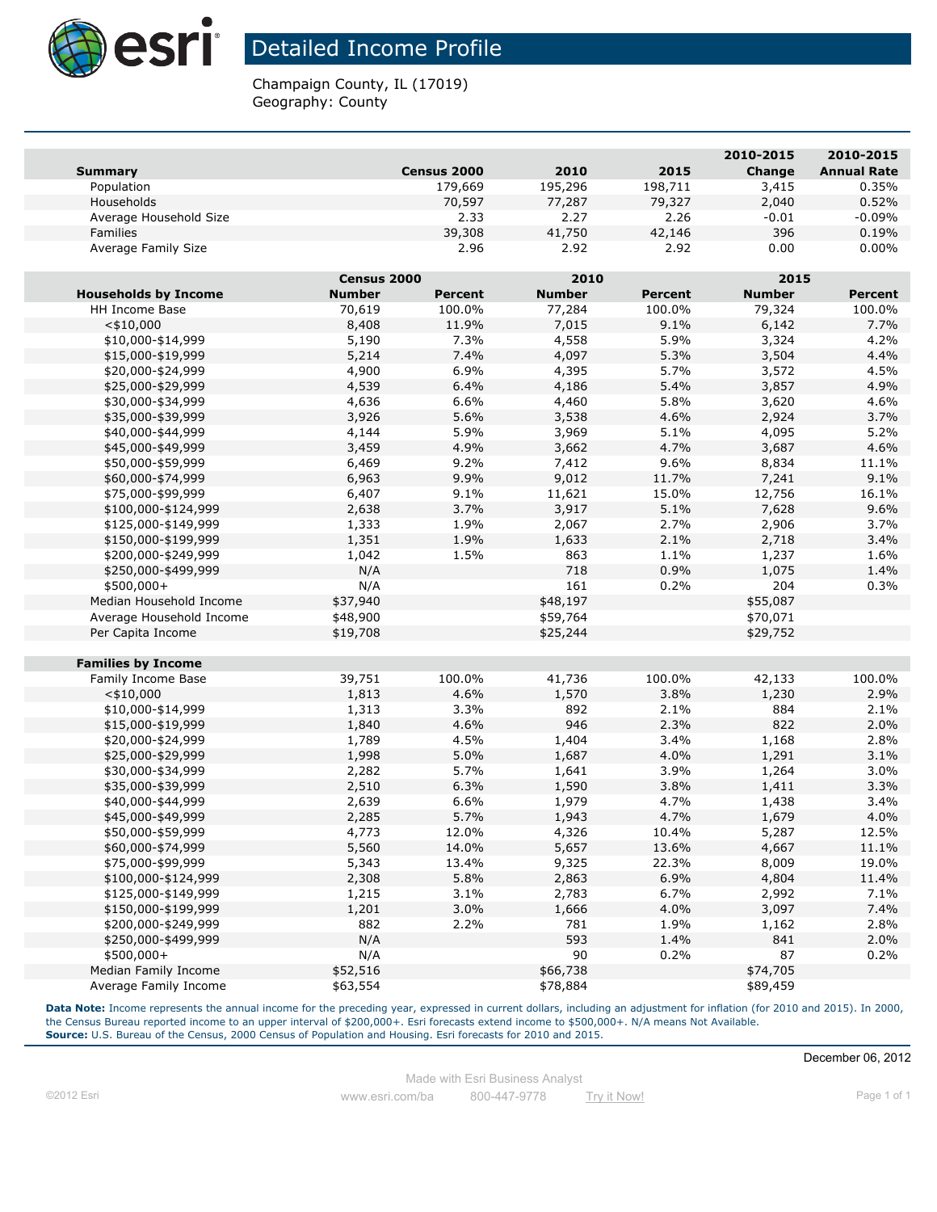# Detailed Income Profile

Champaign County, IL (17019)
Geography: County

| Summary | Census 2000 | 2010 | 2015 | 2010-2015 Change | 2010-2015 Annual Rate |
|---|---|---|---|---|---|
| Population | 179,669 | 195,296 | 198,711 | 3,415 | 0.35% |
| Households | 70,597 | 77,287 | 79,327 | 2,040 | 0.52% |
| Average Household Size | 2.33 | 2.27 | 2.26 | -0.01 | -0.09% |
| Families | 39,308 | 41,750 | 42,146 | 396 | 0.19% |
| Average Family Size | 2.96 | 2.92 | 2.92 | 0.00 | 0.00% |

| | Census 2000 | | 2010 | | 2015 | |
|---|---|---|---|---|---|---|
| **Households by Income** | **Number** | **Percent** | **Number** | **Percent** | **Number** | **Percent** |
| HH Income Base | 70,619 | 100.0% | 77,284 | 100.0% | 79,324 | 100.0% |
| <$10,000 | 8,408 | 11.9% | 7,015 | 9.1% | 6,142 | 7.7% |
| $10,000-$14,999 | 5,190 | 7.3% | 4,558 | 5.9% | 3,324 | 4.2% |
| $15,000-$19,999 | 5,214 | 7.4% | 4,097 | 5.3% | 3,504 | 4.4% |
| $20,000-$24,999 | 4,900 | 6.9% | 4,395 | 5.7% | 3,572 | 4.5% |
| $25,000-$29,999 | 4,539 | 6.4% | 4,186 | 5.4% | 3,857 | 4.9% |
| $30,000-$34,999 | 4,636 | 6.6% | 4,460 | 5.8% | 3,620 | 4.6% |
| $35,000-$39,999 | 3,926 | 5.6% | 3,538 | 4.6% | 2,924 | 3.7% |
| $40,000-$44,999 | 4,144 | 5.9% | 3,969 | 5.1% | 4,095 | 5.2% |
| $45,000-$49,999 | 3,459 | 4.9% | 3,662 | 4.7% | 3,687 | 4.6% |
| $50,000-$59,999 | 6,469 | 9.2% | 7,412 | 9.6% | 8,834 | 11.1% |
| $60,000-$74,999 | 6,963 | 9.9% | 9,012 | 11.7% | 7,241 | 9.1% |
| $75,000-$99,999 | 6,407 | 9.1% | 11,621 | 15.0% | 12,756 | 16.1% |
| $100,000-$124,999 | 2,638 | 3.7% | 3,917 | 5.1% | 7,628 | 9.6% |
| $125,000-$149,999 | 1,333 | 1.9% | 2,067 | 2.7% | 2,906 | 3.7% |
| $150,000-$199,999 | 1,351 | 1.9% | 1,633 | 2.1% | 2,718 | 3.4% |
| $200,000-$249,999 | 1,042 | 1.5% | 863 | 1.1% | 1,237 | 1.6% |
| $250,000-$499,999 | N/A | | 718 | 0.9% | 1,075 | 1.4% |
| $500,000+ | N/A | | 161 | 0.2% | 204 | 0.3% |
| Median Household Income | $37,940 | | $48,197 | | $55,087 | |
| Average Household Income | $48,900 | | $59,764 | | $70,071 | |
| Per Capita Income | $19,708 | | $25,244 | | $29,752 | |
| **Families by Income** | | | | | | |
| Family Income Base | 39,751 | 100.0% | 41,736 | 100.0% | 42,133 | 100.0% |
| <$10,000 | 1,813 | 4.6% | 1,570 | 3.8% | 1,230 | 2.9% |
| $10,000-$14,999 | 1,313 | 3.3% | 892 | 2.1% | 884 | 2.1% |
| $15,000-$19,999 | 1,840 | 4.6% | 946 | 2.3% | 822 | 2.0% |
| $20,000-$24,999 | 1,789 | 4.5% | 1,404 | 3.4% | 1,168 | 2.8% |
| $25,000-$29,999 | 1,998 | 5.0% | 1,687 | 4.0% | 1,291 | 3.1% |
| $30,000-$34,999 | 2,282 | 5.7% | 1,641 | 3.9% | 1,264 | 3.0% |
| $35,000-$39,999 | 2,510 | 6.3% | 1,590 | 3.8% | 1,411 | 3.3% |
| $40,000-$44,999 | 2,639 | 6.6% | 1,979 | 4.7% | 1,438 | 3.4% |
| $45,000-$49,999 | 2,285 | 5.7% | 1,943 | 4.7% | 1,679 | 4.0% |
| $50,000-$59,999 | 4,773 | 12.0% | 4,326 | 10.4% | 5,287 | 12.5% |
| $60,000-$74,999 | 5,560 | 14.0% | 5,657 | 13.6% | 4,667 | 11.1% |
| $75,000-$99,999 | 5,343 | 13.4% | 9,325 | 22.3% | 8,009 | 19.0% |
| $100,000-$124,999 | 2,308 | 5.8% | 2,863 | 6.9% | 4,804 | 11.4% |
| $125,000-$149,999 | 1,215 | 3.1% | 2,783 | 6.7% | 2,992 | 7.1% |
| $150,000-$199,999 | 1,201 | 3.0% | 1,666 | 4.0% | 3,097 | 7.4% |
| $200,000-$249,999 | 882 | 2.2% | 781 | 1.9% | 1,162 | 2.8% |
| $250,000-$499,999 | N/A | | 593 | 1.4% | 841 | 2.0% |
| $500,000+ | N/A | | 90 | 0.2% | 87 | 0.2% |
| Median Family Income | $52,516 | | $66,738 | | $74,705 | |
| Average Family Income | $63,554 | | $78,884 | | $89,459 | |

**Data Note:** Income represents the annual income for the preceding year, expressed in current dollars, including an adjustment for inflation (for 2010 and 2015). In 2000, the Census Bureau reported income to an upper interval of $200,000+. Esri forecasts extend income to $500,000+. N/A means Not Available.
**Source:** U.S. Bureau of the Census, 2000 Census of Population and Housing. Esri forecasts for 2010 and 2015.

December 06, 2012

Made with Esri Business Analyst

©2012 Esri www.esri.com/ba 800-447-9778 Try it Now!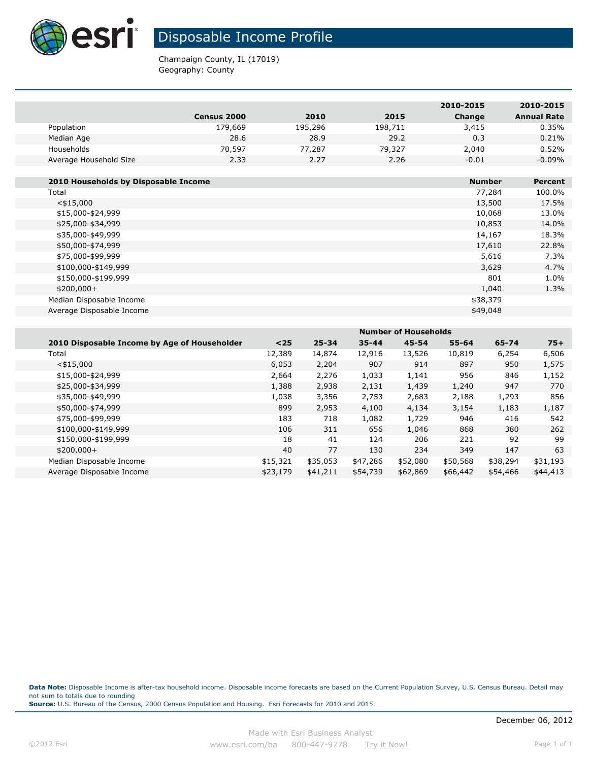# Disposable Income Profile

Champaign County, IL (17019)
Geography: County

| | Census 2000 | 2010 | 2015 | 2010-2015 Change | 2010-2015 Annual Rate |
|---|---|---|---|---|---|
| Population | 179,669 | 195,296 | 198,711 | 3,415 | 0.35% |
| Median Age | 28.6 | 28.9 | 29.2 | 0.3 | 0.21% |
| Households | 70,597 | 77,287 | 79,327 | 2,040 | 0.52% |
| Average Household Size | 2.33 | 2.27 | 2.26 | -0.01 | -0.09% |

| 2010 Households by Disposable Income | Number | Percent |
|---|---|---|
| Total | 77,284 | 100.0% |
| <$15,000 | 13,500 | 17.5% |
| $15,000-$24,999 | 10,068 | 13.0% |
| $25,000-$34,999 | 10,853 | 14.0% |
| $35,000-$49,999 | 14,167 | 18.3% |
| $50,000-$74,999 | 17,610 | 22.8% |
| $75,000-$99,999 | 5,616 | 7.3% |
| $100,000-$149,999 | 3,629 | 4.7% |
| $150,000-$199,999 | 801 | 1.0% |
| $200,000+ | 1,040 | 1.3% |
| Median Disposable Income | $38,379 | |
| Average Disposable Income | $49,048 | |

| | Number of Households | | | | | | |
|---|---|---|---|---|---|---|---|
| 2010 Disposable Income by Age of Householder | <25 | 25-34 | 35-44 | 45-54 | 55-64 | 65-74 | 75+ |
| Total | 12,389 | 14,874 | 12,916 | 13,526 | 10,819 | 6,254 | 6,506 |
| <$15,000 | 6,053 | 2,204 | 907 | 914 | 897 | 950 | 1,575 |
| $15,000-$24,999 | 2,664 | 2,276 | 1,033 | 1,141 | 956 | 846 | 1,152 |
| $25,000-$34,999 | 1,388 | 2,938 | 2,131 | 1,439 | 1,240 | 947 | 770 |
| $35,000-$49,999 | 1,038 | 3,356 | 2,753 | 2,683 | 2,188 | 1,293 | 856 |
| $50,000-$74,999 | 899 | 2,953 | 4,100 | 4,134 | 3,154 | 1,183 | 1,187 |
| $75,000-$99,999 | 183 | 718 | 1,082 | 1,729 | 946 | 416 | 542 |
| $100,000-$149,999 | 106 | 311 | 656 | 1,046 | 868 | 380 | 262 |
| $150,000-$199,999 | 18 | 41 | 124 | 206 | 221 | 92 | 99 |
| $200,000+ | 40 | 77 | 130 | 234 | 349 | 147 | 63 |
| Median Disposable Income | $15,321 | $35,053 | $47,286 | $52,080 | $50,568 | $38,294 | $31,193 |
| Average Disposable Income | $23,179 | $41,211 | $54,739 | $62,869 | $66,442 | $54,466 | $44,413 |

**Data Note:** Disposable Income is after-tax household income. Disposable income forecasts are based on the Current Population Survey, U.S. Census Bureau. Detail may not sum to totals due to rounding
**Source:** U.S. Bureau of the Census, 2000 Census Population and Housing. Esri Forecasts for 2010 and 2015.

December 06, 2012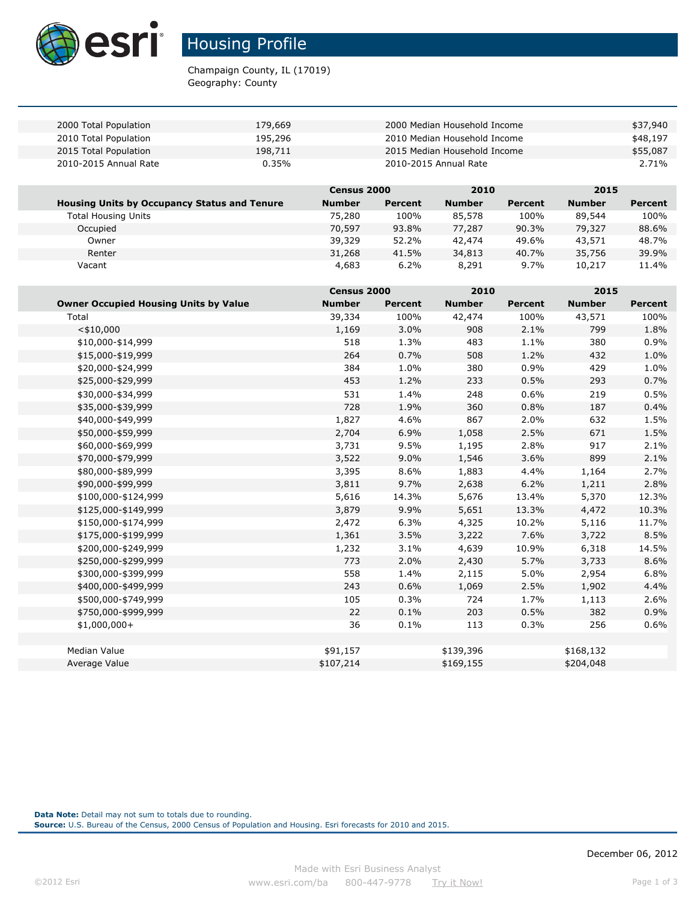# Housing Profile

Champaign County, IL (17019)
Geography: County

| | | | |
|---|---|---|---|
| 2000 Total Population | 179,669 | 2000 Median Household Income | $37,940 |
| 2010 Total Population | 195,296 | 2010 Median Household Income | $48,197 |
| 2015 Total Population | 198,711 | 2015 Median Household Income | $55,087 |
| 2010-2015 Annual Rate | 0.35% | 2010-2015 Annual Rate | 2.71% |

| | Census 2000 | | 2010 | | 2015 | |
|---|---|---|---|---|---|---|
| **Housing Units by Occupancy Status and Tenure** | **Number** | **Percent** | **Number** | **Percent** | **Number** | **Percent** |
| Total Housing Units | 75,280 | 100% | 85,578 | 100% | 89,544 | 100% |
| Occupied | 70,597 | 93.8% | 77,287 | 90.3% | 79,327 | 88.6% |
| Owner | 39,329 | 52.2% | 42,474 | 49.6% | 43,571 | 48.7% |
| Renter | 31,268 | 41.5% | 34,813 | 40.7% | 35,756 | 39.9% |
| Vacant | 4,683 | 6.2% | 8,291 | 9.7% | 10,217 | 11.4% |

| | Census 2000 | | 2010 | | 2015 | |
|---|---|---|---|---|---|---|
| **Owner Occupied Housing Units by Value** | **Number** | **Percent** | **Number** | **Percent** | **Number** | **Percent** |
| Total | 39,334 | 100% | 42,474 | 100% | 43,571 | 100% |
| <$10,000 | 1,169 | 3.0% | 908 | 2.1% | 799 | 1.8% |
| $10,000-$14,999 | 518 | 1.3% | 483 | 1.1% | 380 | 0.9% |
| $15,000-$19,999 | 264 | 0.7% | 508 | 1.2% | 432 | 1.0% |
| $20,000-$24,999 | 384 | 1.0% | 380 | 0.9% | 429 | 1.0% |
| $25,000-$29,999 | 453 | 1.2% | 233 | 0.5% | 293 | 0.7% |
| $30,000-$34,999 | 531 | 1.4% | 248 | 0.6% | 219 | 0.5% |
| $35,000-$39,999 | 728 | 1.9% | 360 | 0.8% | 187 | 0.4% |
| $40,000-$49,999 | 1,827 | 4.6% | 867 | 2.0% | 632 | 1.5% |
| $50,000-$59,999 | 2,704 | 6.9% | 1,058 | 2.5% | 671 | 1.5% |
| $60,000-$69,999 | 3,731 | 9.5% | 1,195 | 2.8% | 917 | 2.1% |
| $70,000-$79,999 | 3,522 | 9.0% | 1,546 | 3.6% | 899 | 2.1% |
| $80,000-$89,999 | 3,395 | 8.6% | 1,883 | 4.4% | 1,164 | 2.7% |
| $90,000-$99,999 | 3,811 | 9.7% | 2,638 | 6.2% | 1,211 | 2.8% |
| $100,000-$124,999 | 5,616 | 14.3% | 5,676 | 13.4% | 5,370 | 12.3% |
| $125,000-$149,999 | 3,879 | 9.9% | 5,651 | 13.3% | 4,472 | 10.3% |
| $150,000-$174,999 | 2,472 | 6.3% | 4,325 | 10.2% | 5,116 | 11.7% |
| $175,000-$199,999 | 1,361 | 3.5% | 3,222 | 7.6% | 3,722 | 8.5% |
| $200,000-$249,999 | 1,232 | 3.1% | 4,639 | 10.9% | 6,318 | 14.5% |
| $250,000-$299,999 | 773 | 2.0% | 2,430 | 5.7% | 3,733 | 8.6% |
| $300,000-$399,999 | 558 | 1.4% | 2,115 | 5.0% | 2,954 | 6.8% |
| $400,000-$499,999 | 243 | 0.6% | 1,069 | 2.5% | 1,902 | 4.4% |
| $500,000-$749,999 | 105 | 0.3% | 724 | 1.7% | 1,113 | 2.6% |
| $750,000-$999,999 | 22 | 0.1% | 203 | 0.5% | 382 | 0.9% |
| $1,000,000+ | 36 | 0.1% | 113 | 0.3% | 256 | 0.6% |
| | | | | | | |
| Median Value | $91,157 | | $139,396 | | $168,132 | |
| Average Value | $107,214 | | $169,155 | | $204,048 | |

**Data Note:** Detail may not sum to totals due to rounding.
**Source:** U.S. Bureau of the Census, 2000 Census of Population and Housing. Esri forecasts for 2010 and 2015.

December 06, 2012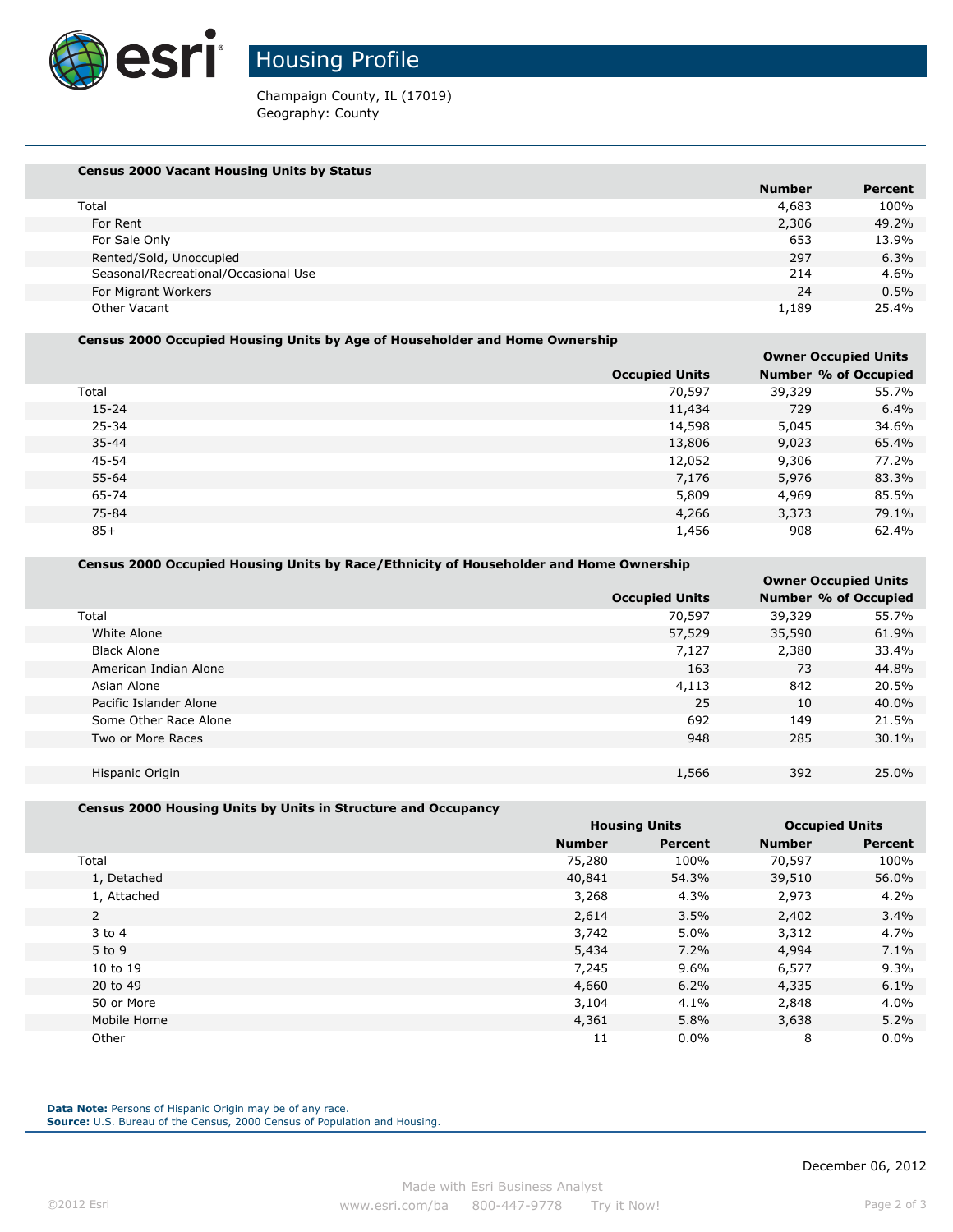# Housing Profile

Champaign County, IL (17019)
Geography: County

### Census 2000 Vacant Housing Units by Status

| | Number | Percent |
|---|---|---|
| Total | 4,683 | 100% |
| For Rent | 2,306 | 49.2% |
| For Sale Only | 653 | 13.9% |
| Rented/Sold, Unoccupied | 297 | 6.3% |
| Seasonal/Recreational/Occasional Use | 214 | 4.6% |
| For Migrant Workers | 24 | 0.5% |
| Other Vacant | 1,189 | 25.4% |

### Census 2000 Occupied Housing Units by Age of Householder and Home Ownership

| | | Owner Occupied Units | |
|---|---|---|---|
| | Occupied Units | Number | % of Occupied |
| Total | 70,597 | 39,329 | 55.7% |
| 15-24 | 11,434 | 729 | 6.4% |
| 25-34 | 14,598 | 5,045 | 34.6% |
| 35-44 | 13,806 | 9,023 | 65.4% |
| 45-54 | 12,052 | 9,306 | 77.2% |
| 55-64 | 7,176 | 5,976 | 83.3% |
| 65-74 | 5,809 | 4,969 | 85.5% |
| 75-84 | 4,266 | 3,373 | 79.1% |
| 85+ | 1,456 | 908 | 62.4% |

### Census 2000 Occupied Housing Units by Race/Ethnicity of Householder and Home Ownership

| | | Owner Occupied Units | |
|---|---|---|---|
| | Occupied Units | Number | % of Occupied |
| Total | 70,597 | 39,329 | 55.7% |
| White Alone | 57,529 | 35,590 | 61.9% |
| Black Alone | 7,127 | 2,380 | 33.4% |
| American Indian Alone | 163 | 73 | 44.8% |
| Asian Alone | 4,113 | 842 | 20.5% |
| Pacific Islander Alone | 25 | 10 | 40.0% |
| Some Other Race Alone | 692 | 149 | 21.5% |
| Two or More Races | 948 | 285 | 30.1% |
| | | | |
| Hispanic Origin | 1,566 | 392 | 25.0% |

### Census 2000 Housing Units by Units in Structure and Occupancy

| | Housing Units | | Occupied Units | |
|---|---|---|---|---|
| | Number | Percent | Number | Percent |
| Total | 75,280 | 100% | 70,597 | 100% |
| 1, Detached | 40,841 | 54.3% | 39,510 | 56.0% |
| 1, Attached | 3,268 | 4.3% | 2,973 | 4.2% |
| 2 | 2,614 | 3.5% | 2,402 | 3.4% |
| 3 to 4 | 3,742 | 5.0% | 3,312 | 4.7% |
| 5 to 9 | 5,434 | 7.2% | 4,994 | 7.1% |
| 10 to 19 | 7,245 | 9.6% | 6,577 | 9.3% |
| 20 to 49 | 4,660 | 6.2% | 4,335 | 6.1% |
| 50 or More | 3,104 | 4.1% | 2,848 | 4.0% |
| Mobile Home | 4,361 | 5.8% | 3,638 | 5.2% |
| Other | 11 | 0.0% | 8 | 0.0% |

**Data Note:** Persons of Hispanic Origin may be of any race.
**Source:** U.S. Bureau of the Census, 2000 Census of Population and Housing.

December 06, 2012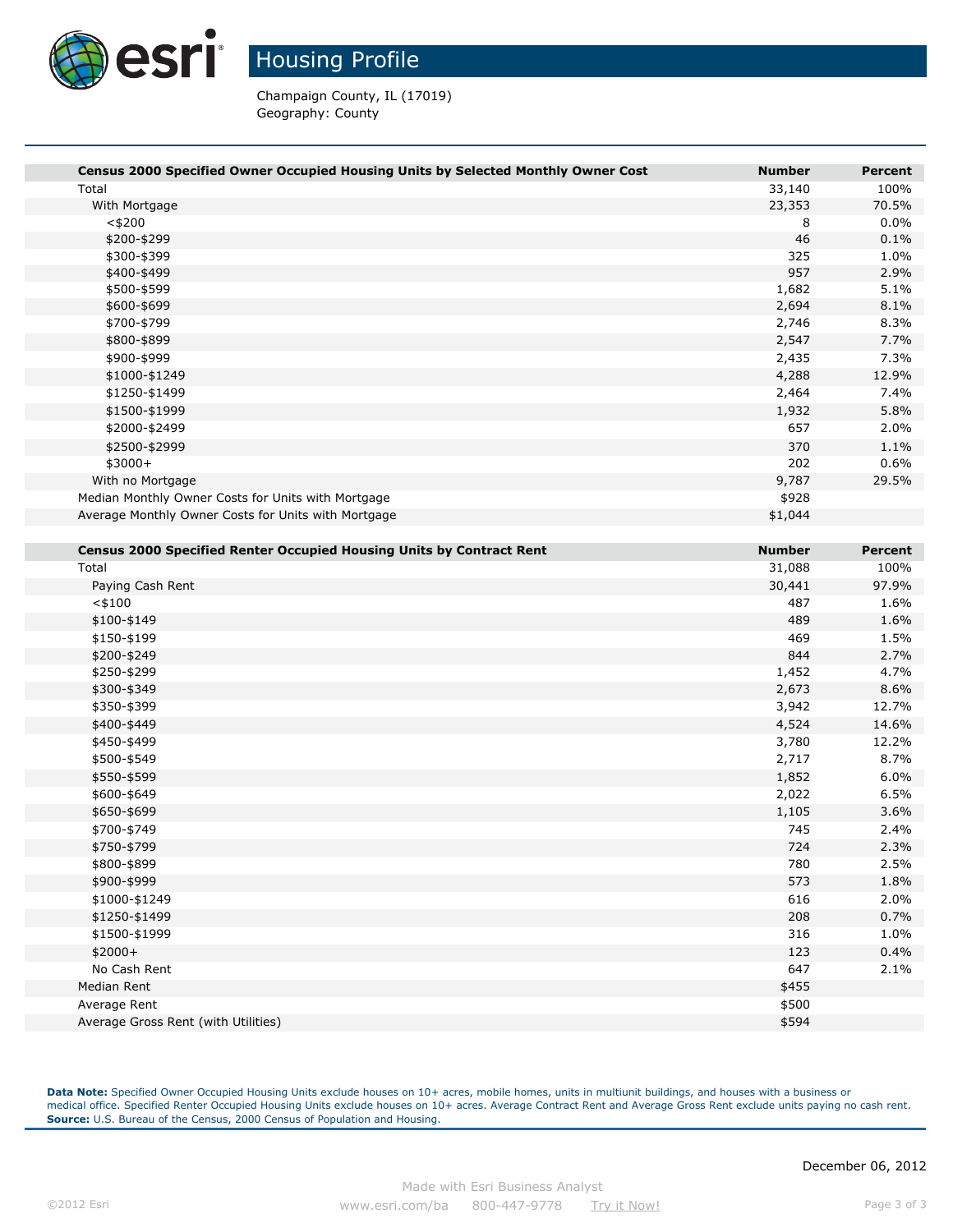# Housing Profile

Champaign County, IL (17019)
Geography: County

| Census 2000 Specified Owner Occupied Housing Units by Selected Monthly Owner Cost | Number | Percent |
|---|---|---|
| Total | 33,140 | 100% |
| With Mortgage | 23,353 | 70.5% |
| <$200 | 8 | 0.0% |
| $200-$299 | 46 | 0.1% |
| $300-$399 | 325 | 1.0% |
| $400-$499 | 957 | 2.9% |
| $500-$599 | 1,682 | 5.1% |
| $600-$699 | 2,694 | 8.1% |
| $700-$799 | 2,746 | 8.3% |
| $800-$899 | 2,547 | 7.7% |
| $900-$999 | 2,435 | 7.3% |
| $1000-$1249 | 4,288 | 12.9% |
| $1250-$1499 | 2,464 | 7.4% |
| $1500-$1999 | 1,932 | 5.8% |
| $2000-$2499 | 657 | 2.0% |
| $2500-$2999 | 370 | 1.1% |
| $3000+ | 202 | 0.6% |
| With no Mortgage | 9,787 | 29.5% |
| Median Monthly Owner Costs for Units with Mortgage | $928 | |
| Average Monthly Owner Costs for Units with Mortgage | $1,044 | |

| Census 2000 Specified Renter Occupied Housing Units by Contract Rent | Number | Percent |
|---|---|---|
| Total | 31,088 | 100% |
| Paying Cash Rent | 30,441 | 97.9% |
| <$100 | 487 | 1.6% |
| $100-$149 | 489 | 1.6% |
| $150-$199 | 469 | 1.5% |
| $200-$249 | 844 | 2.7% |
| $250-$299 | 1,452 | 4.7% |
| $300-$349 | 2,673 | 8.6% |
| $350-$399 | 3,942 | 12.7% |
| $400-$449 | 4,524 | 14.6% |
| $450-$499 | 3,780 | 12.2% |
| $500-$549 | 2,717 | 8.7% |
| $550-$599 | 1,852 | 6.0% |
| $600-$649 | 2,022 | 6.5% |
| $650-$699 | 1,105 | 3.6% |
| $700-$749 | 745 | 2.4% |
| $750-$799 | 724 | 2.3% |
| $800-$899 | 780 | 2.5% |
| $900-$999 | 573 | 1.8% |
| $1000-$1249 | 616 | 2.0% |
| $1250-$1499 | 208 | 0.7% |
| $1500-$1999 | 316 | 1.0% |
| $2000+ | 123 | 0.4% |
| No Cash Rent | 647 | 2.1% |
| Median Rent | $455 | |
| Average Rent | $500 | |
| Average Gross Rent (with Utilities) | $594 | |

**Data Note:** Specified Owner Occupied Housing Units exclude houses on 10+ acres, mobile homes, units in multiunit buildings, and houses with a business or medical office. Specified Renter Occupied Housing Units exclude houses on 10+ acres. Average Contract Rent and Average Gross Rent exclude units paying no cash rent.
**Source:** U.S. Bureau of the Census, 2000 Census of Population and Housing.

December 06, 2012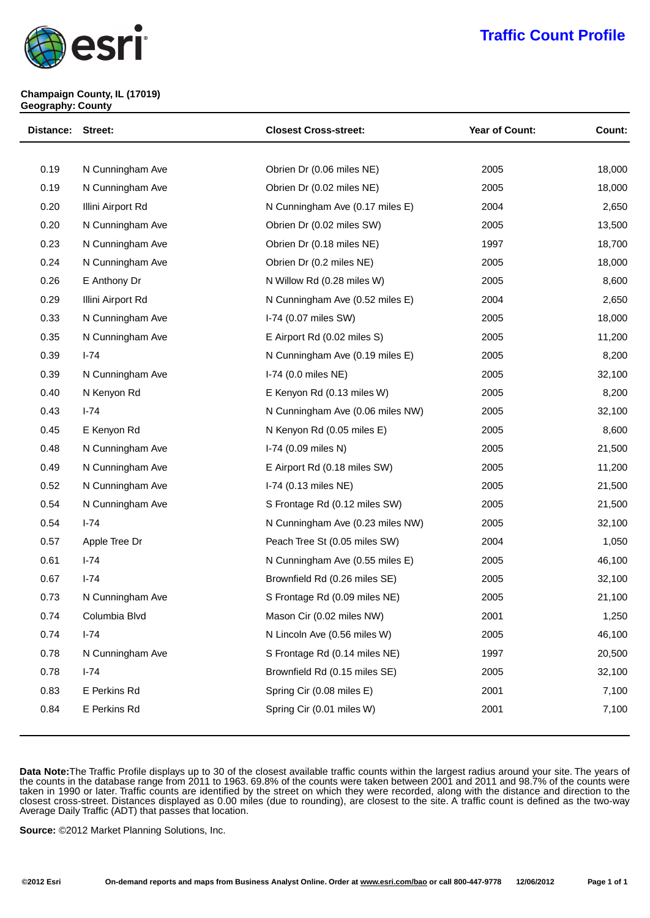# Traffic Count Profile

**Champaign County, IL (17019)**
**Geography: County**

| Distance: | Street: | Closest Cross-street: | Year of Count: | Count: |
|---|---|---|---|---|
| 0.19 | N Cunningham Ave | Obrien Dr (0.06 miles NE) | 2005 | 18,000 |
| 0.19 | N Cunningham Ave | Obrien Dr (0.02 miles NE) | 2005 | 18,000 |
| 0.20 | Illini Airport Rd | N Cunningham Ave (0.17 miles E) | 2004 | 2,650 |
| 0.20 | N Cunningham Ave | Obrien Dr (0.02 miles SW) | 2005 | 13,500 |
| 0.23 | N Cunningham Ave | Obrien Dr (0.18 miles NE) | 1997 | 18,700 |
| 0.24 | N Cunningham Ave | Obrien Dr (0.2 miles NE) | 2005 | 18,000 |
| 0.26 | E Anthony Dr | N Willow Rd (0.28 miles W) | 2005 | 8,600 |
| 0.29 | Illini Airport Rd | N Cunningham Ave (0.52 miles E) | 2004 | 2,650 |
| 0.33 | N Cunningham Ave | I-74 (0.07 miles SW) | 2005 | 18,000 |
| 0.35 | N Cunningham Ave | E Airport Rd (0.02 miles S) | 2005 | 11,200 |
| 0.39 | I-74 | N Cunningham Ave (0.19 miles E) | 2005 | 8,200 |
| 0.39 | N Cunningham Ave | I-74 (0.0 miles NE) | 2005 | 32,100 |
| 0.40 | N Kenyon Rd | E Kenyon Rd (0.13 miles W) | 2005 | 8,200 |
| 0.43 | I-74 | N Cunningham Ave (0.06 miles NW) | 2005 | 32,100 |
| 0.45 | E Kenyon Rd | N Kenyon Rd (0.05 miles E) | 2005 | 8,600 |
| 0.48 | N Cunningham Ave | I-74 (0.09 miles N) | 2005 | 21,500 |
| 0.49 | N Cunningham Ave | E Airport Rd (0.18 miles SW) | 2005 | 11,200 |
| 0.52 | N Cunningham Ave | I-74 (0.13 miles NE) | 2005 | 21,500 |
| 0.54 | N Cunningham Ave | S Frontage Rd (0.12 miles SW) | 2005 | 21,500 |
| 0.54 | I-74 | N Cunningham Ave (0.23 miles NW) | 2005 | 32,100 |
| 0.57 | Apple Tree Dr | Peach Tree St (0.05 miles SW) | 2004 | 1,050 |
| 0.61 | I-74 | N Cunningham Ave (0.55 miles E) | 2005 | 46,100 |
| 0.67 | I-74 | Brownfield Rd (0.26 miles SE) | 2005 | 32,100 |
| 0.73 | N Cunningham Ave | S Frontage Rd (0.09 miles NE) | 2005 | 21,100 |
| 0.74 | Columbia Blvd | Mason Cir (0.02 miles NW) | 2001 | 1,250 |
| 0.74 | I-74 | N Lincoln Ave (0.56 miles W) | 2005 | 46,100 |
| 0.78 | N Cunningham Ave | S Frontage Rd (0.14 miles NE) | 1997 | 20,500 |
| 0.78 | I-74 | Brownfield Rd (0.15 miles SE) | 2005 | 32,100 |
| 0.83 | E Perkins Rd | Spring Cir (0.08 miles E) | 2001 | 7,100 |
| 0.84 | E Perkins Rd | Spring Cir (0.01 miles W) | 2001 | 7,100 |

**Data Note:** The Traffic Profile displays up to 30 of the closest available traffic counts within the largest radius around your site. The years of the counts in the database range from 2011 to 1963. 69.8% of the counts were taken between 2001 and 2011 and 98.7% of the counts were taken in 1990 or later. Traffic counts are identified by the street on which they were recorded, along with the distance and direction to the closest cross-street. Distances displayed as 0.00 miles (due to rounding), are closest to the site. A traffic count is defined as the two-way Average Daily Traffic (ADT) that passes that location.

**Source:** ©2012 Market Planning Solutions, Inc.